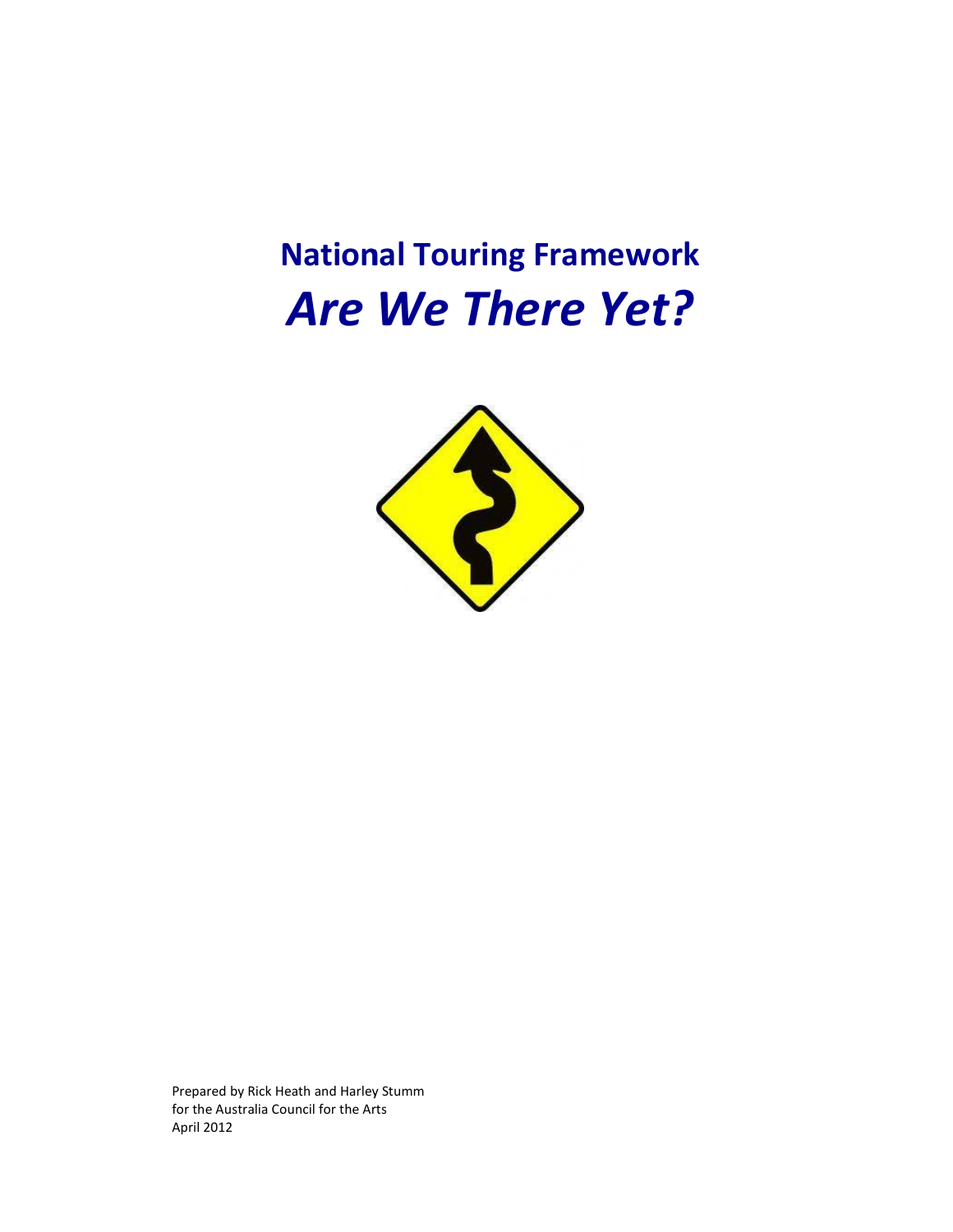# National Touring Framework
# *Are We There Yet?*

Prepared by Rick Heath and Harley Stumm
for the Australia Council for the Arts
April 2012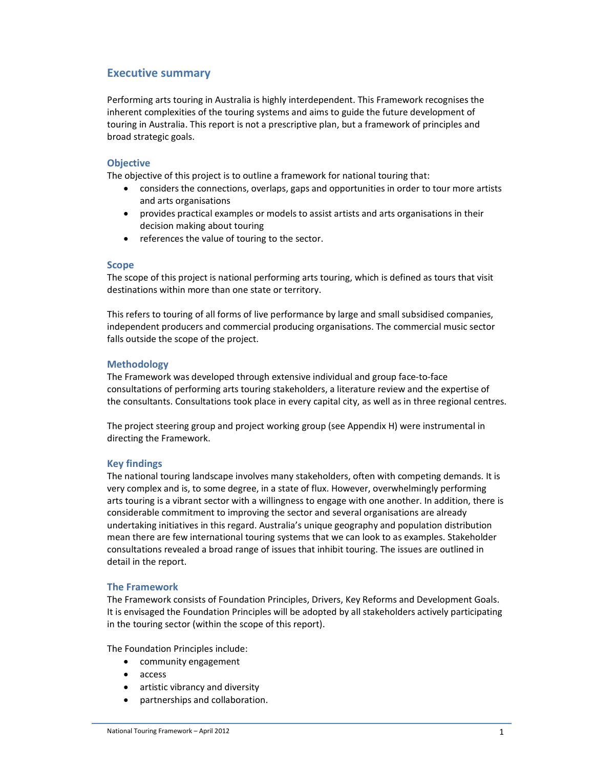# Executive summary

Performing arts touring in Australia is highly interdependent. This Framework recognises the inherent complexities of the touring systems and aims to guide the future development of touring in Australia. This report is not a prescriptive plan, but a framework of principles and broad strategic goals.

## Objective

The objective of this project is to outline a framework for national touring that:

- considers the connections, overlaps, gaps and opportunities in order to tour more artists and arts organisations
- provides practical examples or models to assist artists and arts organisations in their decision making about touring
- references the value of touring to the sector.

## Scope

The scope of this project is national performing arts touring, which is defined as tours that visit destinations within more than one state or territory.

This refers to touring of all forms of live performance by large and small subsidised companies, independent producers and commercial producing organisations. The commercial music sector falls outside the scope of the project.

## Methodology

The Framework was developed through extensive individual and group face-to-face consultations of performing arts touring stakeholders, a literature review and the expertise of the consultants. Consultations took place in every capital city, as well as in three regional centres.

The project steering group and project working group (see Appendix H) were instrumental in directing the Framework.

## Key findings

The national touring landscape involves many stakeholders, often with competing demands. It is very complex and is, to some degree, in a state of flux. However, overwhelmingly performing arts touring is a vibrant sector with a willingness to engage with one another. In addition, there is considerable commitment to improving the sector and several organisations are already undertaking initiatives in this regard. Australia's unique geography and population distribution mean there are few international touring systems that we can look to as examples. Stakeholder consultations revealed a broad range of issues that inhibit touring. The issues are outlined in detail in the report.

## The Framework

The Framework consists of Foundation Principles, Drivers, Key Reforms and Development Goals. It is envisaged the Foundation Principles will be adopted by all stakeholders actively participating in the touring sector (within the scope of this report).

The Foundation Principles include:

- community engagement
- access
- artistic vibrancy and diversity
- partnerships and collaboration.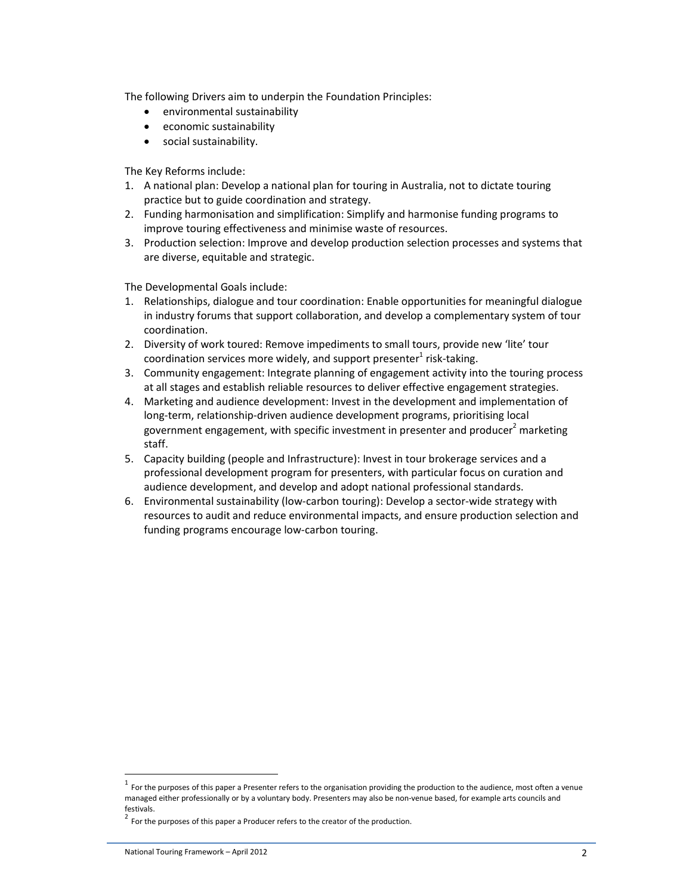The following Drivers aim to underpin the Foundation Principles:

- environmental sustainability
- economic sustainability
- social sustainability.

The Key Reforms include:

1. A national plan: Develop a national plan for touring in Australia, not to dictate touring practice but to guide coordination and strategy.
2. Funding harmonisation and simplification: Simplify and harmonise funding programs to improve touring effectiveness and minimise waste of resources.
3. Production selection: Improve and develop production selection processes and systems that are diverse, equitable and strategic.

The Developmental Goals include:

1. Relationships, dialogue and tour coordination: Enable opportunities for meaningful dialogue in industry forums that support collaboration, and develop a complementary system of tour coordination.
2. Diversity of work toured: Remove impediments to small tours, provide new 'lite' tour coordination services more widely, and support presenter[1] risk-taking.
3. Community engagement: Integrate planning of engagement activity into the touring process at all stages and establish reliable resources to deliver effective engagement strategies.
4. Marketing and audience development: Invest in the development and implementation of long-term, relationship-driven audience development programs, prioritising local government engagement, with specific investment in presenter and producer[2] marketing staff.
5. Capacity building (people and Infrastructure): Invest in tour brokerage services and a professional development program for presenters, with particular focus on curation and audience development, and develop and adopt national professional standards.
6. Environmental sustainability (low-carbon touring): Develop a sector-wide strategy with resources to audit and reduce environmental impacts, and ensure production selection and funding programs encourage low-carbon touring.

---

[1] For the purposes of this paper a Presenter refers to the organisation providing the production to the audience, most often a venue managed either professionally or by a voluntary body. Presenters may also be non-venue based, for example arts councils and festivals.

[2] For the purposes of this paper a Producer refers to the creator of the production.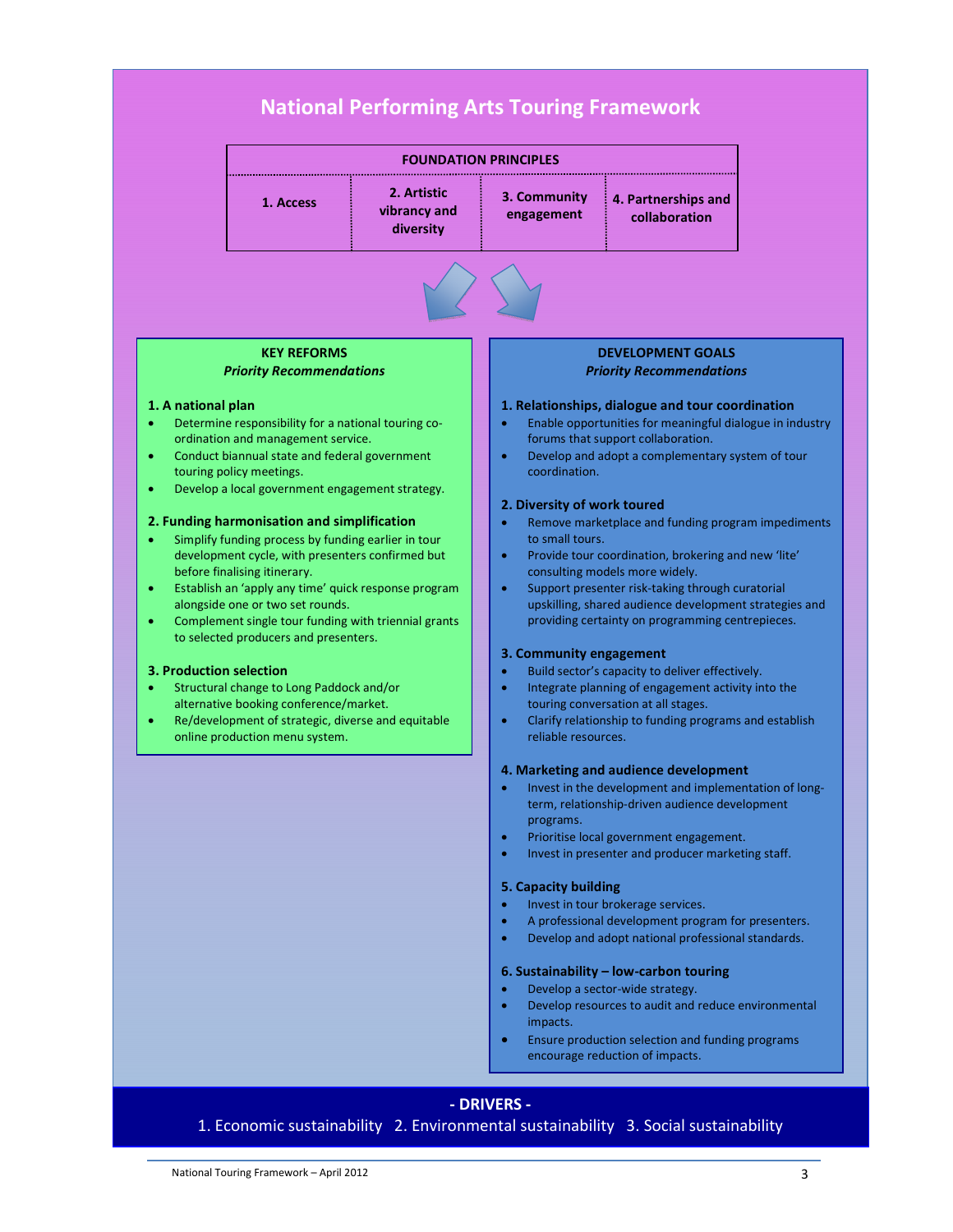# National Performing Arts Touring Framework

| FOUNDATION PRINCIPLES | | | |
|---|---|---|---|
| 1. Access | 2. Artistic vibrancy and diversity | 3. Community engagement | 4. Partnerships and collaboration |

## KEY REFORMS

*Priority Recommendations*

**1. A national plan**

- Determine responsibility for a national touring co-ordination and management service.
- Conduct biannual state and federal government touring policy meetings.
- Develop a local government engagement strategy.

**2. Funding harmonisation and simplification**

- Simplify funding process by funding earlier in tour development cycle, with presenters confirmed but before finalising itinerary.
- Establish an 'apply any time' quick response program alongside one or two set rounds.
- Complement single tour funding with triennial grants to selected producers and presenters.

**3. Production selection**

- Structural change to Long Paddock and/or alternative booking conference/market.
- Re/development of strategic, diverse and equitable online production menu system.

## DEVELOPMENT GOALS

*Priority Recommendations*

**1. Relationships, dialogue and tour coordination**

- Enable opportunities for meaningful dialogue in industry forums that support collaboration.
- Develop and adopt a complementary system of tour coordination.

**2. Diversity of work toured**

- Remove marketplace and funding program impediments to small tours.
- Provide tour coordination, brokering and new 'lite' consulting models more widely.
- Support presenter risk-taking through curatorial upskilling, shared audience development strategies and providing certainty on programming centrepieces.

**3. Community engagement**

- Build sector's capacity to deliver effectively.
- Integrate planning of engagement activity into the touring conversation at all stages.
- Clarify relationship to funding programs and establish reliable resources.

**4. Marketing and audience development**

- Invest in the development and implementation of long-term, relationship-driven audience development programs.
- Prioritise local government engagement.
- Invest in presenter and producer marketing staff.

**5. Capacity building**

- Invest in tour brokerage services.
- A professional development program for presenters.
- Develop and adopt national professional standards.

**6. Sustainability – low-carbon touring**

- Develop a sector-wide strategy.
- Develop resources to audit and reduce environmental impacts.
- Ensure production selection and funding programs encourage reduction of impacts.

## - DRIVERS -

1. Economic sustainability 2. Environmental sustainability 3. Social sustainability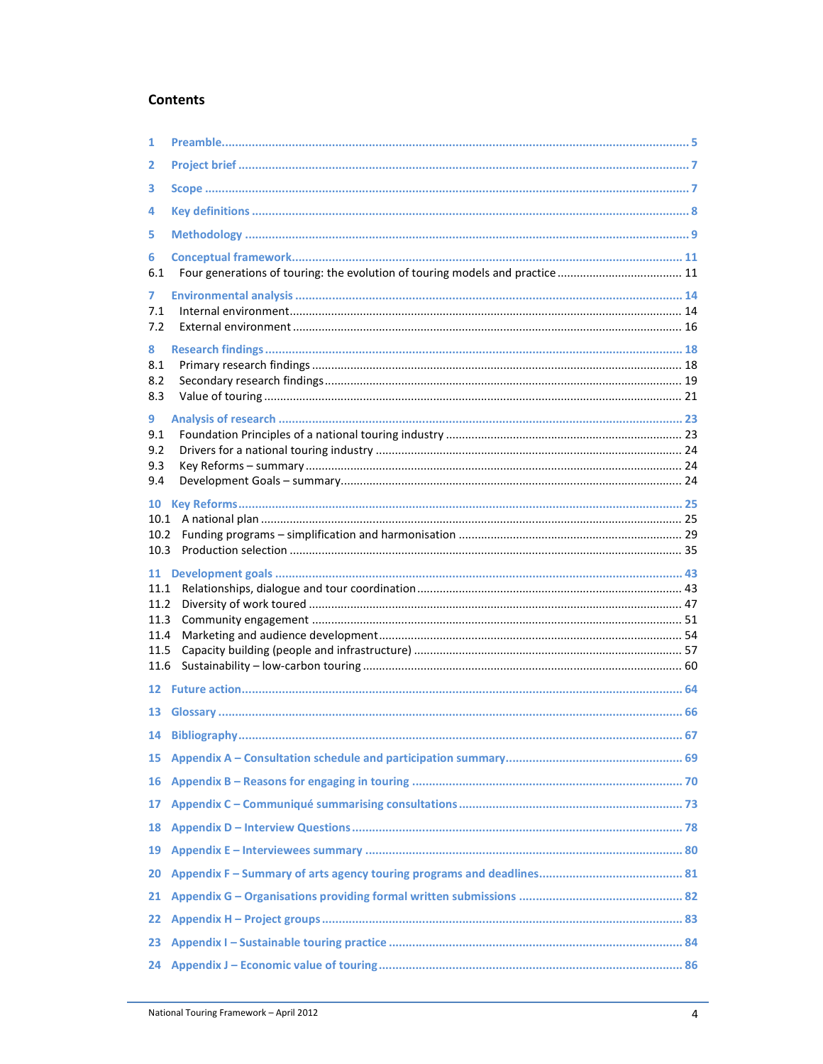## Contents

1 Preamble .......... 5

2 Project brief .......... 7

3 Scope .......... 7

4 Key definitions .......... 8

5 Methodology .......... 9

6 Conceptual framework .......... 11
- 6.1 Four generations of touring: the evolution of touring models and practice .......... 11

7 Environmental analysis .......... 14
- 7.1 Internal environment .......... 14
- 7.2 External environment .......... 16

8 Research findings .......... 18
- 8.1 Primary research findings .......... 18
- 8.2 Secondary research findings .......... 19
- 8.3 Value of touring .......... 21

9 Analysis of research .......... 23
- 9.1 Foundation Principles of a national touring industry .......... 23
- 9.2 Drivers for a national touring industry .......... 24
- 9.3 Key Reforms – summary .......... 24
- 9.4 Development Goals – summary .......... 24

10 Key Reforms .......... 25
- 10.1 A national plan .......... 25
- 10.2 Funding programs – simplification and harmonisation .......... 29
- 10.3 Production selection .......... 35

11 Development goals .......... 43
- 11.1 Relationships, dialogue and tour coordination .......... 43
- 11.2 Diversity of work toured .......... 47
- 11.3 Community engagement .......... 51
- 11.4 Marketing and audience development .......... 54
- 11.5 Capacity building (people and infrastructure) .......... 57
- 11.6 Sustainability – low-carbon touring .......... 60

12 Future action .......... 64

13 Glossary .......... 66

14 Bibliography .......... 67

15 Appendix A – Consultation schedule and participation summary .......... 69

16 Appendix B – Reasons for engaging in touring .......... 70

17 Appendix C – Communiqué summarising consultations .......... 73

18 Appendix D – Interview Questions .......... 78

19 Appendix E – Interviewees summary .......... 80

20 Appendix F – Summary of arts agency touring programs and deadlines .......... 81

21 Appendix G – Organisations providing formal written submissions .......... 82

22 Appendix H – Project groups .......... 83

23 Appendix I – Sustainable touring practice .......... 84

24 Appendix J – Economic value of touring .......... 86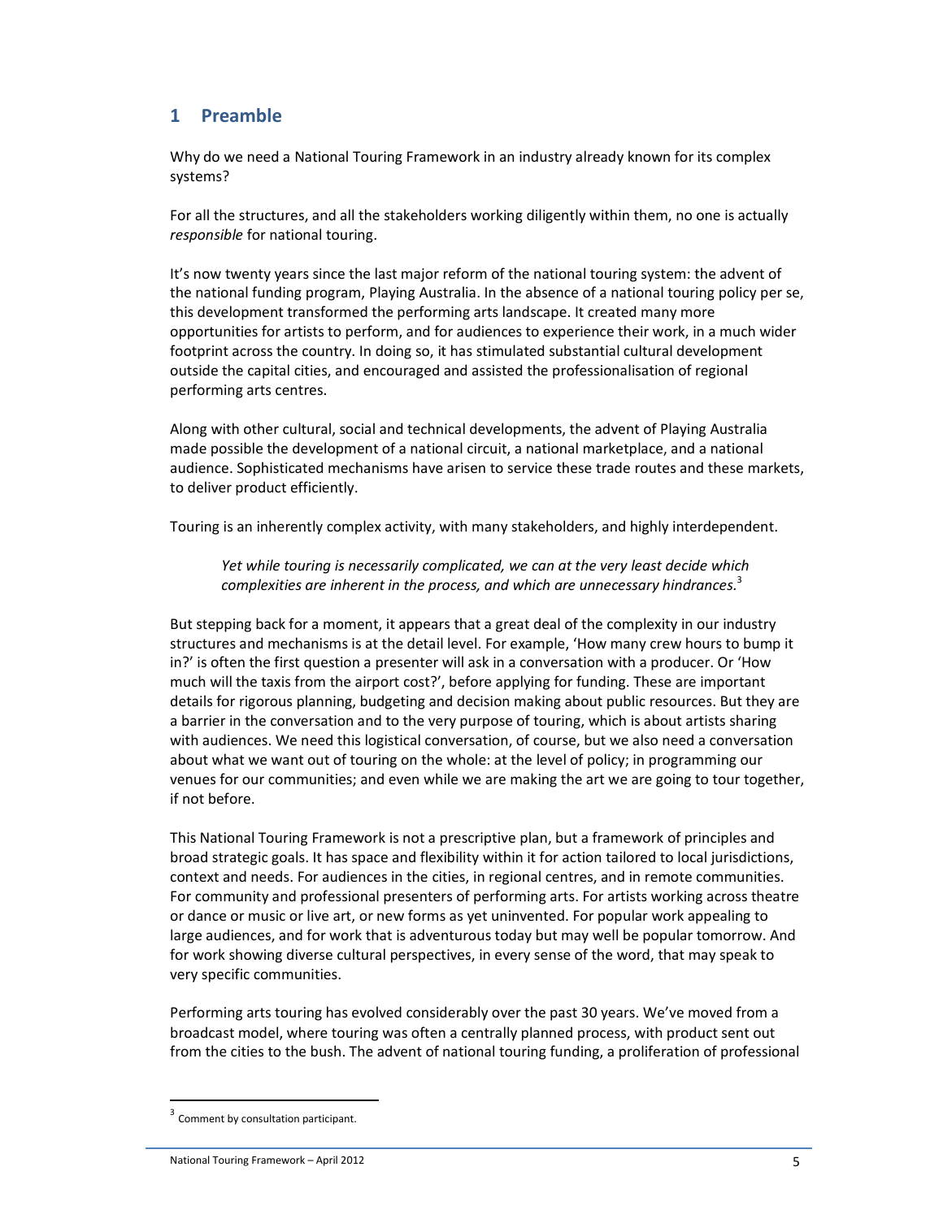## 1 Preamble

Why do we need a National Touring Framework in an industry already known for its complex systems?

For all the structures, and all the stakeholders working diligently within them, no one is actually *responsible* for national touring.

It's now twenty years since the last major reform of the national touring system: the advent of the national funding program, Playing Australia. In the absence of a national touring policy per se, this development transformed the performing arts landscape. It created many more opportunities for artists to perform, and for audiences to experience their work, in a much wider footprint across the country. In doing so, it has stimulated substantial cultural development outside the capital cities, and encouraged and assisted the professionalisation of regional performing arts centres.

Along with other cultural, social and technical developments, the advent of Playing Australia made possible the development of a national circuit, a national marketplace, and a national audience. Sophisticated mechanisms have arisen to service these trade routes and these markets, to deliver product efficiently.

Touring is an inherently complex activity, with many stakeholders, and highly interdependent.

> *Yet while touring is necessarily complicated, we can at the very least decide which complexities are inherent in the process, and which are unnecessary hindrances.*[3]

But stepping back for a moment, it appears that a great deal of the complexity in our industry structures and mechanisms is at the detail level. For example, 'How many crew hours to bump it in?' is often the first question a presenter will ask in a conversation with a producer. Or 'How much will the taxis from the airport cost?', before applying for funding. These are important details for rigorous planning, budgeting and decision making about public resources. But they are a barrier in the conversation and to the very purpose of touring, which is about artists sharing with audiences. We need this logistical conversation, of course, but we also need a conversation about what we want out of touring on the whole: at the level of policy; in programming our venues for our communities; and even while we are making the art we are going to tour together, if not before.

This National Touring Framework is not a prescriptive plan, but a framework of principles and broad strategic goals. It has space and flexibility within it for action tailored to local jurisdictions, context and needs. For audiences in the cities, in regional centres, and in remote communities. For community and professional presenters of performing arts. For artists working across theatre or dance or music or live art, or new forms as yet uninvented. For popular work appealing to large audiences, and for work that is adventurous today but may well be popular tomorrow. And for work showing diverse cultural perspectives, in every sense of the word, that may speak to very specific communities.

Performing arts touring has evolved considerably over the past 30 years. We've moved from a broadcast model, where touring was often a centrally planned process, with product sent out from the cities to the bush. The advent of national touring funding, a proliferation of professional

---

[3] Comment by consultation participant.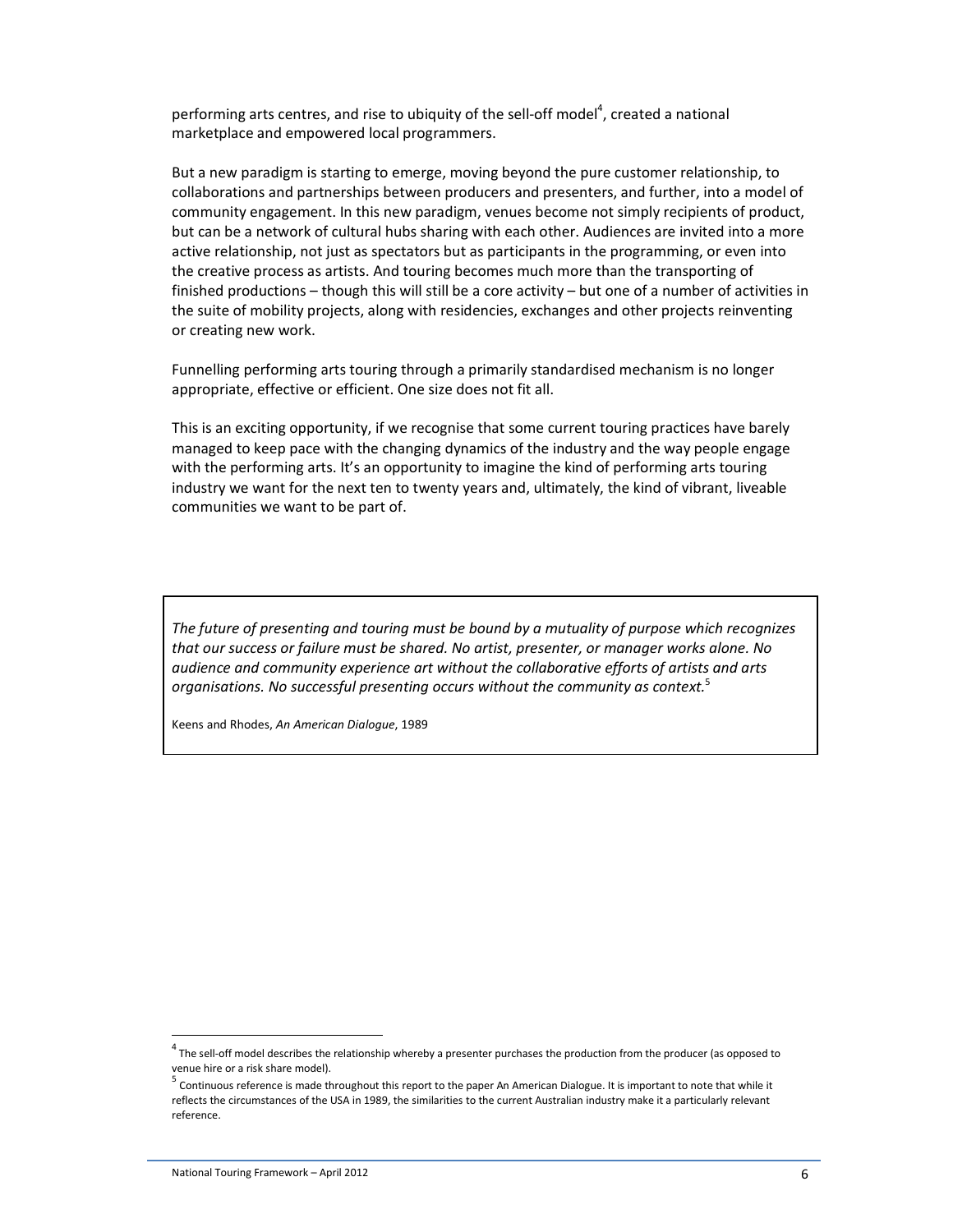performing arts centres, and rise to ubiquity of the sell-off model[4], created a national marketplace and empowered local programmers.

But a new paradigm is starting to emerge, moving beyond the pure customer relationship, to collaborations and partnerships between producers and presenters, and further, into a model of community engagement. In this new paradigm, venues become not simply recipients of product, but can be a network of cultural hubs sharing with each other. Audiences are invited into a more active relationship, not just as spectators but as participants in the programming, or even into the creative process as artists. And touring becomes much more than the transporting of finished productions – though this will still be a core activity – but one of a number of activities in the suite of mobility projects, along with residencies, exchanges and other projects reinventing or creating new work.

Funnelling performing arts touring through a primarily standardised mechanism is no longer appropriate, effective or efficient. One size does not fit all.

This is an exciting opportunity, if we recognise that some current touring practices have barely managed to keep pace with the changing dynamics of the industry and the way people engage with the performing arts. It's an opportunity to imagine the kind of performing arts touring industry we want for the next ten to twenty years and, ultimately, the kind of vibrant, liveable communities we want to be part of.

> *The future of presenting and touring must be bound by a mutuality of purpose which recognizes that our success or failure must be shared. No artist, presenter, or manager works alone. No audience and community experience art without the collaborative efforts of artists and arts organisations. No successful presenting occurs without the community as context.*[5]
>
> Keens and Rhodes, *An American Dialogue*, 1989

[4] The sell-off model describes the relationship whereby a presenter purchases the production from the producer (as opposed to venue hire or a risk share model).

[5] Continuous reference is made throughout this report to the paper An American Dialogue. It is important to note that while it reflects the circumstances of the USA in 1989, the similarities to the current Australian industry make it a particularly relevant reference.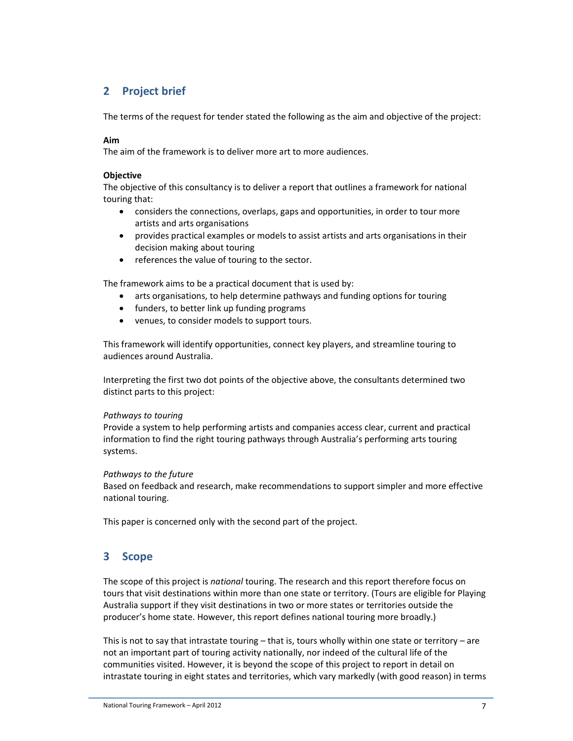## 2 Project brief

The terms of the request for tender stated the following as the aim and objective of the project:

**Aim**
The aim of the framework is to deliver more art to more audiences.

**Objective**
The objective of this consultancy is to deliver a report that outlines a framework for national touring that:

- considers the connections, overlaps, gaps and opportunities, in order to tour more artists and arts organisations
- provides practical examples or models to assist artists and arts organisations in their decision making about touring
- references the value of touring to the sector.

The framework aims to be a practical document that is used by:

- arts organisations, to help determine pathways and funding options for touring
- funders, to better link up funding programs
- venues, to consider models to support tours.

This framework will identify opportunities, connect key players, and streamline touring to audiences around Australia.

Interpreting the first two dot points of the objective above, the consultants determined two distinct parts to this project:

*Pathways to touring*
Provide a system to help performing artists and companies access clear, current and practical information to find the right touring pathways through Australia's performing arts touring systems.

*Pathways to the future*
Based on feedback and research, make recommendations to support simpler and more effective national touring.

This paper is concerned only with the second part of the project.

## 3 Scope

The scope of this project is *national* touring. The research and this report therefore focus on tours that visit destinations within more than one state or territory. (Tours are eligible for Playing Australia support if they visit destinations in two or more states or territories outside the producer's home state. However, this report defines national touring more broadly.)

This is not to say that intrastate touring – that is, tours wholly within one state or territory – are not an important part of touring activity nationally, nor indeed of the cultural life of the communities visited. However, it is beyond the scope of this project to report in detail on intrastate touring in eight states and territories, which vary markedly (with good reason) in terms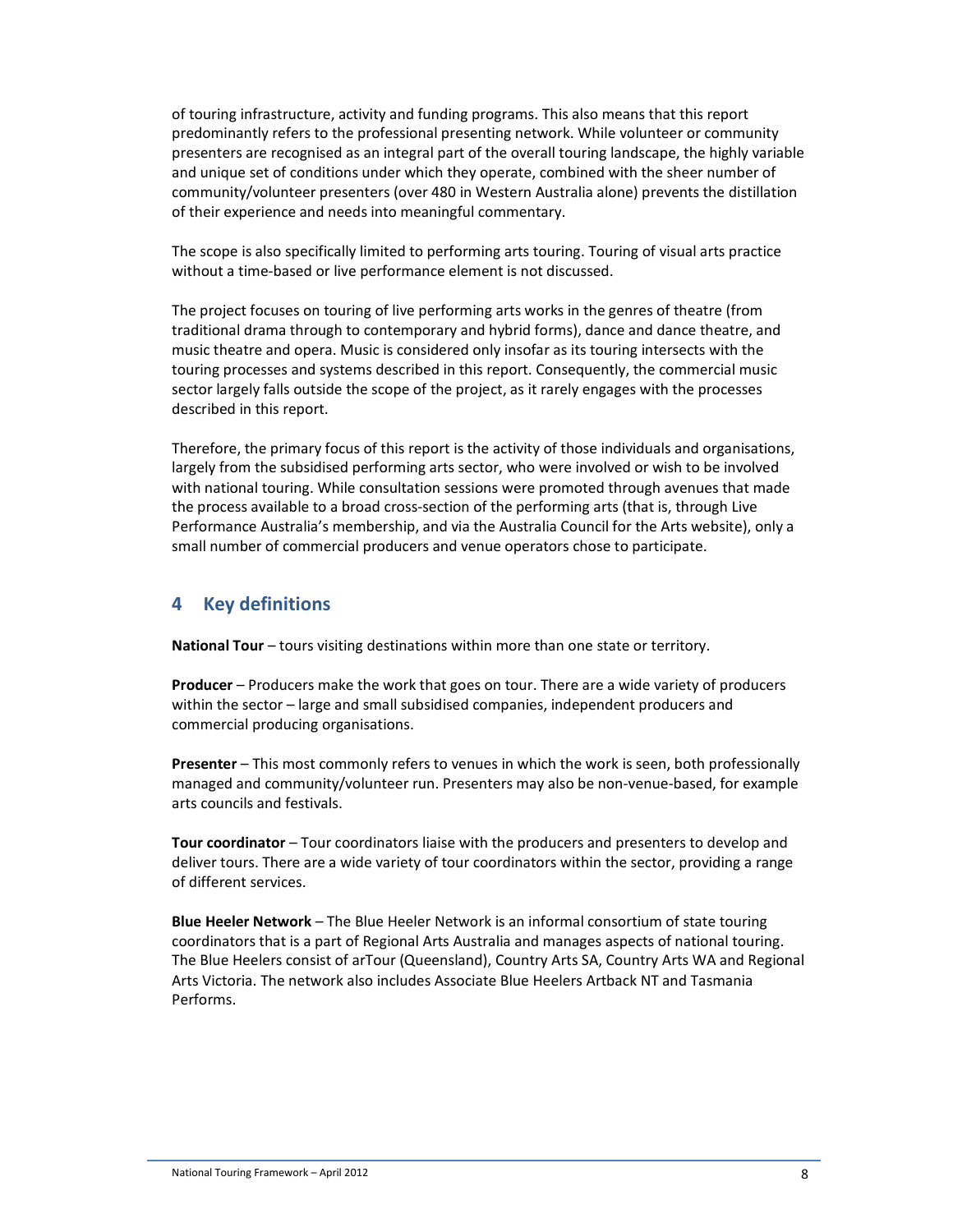of touring infrastructure, activity and funding programs. This also means that this report predominantly refers to the professional presenting network. While volunteer or community presenters are recognised as an integral part of the overall touring landscape, the highly variable and unique set of conditions under which they operate, combined with the sheer number of community/volunteer presenters (over 480 in Western Australia alone) prevents the distillation of their experience and needs into meaningful commentary.

The scope is also specifically limited to performing arts touring. Touring of visual arts practice without a time-based or live performance element is not discussed.

The project focuses on touring of live performing arts works in the genres of theatre (from traditional drama through to contemporary and hybrid forms), dance and dance theatre, and music theatre and opera. Music is considered only insofar as its touring intersects with the touring processes and systems described in this report. Consequently, the commercial music sector largely falls outside the scope of the project, as it rarely engages with the processes described in this report.

Therefore, the primary focus of this report is the activity of those individuals and organisations, largely from the subsidised performing arts sector, who were involved or wish to be involved with national touring. While consultation sessions were promoted through avenues that made the process available to a broad cross-section of the performing arts (that is, through Live Performance Australia's membership, and via the Australia Council for the Arts website), only a small number of commercial producers and venue operators chose to participate.

## 4 Key definitions

**National Tour** – tours visiting destinations within more than one state or territory.

**Producer** – Producers make the work that goes on tour. There are a wide variety of producers within the sector – large and small subsidised companies, independent producers and commercial producing organisations.

**Presenter** – This most commonly refers to venues in which the work is seen, both professionally managed and community/volunteer run. Presenters may also be non-venue-based, for example arts councils and festivals.

**Tour coordinator** – Tour coordinators liaise with the producers and presenters to develop and deliver tours. There are a wide variety of tour coordinators within the sector, providing a range of different services.

**Blue Heeler Network** – The Blue Heeler Network is an informal consortium of state touring coordinators that is a part of Regional Arts Australia and manages aspects of national touring. The Blue Heelers consist of arTour (Queensland), Country Arts SA, Country Arts WA and Regional Arts Victoria. The network also includes Associate Blue Heelers Artback NT and Tasmania Performs.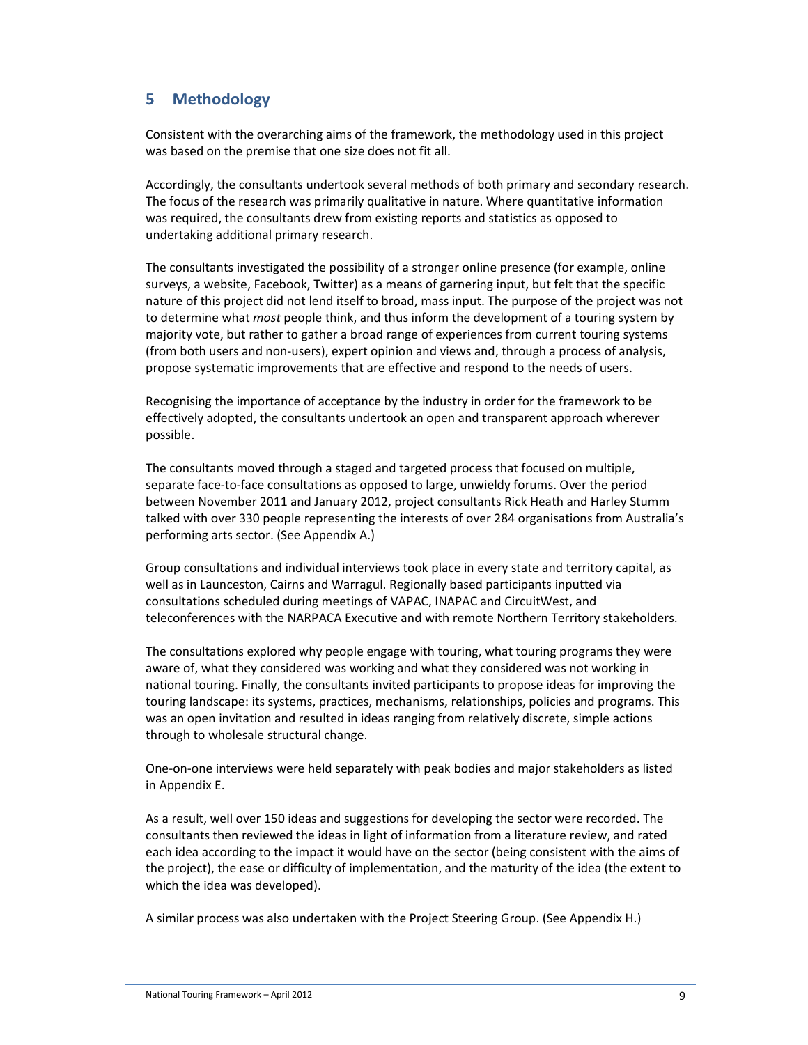## 5 Methodology

Consistent with the overarching aims of the framework, the methodology used in this project was based on the premise that one size does not fit all.

Accordingly, the consultants undertook several methods of both primary and secondary research. The focus of the research was primarily qualitative in nature. Where quantitative information was required, the consultants drew from existing reports and statistics as opposed to undertaking additional primary research.

The consultants investigated the possibility of a stronger online presence (for example, online surveys, a website, Facebook, Twitter) as a means of garnering input, but felt that the specific nature of this project did not lend itself to broad, mass input. The purpose of the project was not to determine what *most* people think, and thus inform the development of a touring system by majority vote, but rather to gather a broad range of experiences from current touring systems (from both users and non-users), expert opinion and views and, through a process of analysis, propose systematic improvements that are effective and respond to the needs of users.

Recognising the importance of acceptance by the industry in order for the framework to be effectively adopted, the consultants undertook an open and transparent approach wherever possible.

The consultants moved through a staged and targeted process that focused on multiple, separate face-to-face consultations as opposed to large, unwieldy forums. Over the period between November 2011 and January 2012, project consultants Rick Heath and Harley Stumm talked with over 330 people representing the interests of over 284 organisations from Australia's performing arts sector. (See Appendix A.)

Group consultations and individual interviews took place in every state and territory capital, as well as in Launceston, Cairns and Warragul. Regionally based participants inputted via consultations scheduled during meetings of VAPAC, INAPAC and CircuitWest, and teleconferences with the NARPACA Executive and with remote Northern Territory stakeholders.

The consultations explored why people engage with touring, what touring programs they were aware of, what they considered was working and what they considered was not working in national touring. Finally, the consultants invited participants to propose ideas for improving the touring landscape: its systems, practices, mechanisms, relationships, policies and programs. This was an open invitation and resulted in ideas ranging from relatively discrete, simple actions through to wholesale structural change.

One-on-one interviews were held separately with peak bodies and major stakeholders as listed in Appendix E.

As a result, well over 150 ideas and suggestions for developing the sector were recorded. The consultants then reviewed the ideas in light of information from a literature review, and rated each idea according to the impact it would have on the sector (being consistent with the aims of the project), the ease or difficulty of implementation, and the maturity of the idea (the extent to which the idea was developed).

A similar process was also undertaken with the Project Steering Group. (See Appendix H.)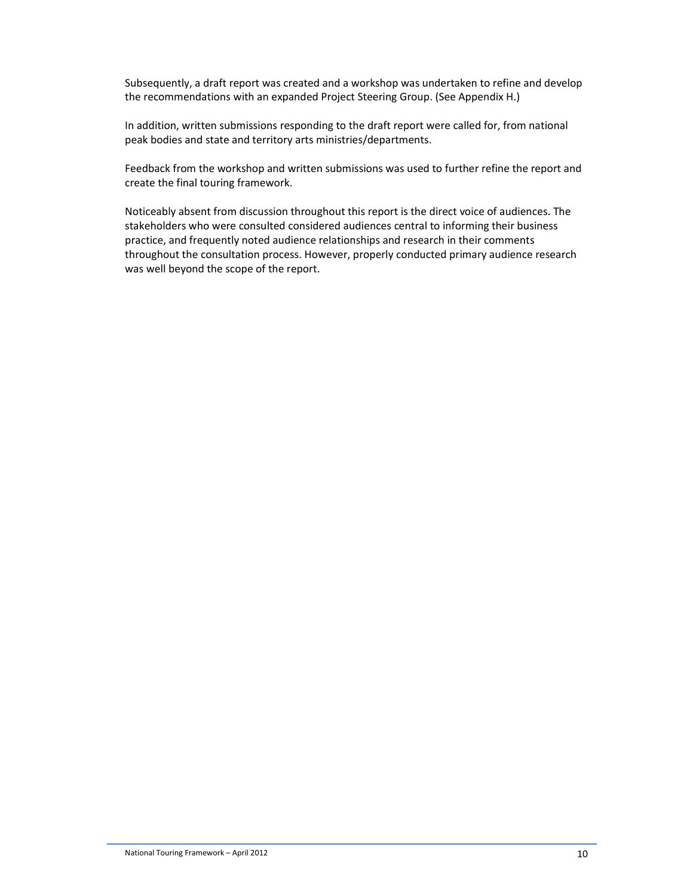Subsequently, a draft report was created and a workshop was undertaken to refine and develop the recommendations with an expanded Project Steering Group. (See Appendix H.)

In addition, written submissions responding to the draft report were called for, from national peak bodies and state and territory arts ministries/departments.

Feedback from the workshop and written submissions was used to further refine the report and create the final touring framework.

Noticeably absent from discussion throughout this report is the direct voice of audiences. The stakeholders who were consulted considered audiences central to informing their business practice, and frequently noted audience relationships and research in their comments throughout the consultation process. However, properly conducted primary audience research was well beyond the scope of the report.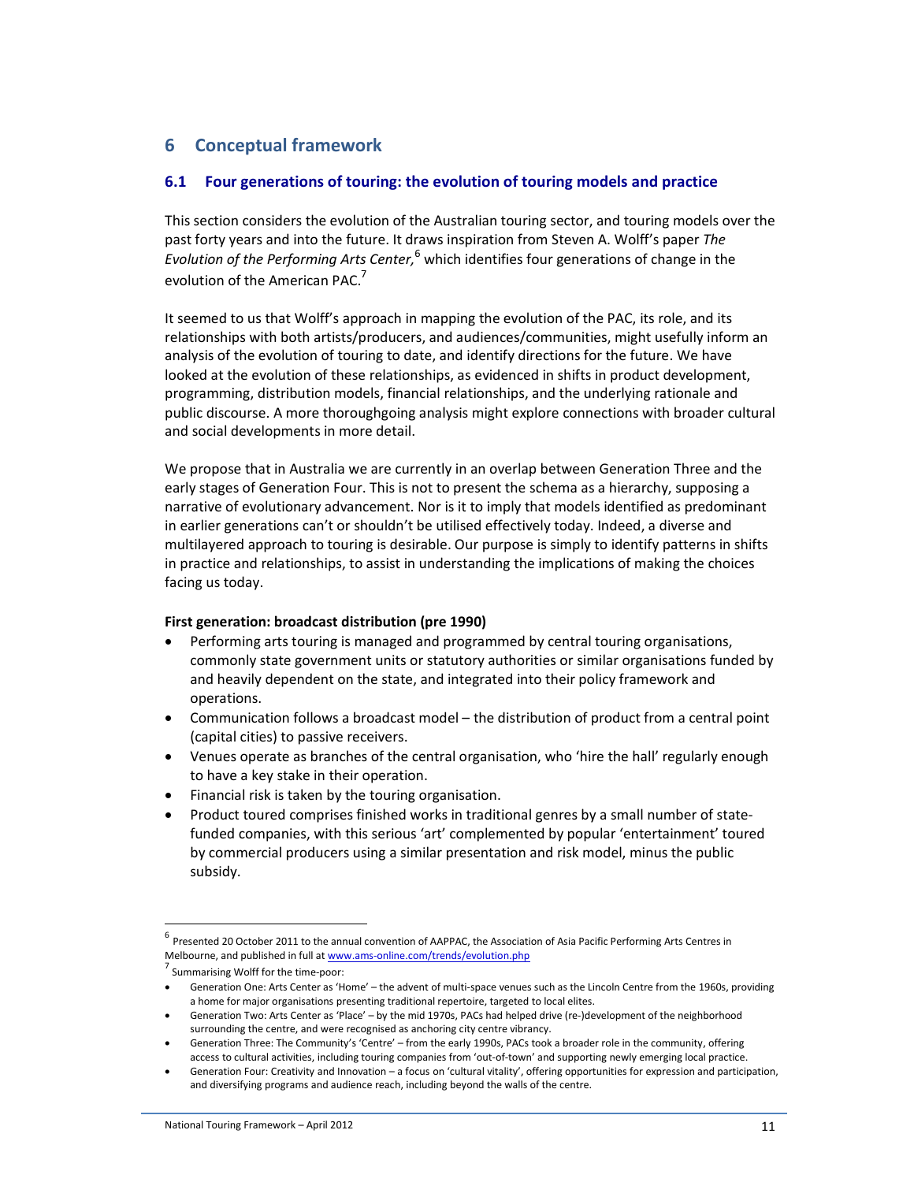# 6 Conceptual framework

## 6.1 Four generations of touring: the evolution of touring models and practice

This section considers the evolution of the Australian touring sector, and touring models over the past forty years and into the future. It draws inspiration from Steven A. Wolff's paper *The Evolution of the Performing Arts Center,*[6] which identifies four generations of change in the evolution of the American PAC.[7]

It seemed to us that Wolff's approach in mapping the evolution of the PAC, its role, and its relationships with both artists/producers, and audiences/communities, might usefully inform an analysis of the evolution of touring to date, and identify directions for the future. We have looked at the evolution of these relationships, as evidenced in shifts in product development, programming, distribution models, financial relationships, and the underlying rationale and public discourse. A more thoroughgoing analysis might explore connections with broader cultural and social developments in more detail.

We propose that in Australia we are currently in an overlap between Generation Three and the early stages of Generation Four. This is not to present the schema as a hierarchy, supposing a narrative of evolutionary advancement. Nor is it to imply that models identified as predominant in earlier generations can't or shouldn't be utilised effectively today. Indeed, a diverse and multilayered approach to touring is desirable. Our purpose is simply to identify patterns in shifts in practice and relationships, to assist in understanding the implications of making the choices facing us today.

**First generation: broadcast distribution (pre 1990)**

- Performing arts touring is managed and programmed by central touring organisations, commonly state government units or statutory authorities or similar organisations funded by and heavily dependent on the state, and integrated into their policy framework and operations.
- Communication follows a broadcast model – the distribution of product from a central point (capital cities) to passive receivers.
- Venues operate as branches of the central organisation, who 'hire the hall' regularly enough to have a key stake in their operation.
- Financial risk is taken by the touring organisation.
- Product toured comprises finished works in traditional genres by a small number of state-funded companies, with this serious 'art' complemented by popular 'entertainment' toured by commercial producers using a similar presentation and risk model, minus the public subsidy.

---

[6] Presented 20 October 2011 to the annual convention of AAPPAC, the Association of Asia Pacific Performing Arts Centres in Melbourne, and published in full at www.ams-online.com/trends/evolution.php

[7] Summarising Wolff for the time-poor:

- Generation One: Arts Center as 'Home' – the advent of multi-space venues such as the Lincoln Centre from the 1960s, providing a home for major organisations presenting traditional repertoire, targeted to local elites.
- Generation Two: Arts Center as 'Place' – by the mid 1970s, PACs had helped drive (re-)development of the neighborhood surrounding the centre, and were recognised as anchoring city centre vibrancy.
- Generation Three: The Community's 'Centre' – from the early 1990s, PACs took a broader role in the community, offering access to cultural activities, including touring companies from 'out-of-town' and supporting newly emerging local practice.
- Generation Four: Creativity and Innovation – a focus on 'cultural vitality', offering opportunities for expression and participation, and diversifying programs and audience reach, including beyond the walls of the centre.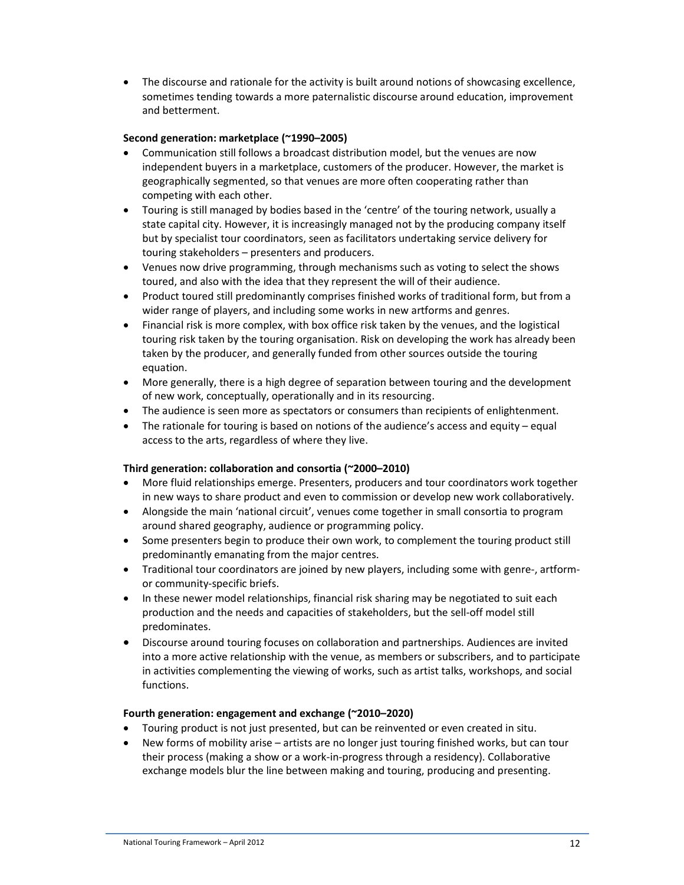- The discourse and rationale for the activity is built around notions of showcasing excellence, sometimes tending towards a more paternalistic discourse around education, improvement and betterment.

**Second generation: marketplace (~1990–2005)**

- Communication still follows a broadcast distribution model, but the venues are now independent buyers in a marketplace, customers of the producer. However, the market is geographically segmented, so that venues are more often cooperating rather than competing with each other.
- Touring is still managed by bodies based in the 'centre' of the touring network, usually a state capital city. However, it is increasingly managed not by the producing company itself but by specialist tour coordinators, seen as facilitators undertaking service delivery for touring stakeholders – presenters and producers.
- Venues now drive programming, through mechanisms such as voting to select the shows toured, and also with the idea that they represent the will of their audience.
- Product toured still predominantly comprises finished works of traditional form, but from a wider range of players, and including some works in new artforms and genres.
- Financial risk is more complex, with box office risk taken by the venues, and the logistical touring risk taken by the touring organisation. Risk on developing the work has already been taken by the producer, and generally funded from other sources outside the touring equation.
- More generally, there is a high degree of separation between touring and the development of new work, conceptually, operationally and in its resourcing.
- The audience is seen more as spectators or consumers than recipients of enlightenment.
- The rationale for touring is based on notions of the audience's access and equity – equal access to the arts, regardless of where they live.

**Third generation: collaboration and consortia (~2000–2010)**

- More fluid relationships emerge. Presenters, producers and tour coordinators work together in new ways to share product and even to commission or develop new work collaboratively.
- Alongside the main 'national circuit', venues come together in small consortia to program around shared geography, audience or programming policy.
- Some presenters begin to produce their own work, to complement the touring product still predominantly emanating from the major centres.
- Traditional tour coordinators are joined by new players, including some with genre-, artform- or community-specific briefs.
- In these newer model relationships, financial risk sharing may be negotiated to suit each production and the needs and capacities of stakeholders, but the sell-off model still predominates.
- Discourse around touring focuses on collaboration and partnerships. Audiences are invited into a more active relationship with the venue, as members or subscribers, and to participate in activities complementing the viewing of works, such as artist talks, workshops, and social functions.

**Fourth generation: engagement and exchange (~2010–2020)**

- Touring product is not just presented, but can be reinvented or even created in situ.
- New forms of mobility arise – artists are no longer just touring finished works, but can tour their process (making a show or a work-in-progress through a residency). Collaborative exchange models blur the line between making and touring, producing and presenting.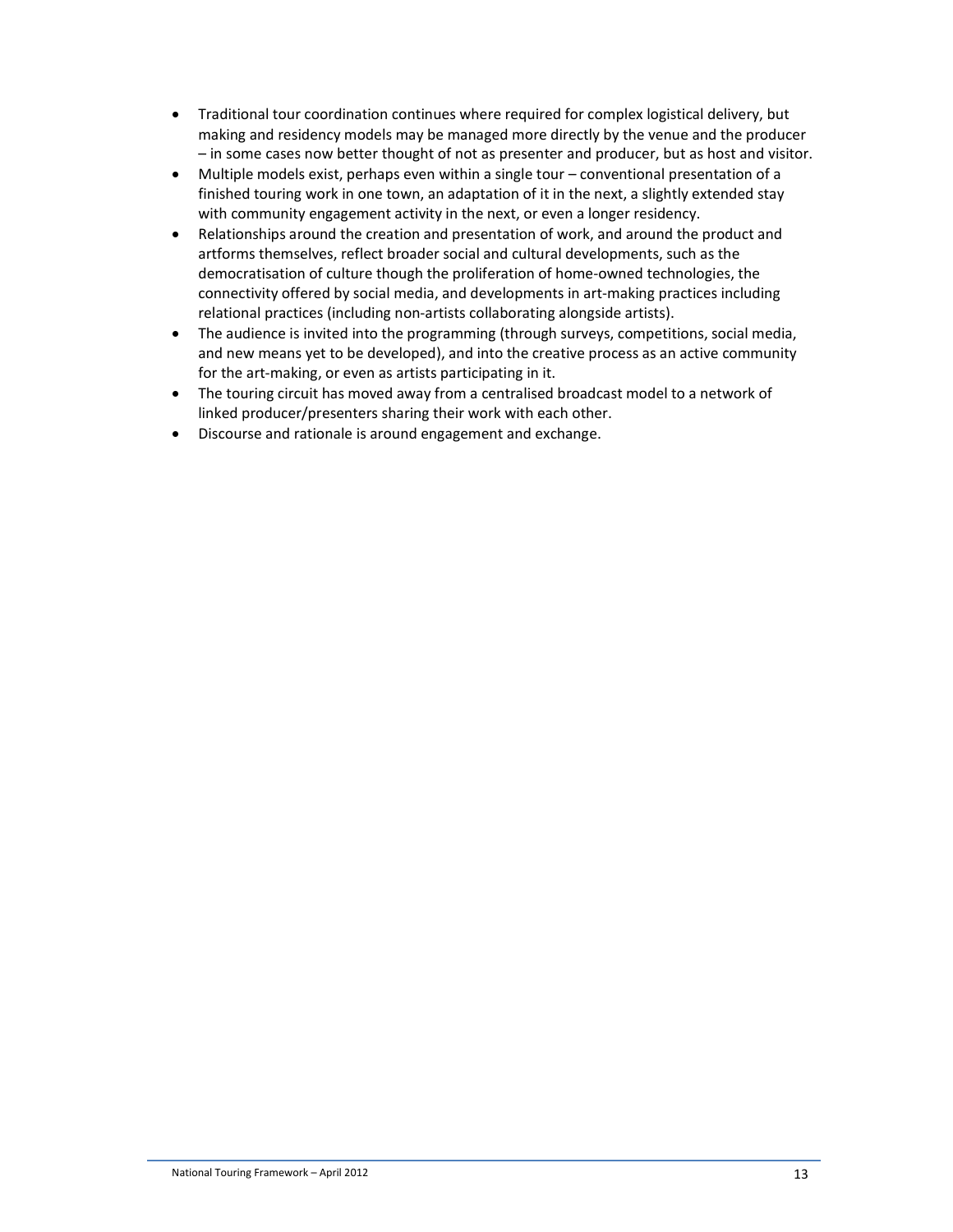- Traditional tour coordination continues where required for complex logistical delivery, but making and residency models may be managed more directly by the venue and the producer – in some cases now better thought of not as presenter and producer, but as host and visitor.
- Multiple models exist, perhaps even within a single tour – conventional presentation of a finished touring work in one town, an adaptation of it in the next, a slightly extended stay with community engagement activity in the next, or even a longer residency.
- Relationships around the creation and presentation of work, and around the product and artforms themselves, reflect broader social and cultural developments, such as the democratisation of culture though the proliferation of home-owned technologies, the connectivity offered by social media, and developments in art-making practices including relational practices (including non-artists collaborating alongside artists).
- The audience is invited into the programming (through surveys, competitions, social media, and new means yet to be developed), and into the creative process as an active community for the art-making, or even as artists participating in it.
- The touring circuit has moved away from a centralised broadcast model to a network of linked producer/presenters sharing their work with each other.
- Discourse and rationale is around engagement and exchange.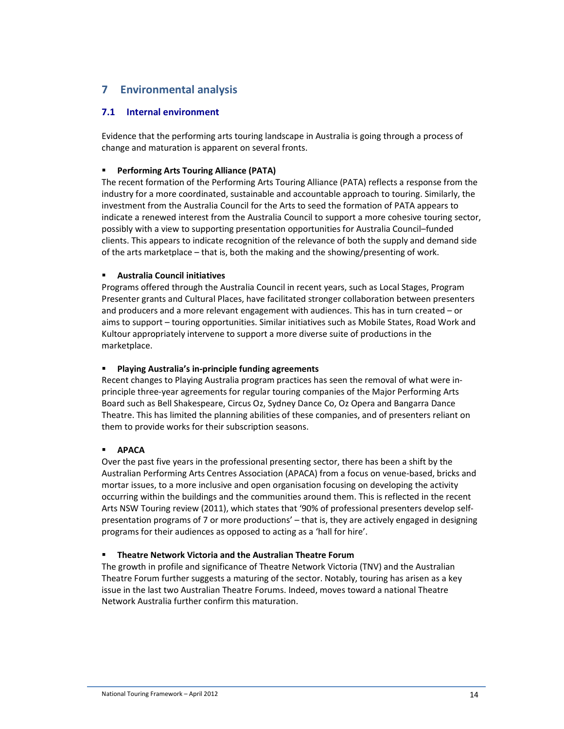# 7 Environmental analysis

## 7.1 Internal environment

Evidence that the performing arts touring landscape in Australia is going through a process of change and maturation is apparent on several fronts.

- **Performing Arts Touring Alliance (PATA)**
The recent formation of the Performing Arts Touring Alliance (PATA) reflects a response from the industry for a more coordinated, sustainable and accountable approach to touring. Similarly, the investment from the Australia Council for the Arts to seed the formation of PATA appears to indicate a renewed interest from the Australia Council to support a more cohesive touring sector, possibly with a view to supporting presentation opportunities for Australia Council–funded clients. This appears to indicate recognition of the relevance of both the supply and demand side of the arts marketplace – that is, both the making and the showing/presenting of work.

- **Australia Council initiatives**
Programs offered through the Australia Council in recent years, such as Local Stages, Program Presenter grants and Cultural Places, have facilitated stronger collaboration between presenters and producers and a more relevant engagement with audiences. This has in turn created – or aims to support – touring opportunities. Similar initiatives such as Mobile States, Road Work and Kultour appropriately intervene to support a more diverse suite of productions in the marketplace.

- **Playing Australia's in-principle funding agreements**
Recent changes to Playing Australia program practices has seen the removal of what were in-principle three-year agreements for regular touring companies of the Major Performing Arts Board such as Bell Shakespeare, Circus Oz, Sydney Dance Co, Oz Opera and Bangarra Dance Theatre. This has limited the planning abilities of these companies, and of presenters reliant on them to provide works for their subscription seasons.

- **APACA**
Over the past five years in the professional presenting sector, there has been a shift by the Australian Performing Arts Centres Association (APACA) from a focus on venue-based, bricks and mortar issues, to a more inclusive and open organisation focusing on developing the activity occurring within the buildings and the communities around them. This is reflected in the recent Arts NSW Touring review (2011), which states that '90% of professional presenters develop self-presentation programs of 7 or more productions' – that is, they are actively engaged in designing programs for their audiences as opposed to acting as a 'hall for hire'.

- **Theatre Network Victoria and the Australian Theatre Forum**
The growth in profile and significance of Theatre Network Victoria (TNV) and the Australian Theatre Forum further suggests a maturing of the sector. Notably, touring has arisen as a key issue in the last two Australian Theatre Forums. Indeed, moves toward a national Theatre Network Australia further confirm this maturation.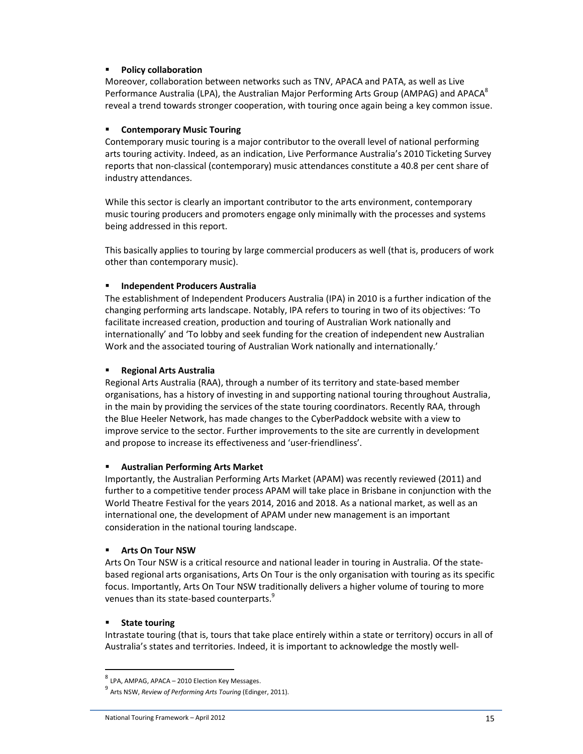- **Policy collaboration**

Moreover, collaboration between networks such as TNV, APACA and PATA, as well as Live Performance Australia (LPA), the Australian Major Performing Arts Group (AMPAG) and APACA[8] reveal a trend towards stronger cooperation, with touring once again being a key common issue.

- **Contemporary Music Touring**

Contemporary music touring is a major contributor to the overall level of national performing arts touring activity. Indeed, as an indication, Live Performance Australia's 2010 Ticketing Survey reports that non-classical (contemporary) music attendances constitute a 40.8 per cent share of industry attendances.

While this sector is clearly an important contributor to the arts environment, contemporary music touring producers and promoters engage only minimally with the processes and systems being addressed in this report.

This basically applies to touring by large commercial producers as well (that is, producers of work other than contemporary music).

- **Independent Producers Australia**

The establishment of Independent Producers Australia (IPA) in 2010 is a further indication of the changing performing arts landscape. Notably, IPA refers to touring in two of its objectives: 'To facilitate increased creation, production and touring of Australian Work nationally and internationally' and 'To lobby and seek funding for the creation of independent new Australian Work and the associated touring of Australian Work nationally and internationally.'

- **Regional Arts Australia**

Regional Arts Australia (RAA), through a number of its territory and state-based member organisations, has a history of investing in and supporting national touring throughout Australia, in the main by providing the services of the state touring coordinators. Recently RAA, through the Blue Heeler Network, has made changes to the CyberPaddock website with a view to improve service to the sector. Further improvements to the site are currently in development and propose to increase its effectiveness and 'user-friendliness'.

- **Australian Performing Arts Market**

Importantly, the Australian Performing Arts Market (APAM) was recently reviewed (2011) and further to a competitive tender process APAM will take place in Brisbane in conjunction with the World Theatre Festival for the years 2014, 2016 and 2018. As a national market, as well as an international one, the development of APAM under new management is an important consideration in the national touring landscape.

- **Arts On Tour NSW**

Arts On Tour NSW is a critical resource and national leader in touring in Australia. Of the state-based regional arts organisations, Arts On Tour is the only organisation with touring as its specific focus. Importantly, Arts On Tour NSW traditionally delivers a higher volume of touring to more venues than its state-based counterparts.[9]

- **State touring**

Intrastate touring (that is, tours that take place entirely within a state or territory) occurs in all of Australia's states and territories. Indeed, it is important to acknowledge the mostly well-

---

[8] LPA, AMPAG, APACA – 2010 Election Key Messages.

[9] Arts NSW, *Review of Performing Arts Touring* (Edinger, 2011).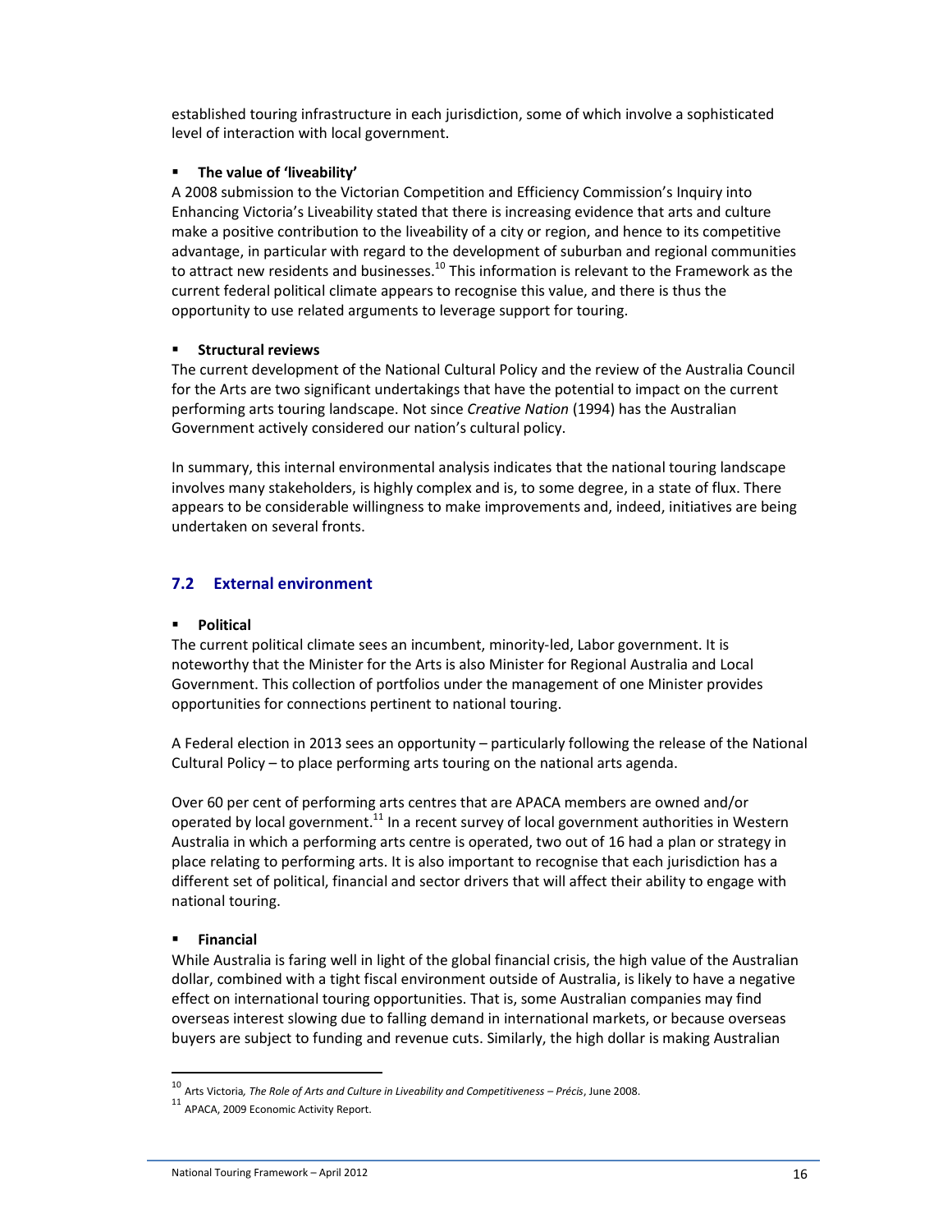established touring infrastructure in each jurisdiction, some of which involve a sophisticated level of interaction with local government.

- **The value of 'liveability'**
  A 2008 submission to the Victorian Competition and Efficiency Commission's Inquiry into Enhancing Victoria's Liveability stated that there is increasing evidence that arts and culture make a positive contribution to the liveability of a city or region, and hence to its competitive advantage, in particular with regard to the development of suburban and regional communities to attract new residents and businesses.[10] This information is relevant to the Framework as the current federal political climate appears to recognise this value, and there is thus the opportunity to use related arguments to leverage support for touring.

- **Structural reviews**
  The current development of the National Cultural Policy and the review of the Australia Council for the Arts are two significant undertakings that have the potential to impact on the current performing arts touring landscape. Not since *Creative Nation* (1994) has the Australian Government actively considered our nation's cultural policy.

In summary, this internal environmental analysis indicates that the national touring landscape involves many stakeholders, is highly complex and is, to some degree, in a state of flux. There appears to be considerable willingness to make improvements and, indeed, initiatives are being undertaken on several fronts.

## 7.2 External environment

- **Political**
  The current political climate sees an incumbent, minority-led, Labor government. It is noteworthy that the Minister for the Arts is also Minister for Regional Australia and Local Government. This collection of portfolios under the management of one Minister provides opportunities for connections pertinent to national touring.

  A Federal election in 2013 sees an opportunity – particularly following the release of the National Cultural Policy – to place performing arts touring on the national arts agenda.

  Over 60 per cent of performing arts centres that are APACA members are owned and/or operated by local government.[11] In a recent survey of local government authorities in Western Australia in which a performing arts centre is operated, two out of 16 had a plan or strategy in place relating to performing arts. It is also important to recognise that each jurisdiction has a different set of political, financial and sector drivers that will affect their ability to engage with national touring.

- **Financial**
  While Australia is faring well in light of the global financial crisis, the high value of the Australian dollar, combined with a tight fiscal environment outside of Australia, is likely to have a negative effect on international touring opportunities. That is, some Australian companies may find overseas interest slowing due to falling demand in international markets, or because overseas buyers are subject to funding and revenue cuts. Similarly, the high dollar is making Australian

---

[10] Arts Victoria, *The Role of Arts and Culture in Liveability and Competitiveness – Précis*, June 2008.

[11] APACA, 2009 Economic Activity Report.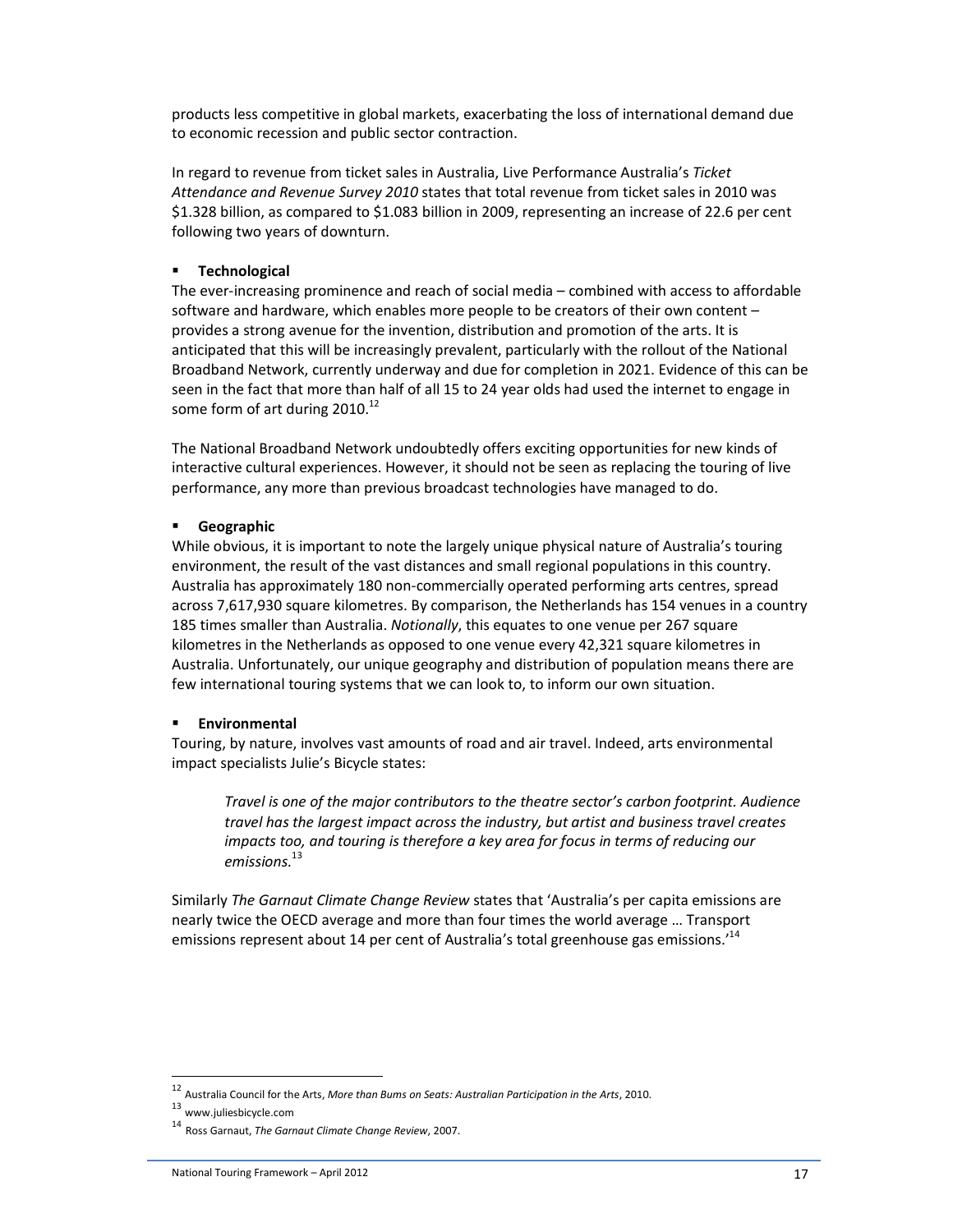products less competitive in global markets, exacerbating the loss of international demand due to economic recession and public sector contraction.

In regard to revenue from ticket sales in Australia, Live Performance Australia's *Ticket Attendance and Revenue Survey 2010* states that total revenue from ticket sales in 2010 was $1.328 billion, as compared to $1.083 billion in 2009, representing an increase of 22.6 per cent following two years of downturn.

- **Technological**

The ever-increasing prominence and reach of social media – combined with access to affordable software and hardware, which enables more people to be creators of their own content – provides a strong avenue for the invention, distribution and promotion of the arts. It is anticipated that this will be increasingly prevalent, particularly with the rollout of the National Broadband Network, currently underway and due for completion in 2021. Evidence of this can be seen in the fact that more than half of all 15 to 24 year olds had used the internet to engage in some form of art during 2010.[12]

The National Broadband Network undoubtedly offers exciting opportunities for new kinds of interactive cultural experiences. However, it should not be seen as replacing the touring of live performance, any more than previous broadcast technologies have managed to do.

- **Geographic**

While obvious, it is important to note the largely unique physical nature of Australia's touring environment, the result of the vast distances and small regional populations in this country. Australia has approximately 180 non-commercially operated performing arts centres, spread across 7,617,930 square kilometres. By comparison, the Netherlands has 154 venues in a country 185 times smaller than Australia. *Notionally*, this equates to one venue per 267 square kilometres in the Netherlands as opposed to one venue every 42,321 square kilometres in Australia. Unfortunately, our unique geography and distribution of population means there are few international touring systems that we can look to, to inform our own situation.

- **Environmental**

Touring, by nature, involves vast amounts of road and air travel. Indeed, arts environmental impact specialists Julie's Bicycle states:

> *Travel is one of the major contributors to the theatre sector's carbon footprint. Audience travel has the largest impact across the industry, but artist and business travel creates impacts too, and touring is therefore a key area for focus in terms of reducing our emissions.*[13]

Similarly *The Garnaut Climate Change Review* states that 'Australia's per capita emissions are nearly twice the OECD average and more than four times the world average … Transport emissions represent about 14 per cent of Australia's total greenhouse gas emissions.'[14]

---

[12] Australia Council for the Arts, *More than Bums on Seats: Australian Participation in the Arts*, 2010.

[13] www.juliesbicycle.com

[14] Ross Garnaut, *The Garnaut Climate Change Review*, 2007.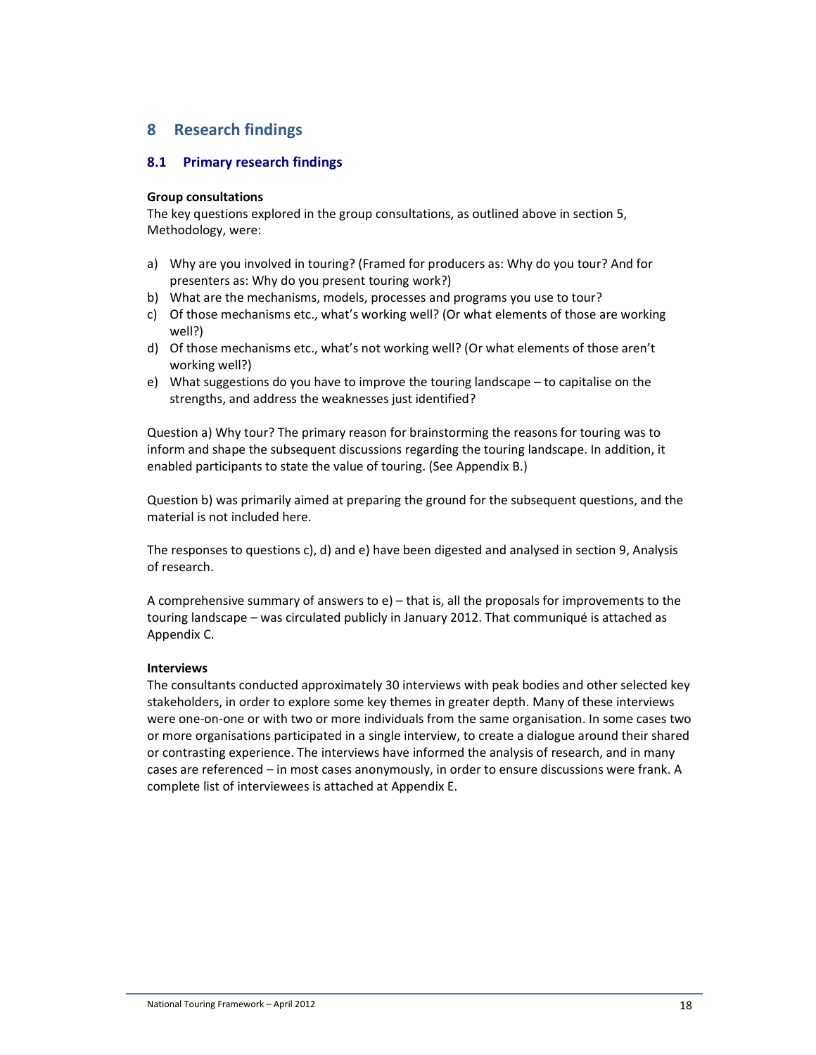# 8 Research findings

## 8.1 Primary research findings

**Group consultations**

The key questions explored in the group consultations, as outlined above in section 5, Methodology, were:

a) Why are you involved in touring? (Framed for producers as: Why do you tour? And for presenters as: Why do you present touring work?)
b) What are the mechanisms, models, processes and programs you use to tour?
c) Of those mechanisms etc., what's working well? (Or what elements of those are working well?)
d) Of those mechanisms etc., what's not working well? (Or what elements of those aren't working well?)
e) What suggestions do you have to improve the touring landscape – to capitalise on the strengths, and address the weaknesses just identified?

Question a) Why tour? The primary reason for brainstorming the reasons for touring was to inform and shape the subsequent discussions regarding the touring landscape. In addition, it enabled participants to state the value of touring. (See Appendix B.)

Question b) was primarily aimed at preparing the ground for the subsequent questions, and the material is not included here.

The responses to questions c), d) and e) have been digested and analysed in section 9, Analysis of research.

A comprehensive summary of answers to e) – that is, all the proposals for improvements to the touring landscape – was circulated publicly in January 2012. That communiqué is attached as Appendix C.

**Interviews**

The consultants conducted approximately 30 interviews with peak bodies and other selected key stakeholders, in order to explore some key themes in greater depth. Many of these interviews were one-on-one or with two or more individuals from the same organisation. In some cases two or more organisations participated in a single interview, to create a dialogue around their shared or contrasting experience. The interviews have informed the analysis of research, and in many cases are referenced – in most cases anonymously, in order to ensure discussions were frank. A complete list of interviewees is attached at Appendix E.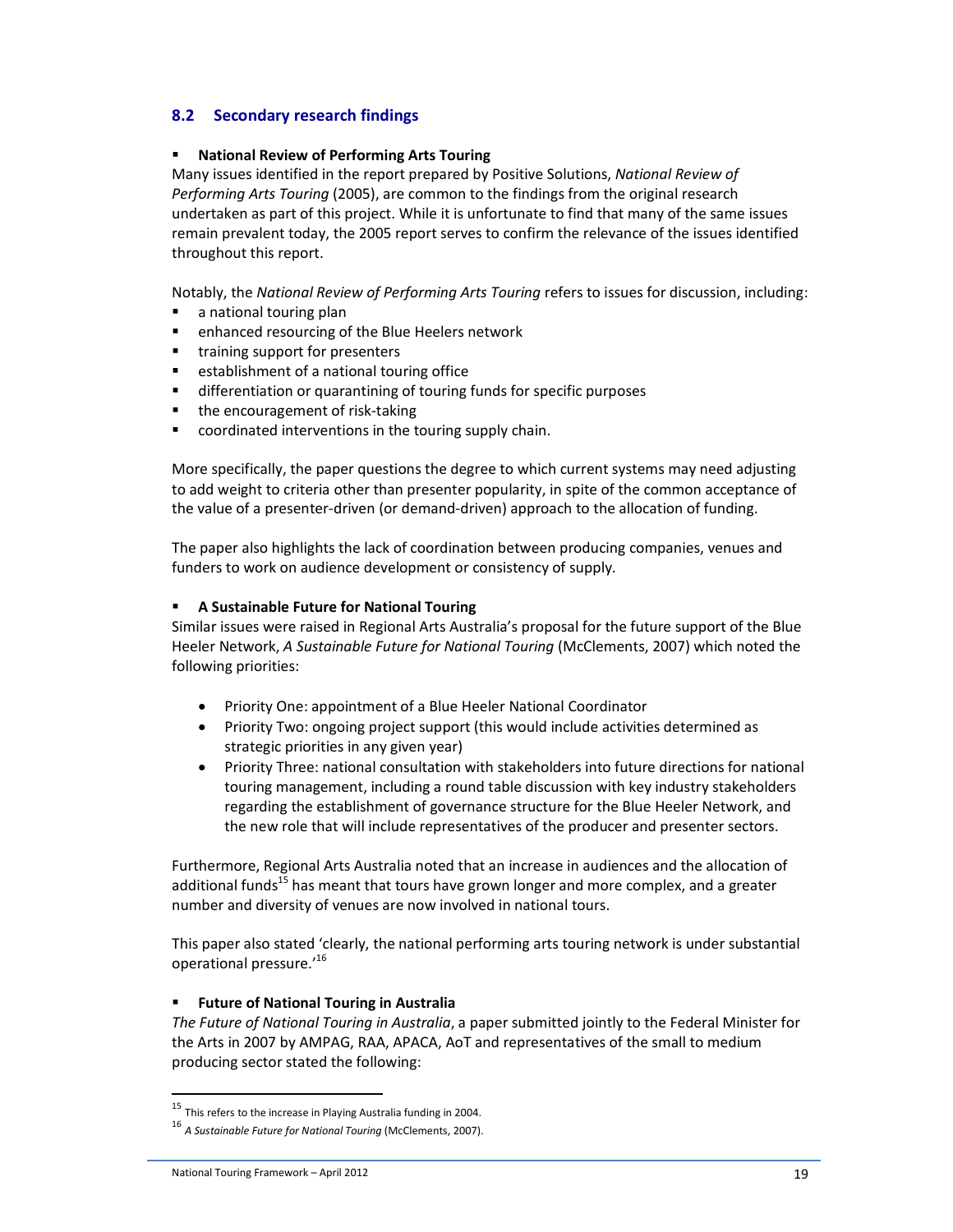## 8.2 Secondary research findings

- **National Review of Performing Arts Touring**

Many issues identified in the report prepared by Positive Solutions, *National Review of Performing Arts Touring* (2005), are common to the findings from the original research undertaken as part of this project. While it is unfortunate to find that many of the same issues remain prevalent today, the 2005 report serves to confirm the relevance of the issues identified throughout this report.

Notably, the *National Review of Performing Arts Touring* refers to issues for discussion, including:

- a national touring plan
- enhanced resourcing of the Blue Heelers network
- training support for presenters
- establishment of a national touring office
- differentiation or quarantining of touring funds for specific purposes
- the encouragement of risk-taking
- coordinated interventions in the touring supply chain.

More specifically, the paper questions the degree to which current systems may need adjusting to add weight to criteria other than presenter popularity, in spite of the common acceptance of the value of a presenter-driven (or demand-driven) approach to the allocation of funding.

The paper also highlights the lack of coordination between producing companies, venues and funders to work on audience development or consistency of supply.

- **A Sustainable Future for National Touring**

Similar issues were raised in Regional Arts Australia's proposal for the future support of the Blue Heeler Network, *A Sustainable Future for National Touring* (McClements, 2007) which noted the following priorities:

- Priority One: appointment of a Blue Heeler National Coordinator
- Priority Two: ongoing project support (this would include activities determined as strategic priorities in any given year)
- Priority Three: national consultation with stakeholders into future directions for national touring management, including a round table discussion with key industry stakeholders regarding the establishment of governance structure for the Blue Heeler Network, and the new role that will include representatives of the producer and presenter sectors.

Furthermore, Regional Arts Australia noted that an increase in audiences and the allocation of additional funds[15] has meant that tours have grown longer and more complex, and a greater number and diversity of venues are now involved in national tours.

This paper also stated 'clearly, the national performing arts touring network is under substantial operational pressure.'[16]

- **Future of National Touring in Australia**

*The Future of National Touring in Australia*, a paper submitted jointly to the Federal Minister for the Arts in 2007 by AMPAG, RAA, APACA, AoT and representatives of the small to medium producing sector stated the following:

---

[15] This refers to the increase in Playing Australia funding in 2004.

[16] *A Sustainable Future for National Touring* (McClements, 2007).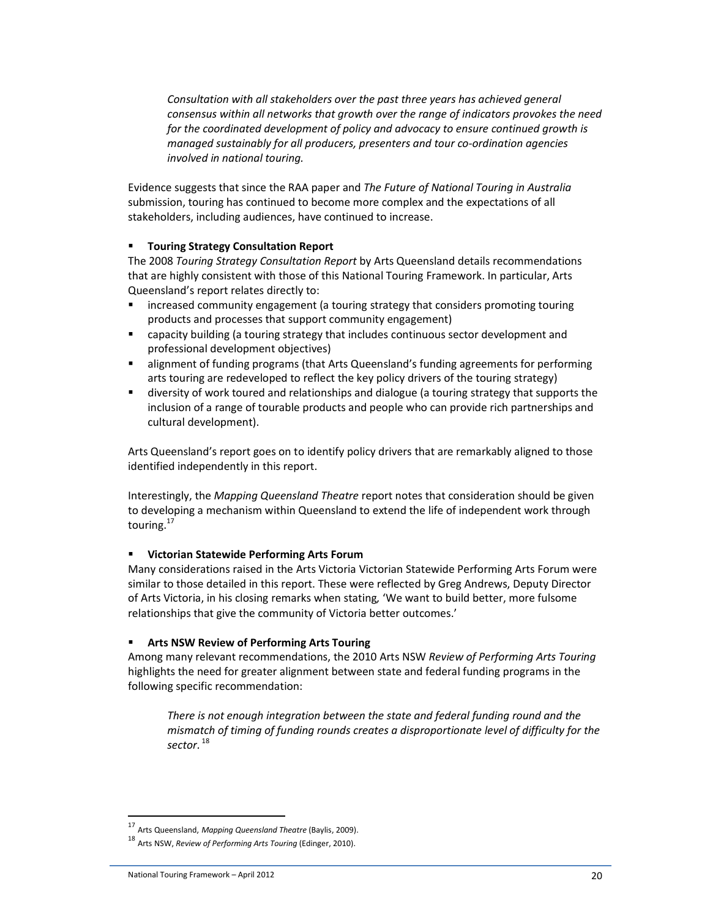*Consultation with all stakeholders over the past three years has achieved general consensus within all networks that growth over the range of indicators provokes the need for the coordinated development of policy and advocacy to ensure continued growth is managed sustainably for all producers, presenters and tour co-ordination agencies involved in national touring.*

Evidence suggests that since the RAA paper and *The Future of National Touring in Australia* submission, touring has continued to become more complex and the expectations of all stakeholders, including audiences, have continued to increase.

- **Touring Strategy Consultation Report**

The 2008 *Touring Strategy Consultation Report* by Arts Queensland details recommendations that are highly consistent with those of this National Touring Framework. In particular, Arts Queensland's report relates directly to:

- increased community engagement (a touring strategy that considers promoting touring products and processes that support community engagement)
- capacity building (a touring strategy that includes continuous sector development and professional development objectives)
- alignment of funding programs (that Arts Queensland's funding agreements for performing arts touring are redeveloped to reflect the key policy drivers of the touring strategy)
- diversity of work toured and relationships and dialogue (a touring strategy that supports the inclusion of a range of tourable products and people who can provide rich partnerships and cultural development).

Arts Queensland's report goes on to identify policy drivers that are remarkably aligned to those identified independently in this report.

Interestingly, the *Mapping Queensland Theatre* report notes that consideration should be given to developing a mechanism within Queensland to extend the life of independent work through touring.[17]

- **Victorian Statewide Performing Arts Forum**

Many considerations raised in the Arts Victoria Victorian Statewide Performing Arts Forum were similar to those detailed in this report. These were reflected by Greg Andrews, Deputy Director of Arts Victoria, in his closing remarks when stating, 'We want to build better, more fulsome relationships that give the community of Victoria better outcomes.'

- **Arts NSW Review of Performing Arts Touring**

Among many relevant recommendations, the 2010 Arts NSW *Review of Performing Arts Touring* highlights the need for greater alignment between state and federal funding programs in the following specific recommendation:

*There is not enough integration between the state and federal funding round and the mismatch of timing of funding rounds creates a disproportionate level of difficulty for the sector.*[18]

---

[17] Arts Queensland, *Mapping Queensland Theatre* (Baylis, 2009).

[18] Arts NSW, *Review of Performing Arts Touring* (Edinger, 2010).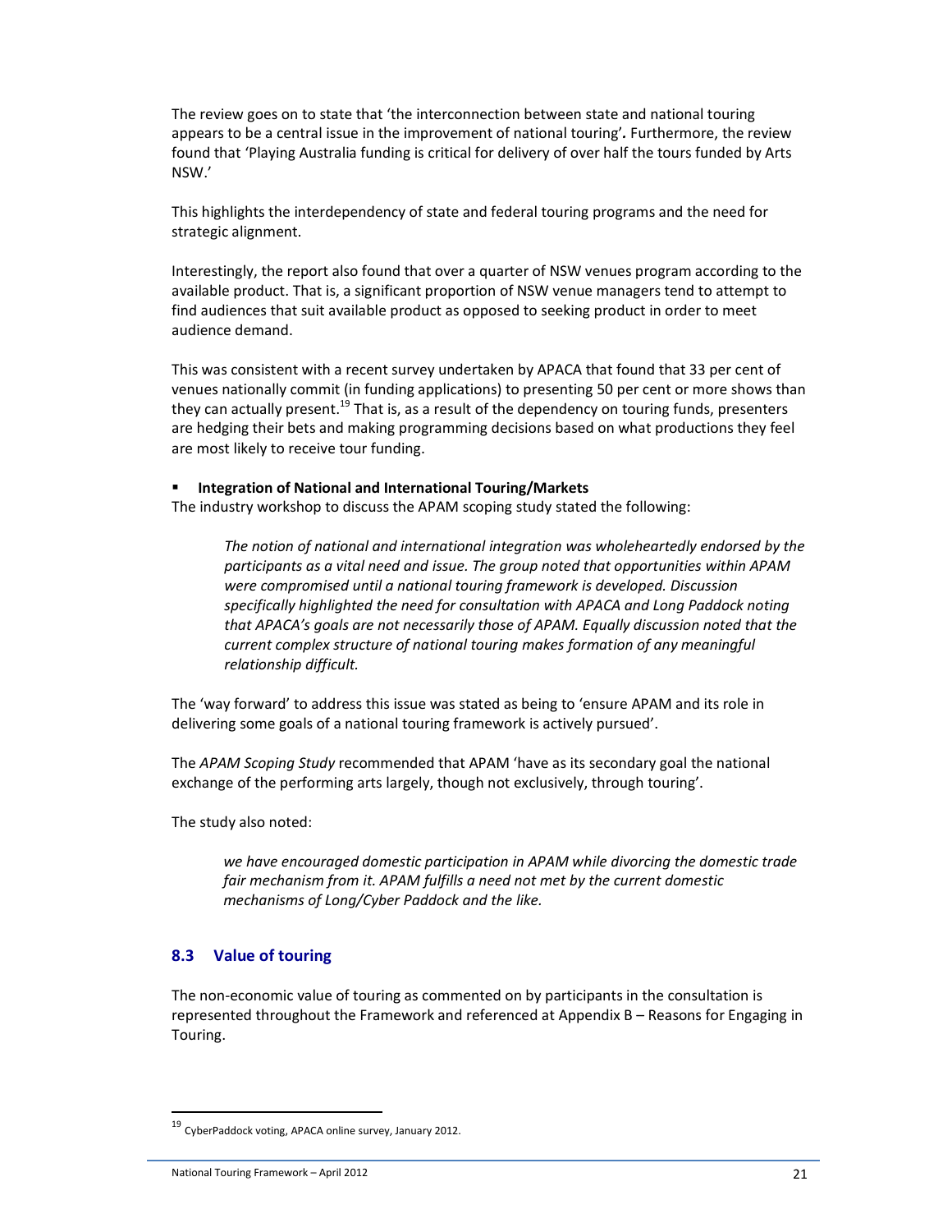The review goes on to state that 'the interconnection between state and national touring appears to be a central issue in the improvement of national touring'**.** Furthermore, the review found that 'Playing Australia funding is critical for delivery of over half the tours funded by Arts NSW.'

This highlights the interdependency of state and federal touring programs and the need for strategic alignment.

Interestingly, the report also found that over a quarter of NSW venues program according to the available product. That is, a significant proportion of NSW venue managers tend to attempt to find audiences that suit available product as opposed to seeking product in order to meet audience demand.

This was consistent with a recent survey undertaken by APACA that found that 33 per cent of venues nationally commit (in funding applications) to presenting 50 per cent or more shows than they can actually present.[19] That is, as a result of the dependency on touring funds, presenters are hedging their bets and making programming decisions based on what productions they feel are most likely to receive tour funding.

- **Integration of National and International Touring/Markets**

The industry workshop to discuss the APAM scoping study stated the following:

> *The notion of national and international integration was wholeheartedly endorsed by the participants as a vital need and issue. The group noted that opportunities within APAM were compromised until a national touring framework is developed. Discussion specifically highlighted the need for consultation with APACA and Long Paddock noting that APACA's goals are not necessarily those of APAM. Equally discussion noted that the current complex structure of national touring makes formation of any meaningful relationship difficult.*

The 'way forward' to address this issue was stated as being to 'ensure APAM and its role in delivering some goals of a national touring framework is actively pursued'.

The *APAM Scoping Study* recommended that APAM 'have as its secondary goal the national exchange of the performing arts largely, though not exclusively, through touring'.

The study also noted:

> *we have encouraged domestic participation in APAM while divorcing the domestic trade fair mechanism from it. APAM fulfills a need not met by the current domestic mechanisms of Long/Cyber Paddock and the like.*

## 8.3 Value of touring

The non-economic value of touring as commented on by participants in the consultation is represented throughout the Framework and referenced at Appendix B – Reasons for Engaging in Touring.

[19] CyberPaddock voting, APACA online survey, January 2012.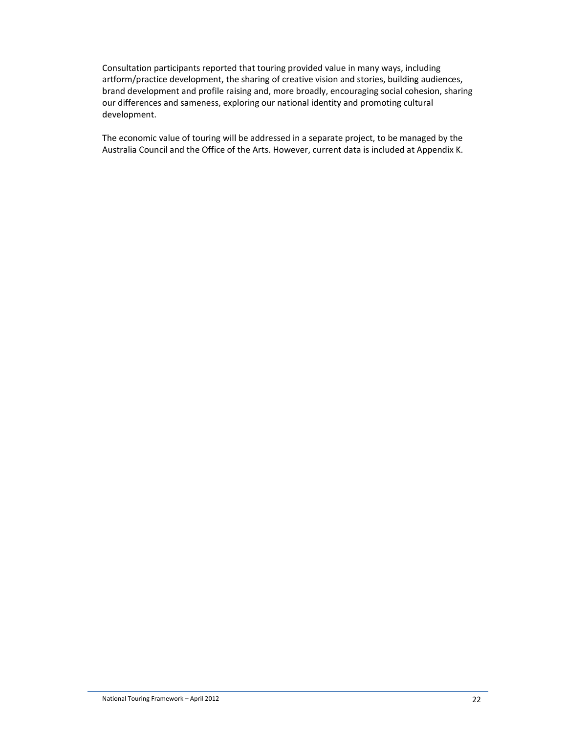Consultation participants reported that touring provided value in many ways, including artform/practice development, the sharing of creative vision and stories, building audiences, brand development and profile raising and, more broadly, encouraging social cohesion, sharing our differences and sameness, exploring our national identity and promoting cultural development.

The economic value of touring will be addressed in a separate project, to be managed by the Australia Council and the Office of the Arts. However, current data is included at Appendix K.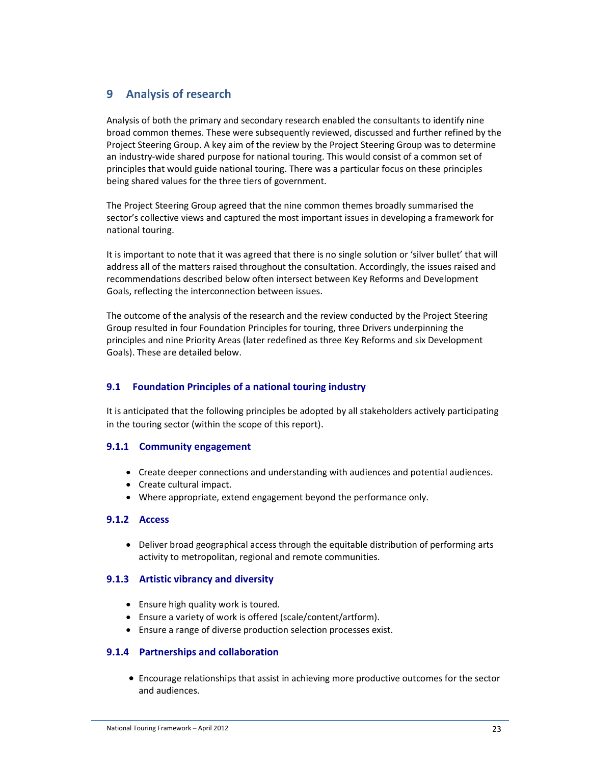# 9 Analysis of research

Analysis of both the primary and secondary research enabled the consultants to identify nine broad common themes. These were subsequently reviewed, discussed and further refined by the Project Steering Group. A key aim of the review by the Project Steering Group was to determine an industry-wide shared purpose for national touring. This would consist of a common set of principles that would guide national touring. There was a particular focus on these principles being shared values for the three tiers of government.

The Project Steering Group agreed that the nine common themes broadly summarised the sector's collective views and captured the most important issues in developing a framework for national touring.

It is important to note that it was agreed that there is no single solution or 'silver bullet' that will address all of the matters raised throughout the consultation. Accordingly, the issues raised and recommendations described below often intersect between Key Reforms and Development Goals, reflecting the interconnection between issues.

The outcome of the analysis of the research and the review conducted by the Project Steering Group resulted in four Foundation Principles for touring, three Drivers underpinning the principles and nine Priority Areas (later redefined as three Key Reforms and six Development Goals). These are detailed below.

## 9.1 Foundation Principles of a national touring industry

It is anticipated that the following principles be adopted by all stakeholders actively participating in the touring sector (within the scope of this report).

### 9.1.1 Community engagement

- Create deeper connections and understanding with audiences and potential audiences.
- Create cultural impact.
- Where appropriate, extend engagement beyond the performance only.

### 9.1.2 Access

- Deliver broad geographical access through the equitable distribution of performing arts activity to metropolitan, regional and remote communities.

### 9.1.3 Artistic vibrancy and diversity

- Ensure high quality work is toured.
- Ensure a variety of work is offered (scale/content/artform).
- Ensure a range of diverse production selection processes exist.

### 9.1.4 Partnerships and collaboration

- Encourage relationships that assist in achieving more productive outcomes for the sector and audiences.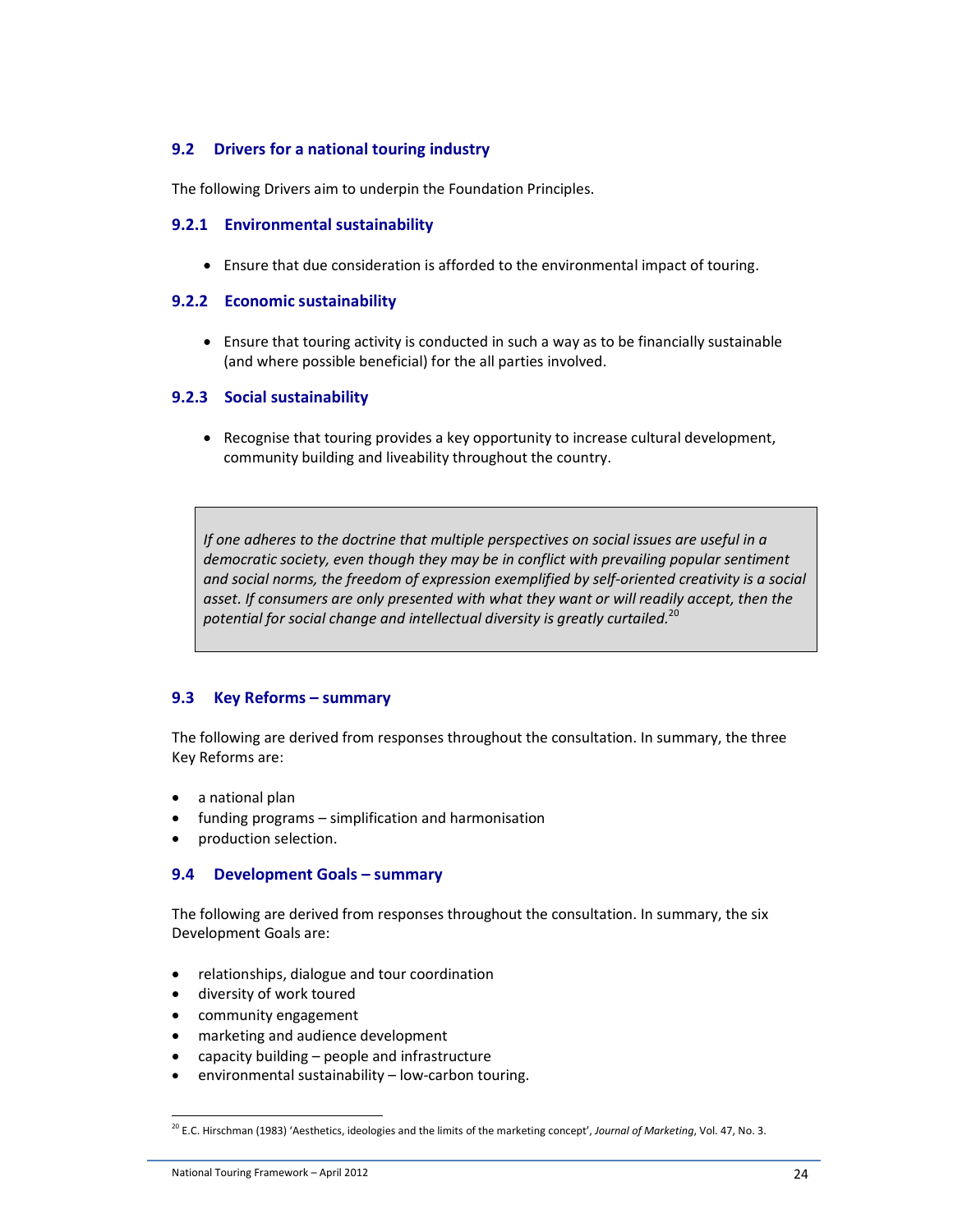## 9.2 Drivers for a national touring industry

The following Drivers aim to underpin the Foundation Principles.

### 9.2.1 Environmental sustainability

- Ensure that due consideration is afforded to the environmental impact of touring.

### 9.2.2 Economic sustainability

- Ensure that touring activity is conducted in such a way as to be financially sustainable (and where possible beneficial) for the all parties involved.

### 9.2.3 Social sustainability

- Recognise that touring provides a key opportunity to increase cultural development, community building and liveability throughout the country.

> *If one adheres to the doctrine that multiple perspectives on social issues are useful in a democratic society, even though they may be in conflict with prevailing popular sentiment and social norms, the freedom of expression exemplified by self-oriented creativity is a social asset. If consumers are only presented with what they want or will readily accept, then the potential for social change and intellectual diversity is greatly curtailed.*[20]

## 9.3 Key Reforms – summary

The following are derived from responses throughout the consultation. In summary, the three Key Reforms are:

- a national plan
- funding programs – simplification and harmonisation
- production selection.

## 9.4 Development Goals – summary

The following are derived from responses throughout the consultation. In summary, the six Development Goals are:

- relationships, dialogue and tour coordination
- diversity of work toured
- community engagement
- marketing and audience development
- capacity building – people and infrastructure
- environmental sustainability – low-carbon touring.

---

[20] E.C. Hirschman (1983) 'Aesthetics, ideologies and the limits of the marketing concept', *Journal of Marketing*, Vol. 47, No. 3.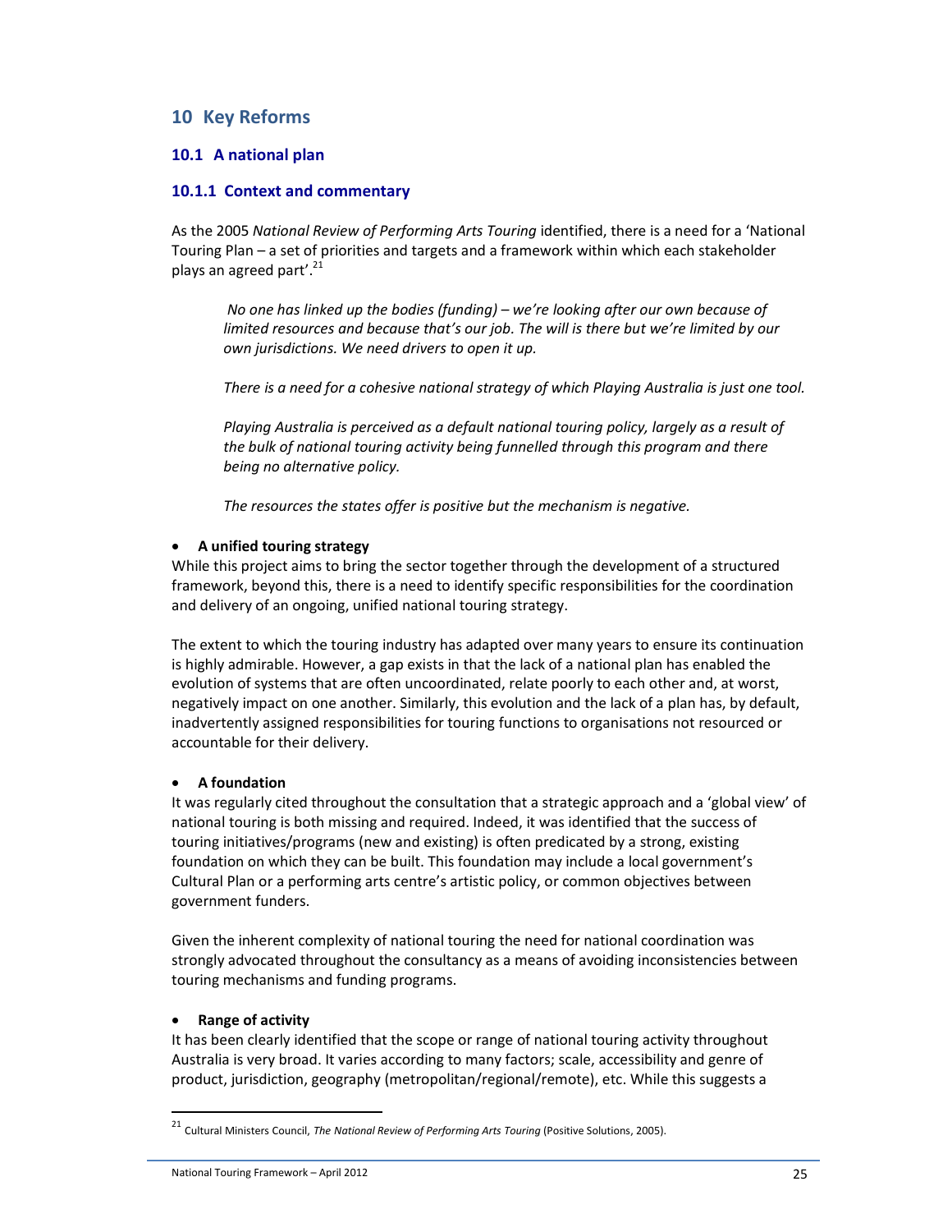# 10 Key Reforms

## 10.1 A national plan

### 10.1.1 Context and commentary

As the 2005 *National Review of Performing Arts Touring* identified, there is a need for a 'National Touring Plan – a set of priorities and targets and a framework within which each stakeholder plays an agreed part'.[21]

> *No one has linked up the bodies (funding) – we're looking after our own because of limited resources and because that's our job. The will is there but we're limited by our own jurisdictions. We need drivers to open it up.*
>
> *There is a need for a cohesive national strategy of which Playing Australia is just one tool.*
>
> *Playing Australia is perceived as a default national touring policy, largely as a result of the bulk of national touring activity being funnelled through this program and there being no alternative policy.*
>
> *The resources the states offer is positive but the mechanism is negative.*

- **A unified touring strategy**

While this project aims to bring the sector together through the development of a structured framework, beyond this, there is a need to identify specific responsibilities for the coordination and delivery of an ongoing, unified national touring strategy.

The extent to which the touring industry has adapted over many years to ensure its continuation is highly admirable. However, a gap exists in that the lack of a national plan has enabled the evolution of systems that are often uncoordinated, relate poorly to each other and, at worst, negatively impact on one another. Similarly, this evolution and the lack of a plan has, by default, inadvertently assigned responsibilities for touring functions to organisations not resourced or accountable for their delivery.

- **A foundation**

It was regularly cited throughout the consultation that a strategic approach and a 'global view' of national touring is both missing and required. Indeed, it was identified that the success of touring initiatives/programs (new and existing) is often predicated by a strong, existing foundation on which they can be built. This foundation may include a local government's Cultural Plan or a performing arts centre's artistic policy, or common objectives between government funders.

Given the inherent complexity of national touring the need for national coordination was strongly advocated throughout the consultancy as a means of avoiding inconsistencies between touring mechanisms and funding programs.

- **Range of activity**

It has been clearly identified that the scope or range of national touring activity throughout Australia is very broad. It varies according to many factors; scale, accessibility and genre of product, jurisdiction, geography (metropolitan/regional/remote), etc. While this suggests a

[21] Cultural Ministers Council, *The National Review of Performing Arts Touring* (Positive Solutions, 2005).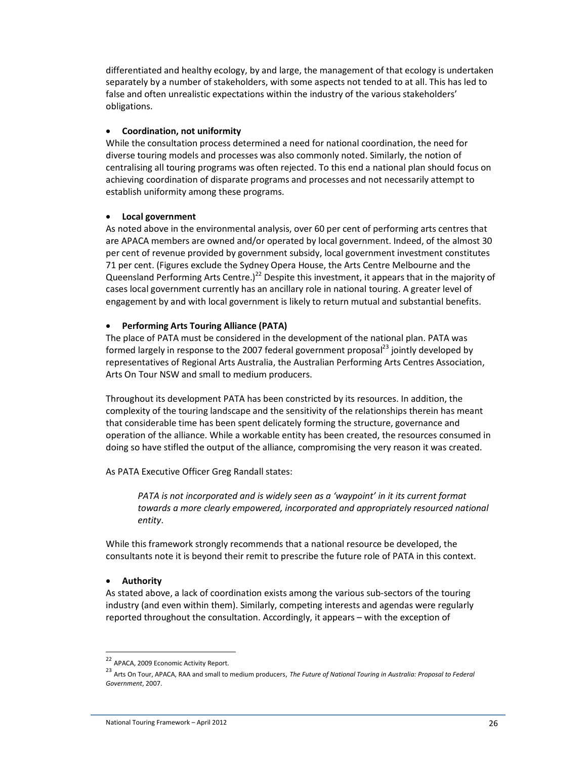differentiated and healthy ecology, by and large, the management of that ecology is undertaken separately by a number of stakeholders, with some aspects not tended to at all. This has led to false and often unrealistic expectations within the industry of the various stakeholders' obligations.

- **Coordination, not uniformity**

While the consultation process determined a need for national coordination, the need for diverse touring models and processes was also commonly noted. Similarly, the notion of centralising all touring programs was often rejected. To this end a national plan should focus on achieving coordination of disparate programs and processes and not necessarily attempt to establish uniformity among these programs.

- **Local government**

As noted above in the environmental analysis, over 60 per cent of performing arts centres that are APACA members are owned and/or operated by local government. Indeed, of the almost 30 per cent of revenue provided by government subsidy, local government investment constitutes 71 per cent. (Figures exclude the Sydney Opera House, the Arts Centre Melbourne and the Queensland Performing Arts Centre.)[22] Despite this investment, it appears that in the majority of cases local government currently has an ancillary role in national touring. A greater level of engagement by and with local government is likely to return mutual and substantial benefits.

- **Performing Arts Touring Alliance (PATA)**

The place of PATA must be considered in the development of the national plan. PATA was formed largely in response to the 2007 federal government proposal[23] jointly developed by representatives of Regional Arts Australia, the Australian Performing Arts Centres Association, Arts On Tour NSW and small to medium producers.

Throughout its development PATA has been constricted by its resources. In addition, the complexity of the touring landscape and the sensitivity of the relationships therein has meant that considerable time has been spent delicately forming the structure, governance and operation of the alliance. While a workable entity has been created, the resources consumed in doing so have stifled the output of the alliance, compromising the very reason it was created.

As PATA Executive Officer Greg Randall states:

> *PATA is not incorporated and is widely seen as a 'waypoint' in it its current format towards a more clearly empowered, incorporated and appropriately resourced national entity*.

While this framework strongly recommends that a national resource be developed, the consultants note it is beyond their remit to prescribe the future role of PATA in this context.

- **Authority**

As stated above, a lack of coordination exists among the various sub-sectors of the touring industry (and even within them). Similarly, competing interests and agendas were regularly reported throughout the consultation. Accordingly, it appears – with the exception of

---

[22] APACA, 2009 Economic Activity Report.

[23] Arts On Tour, APACA, RAA and small to medium producers, *The Future of National Touring in Australia: Proposal to Federal Government*, 2007.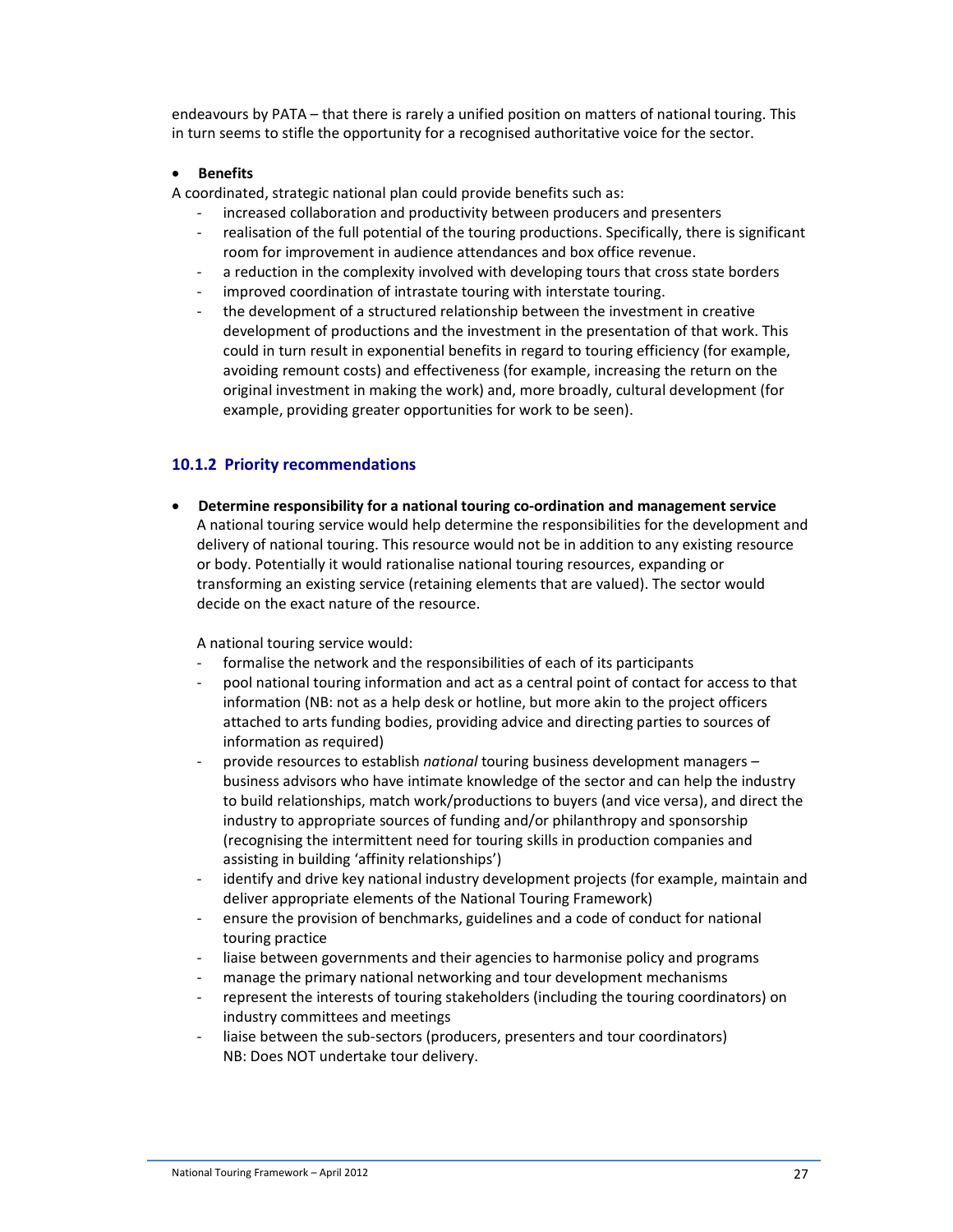endeavours by PATA – that there is rarely a unified position on matters of national touring. This in turn seems to stifle the opportunity for a recognised authoritative voice for the sector.

- **Benefits**

A coordinated, strategic national plan could provide benefits such as:

- increased collaboration and productivity between producers and presenters
- realisation of the full potential of the touring productions. Specifically, there is significant room for improvement in audience attendances and box office revenue.
- a reduction in the complexity involved with developing tours that cross state borders
- improved coordination of intrastate touring with interstate touring.
- the development of a structured relationship between the investment in creative development of productions and the investment in the presentation of that work. This could in turn result in exponential benefits in regard to touring efficiency (for example, avoiding remount costs) and effectiveness (for example, increasing the return on the original investment in making the work) and, more broadly, cultural development (for example, providing greater opportunities for work to be seen).

### 10.1.2 Priority recommendations

- **Determine responsibility for a national touring co-ordination and management service**

  A national touring service would help determine the responsibilities for the development and delivery of national touring. This resource would not be in addition to any existing resource or body. Potentially it would rationalise national touring resources, expanding or transforming an existing service (retaining elements that are valued). The sector would decide on the exact nature of the resource.

  A national touring service would:

  - formalise the network and the responsibilities of each of its participants
  - pool national touring information and act as a central point of contact for access to that information (NB: not as a help desk or hotline, but more akin to the project officers attached to arts funding bodies, providing advice and directing parties to sources of information as required)
  - provide resources to establish *national* touring business development managers – business advisors who have intimate knowledge of the sector and can help the industry to build relationships, match work/productions to buyers (and vice versa), and direct the industry to appropriate sources of funding and/or philanthropy and sponsorship (recognising the intermittent need for touring skills in production companies and assisting in building 'affinity relationships')
  - identify and drive key national industry development projects (for example, maintain and deliver appropriate elements of the National Touring Framework)
  - ensure the provision of benchmarks, guidelines and a code of conduct for national touring practice
  - liaise between governments and their agencies to harmonise policy and programs
  - manage the primary national networking and tour development mechanisms
  - represent the interests of touring stakeholders (including the touring coordinators) on industry committees and meetings
  - liaise between the sub-sectors (producers, presenters and tour coordinators)
    NB: Does NOT undertake tour delivery.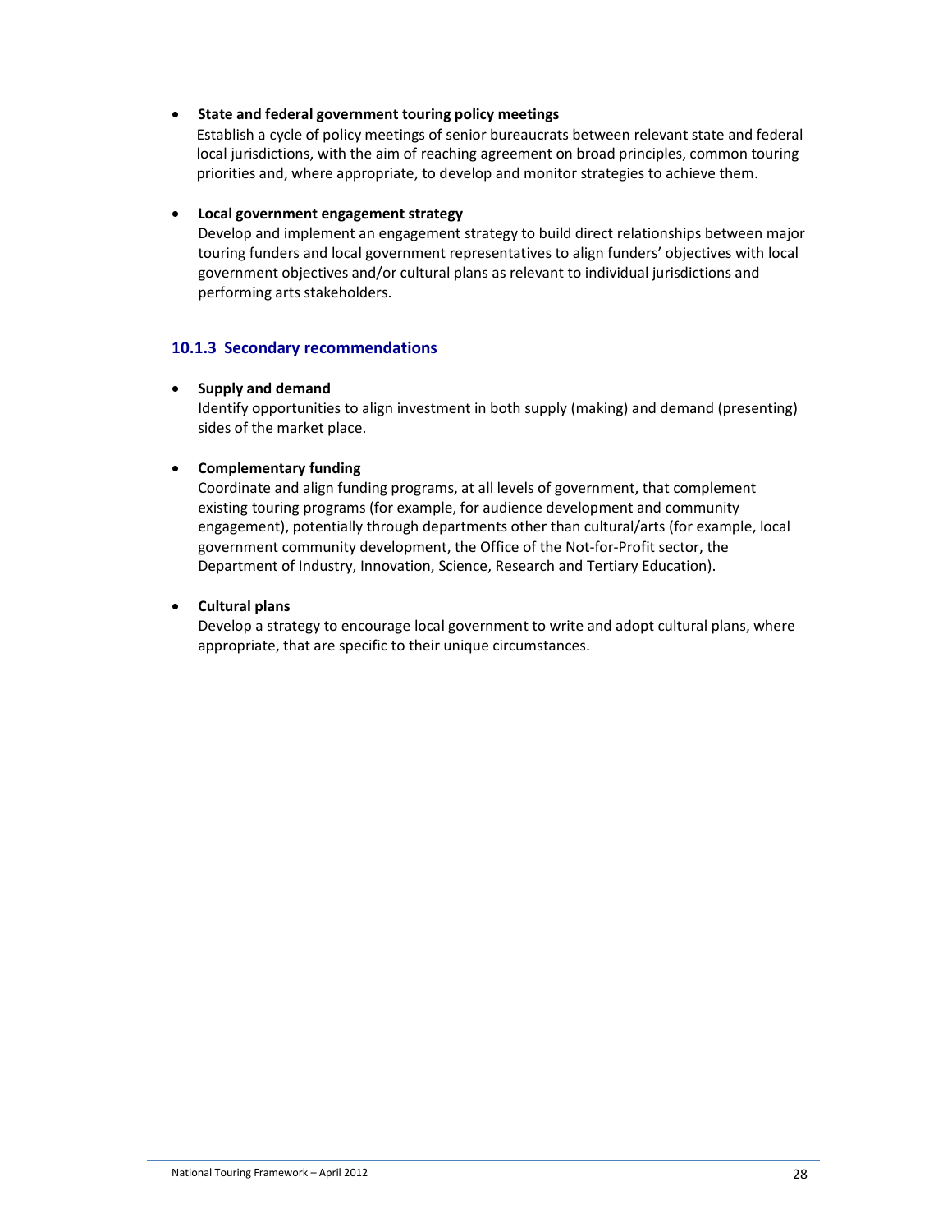- **State and federal government touring policy meetings**
  Establish a cycle of policy meetings of senior bureaucrats between relevant state and federal local jurisdictions, with the aim of reaching agreement on broad principles, common touring priorities and, where appropriate, to develop and monitor strategies to achieve them.

- **Local government engagement strategy**
  Develop and implement an engagement strategy to build direct relationships between major touring funders and local government representatives to align funders' objectives with local government objectives and/or cultural plans as relevant to individual jurisdictions and performing arts stakeholders.

### 10.1.3 Secondary recommendations

- **Supply and demand**
  Identify opportunities to align investment in both supply (making) and demand (presenting) sides of the market place.

- **Complementary funding**
  Coordinate and align funding programs, at all levels of government, that complement existing touring programs (for example, for audience development and community engagement), potentially through departments other than cultural/arts (for example, local government community development, the Office of the Not-for-Profit sector, the Department of Industry, Innovation, Science, Research and Tertiary Education).

- **Cultural plans**
  Develop a strategy to encourage local government to write and adopt cultural plans, where appropriate, that are specific to their unique circumstances.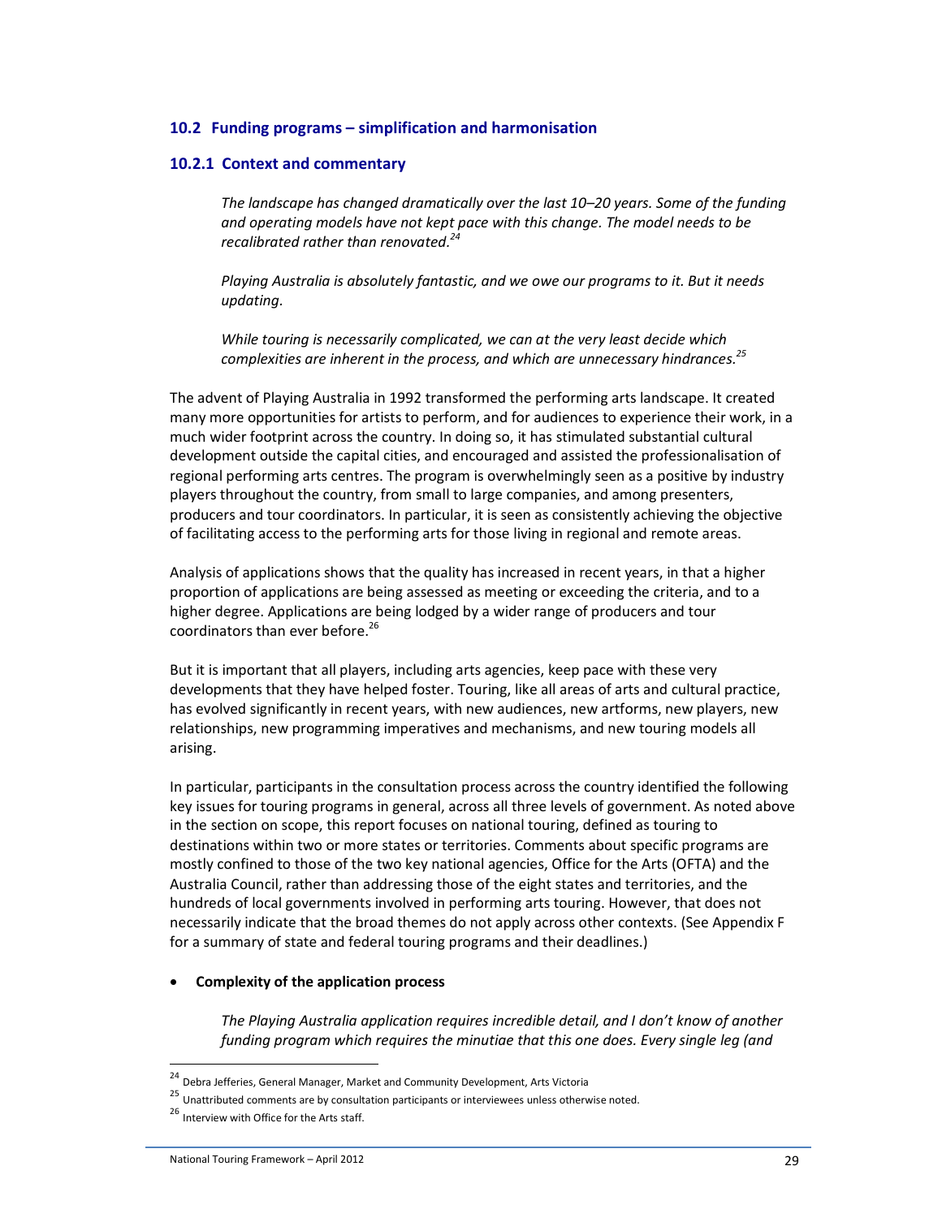## 10.2 Funding programs – simplification and harmonisation

### 10.2.1 Context and commentary

> *The landscape has changed dramatically over the last 10–20 years. Some of the funding and operating models have not kept pace with this change. The model needs to be recalibrated rather than renovated.*[24]
>
> *Playing Australia is absolutely fantastic, and we owe our programs to it. But it needs updating.*
>
> *While touring is necessarily complicated, we can at the very least decide which complexities are inherent in the process, and which are unnecessary hindrances.*[25]

The advent of Playing Australia in 1992 transformed the performing arts landscape. It created many more opportunities for artists to perform, and for audiences to experience their work, in a much wider footprint across the country. In doing so, it has stimulated substantial cultural development outside the capital cities, and encouraged and assisted the professionalisation of regional performing arts centres. The program is overwhelmingly seen as a positive by industry players throughout the country, from small to large companies, and among presenters, producers and tour coordinators. In particular, it is seen as consistently achieving the objective of facilitating access to the performing arts for those living in regional and remote areas.

Analysis of applications shows that the quality has increased in recent years, in that a higher proportion of applications are being assessed as meeting or exceeding the criteria, and to a higher degree. Applications are being lodged by a wider range of producers and tour coordinators than ever before.[26]

But it is important that all players, including arts agencies, keep pace with these very developments that they have helped foster. Touring, like all areas of arts and cultural practice, has evolved significantly in recent years, with new audiences, new artforms, new players, new relationships, new programming imperatives and mechanisms, and new touring models all arising.

In particular, participants in the consultation process across the country identified the following key issues for touring programs in general, across all three levels of government. As noted above in the section on scope, this report focuses on national touring, defined as touring to destinations within two or more states or territories. Comments about specific programs are mostly confined to those of the two key national agencies, Office for the Arts (OFTA) and the Australia Council, rather than addressing those of the eight states and territories, and the hundreds of local governments involved in performing arts touring. However, that does not necessarily indicate that the broad themes do not apply across other contexts. (See Appendix F for a summary of state and federal touring programs and their deadlines.)

- **Complexity of the application process**

> *The Playing Australia application requires incredible detail, and I don't know of another funding program which requires the minutiae that this one does. Every single leg (and*

---

[24] Debra Jefferies, General Manager, Market and Community Development, Arts Victoria

[25] Unattributed comments are by consultation participants or interviewees unless otherwise noted.

[26] Interview with Office for the Arts staff.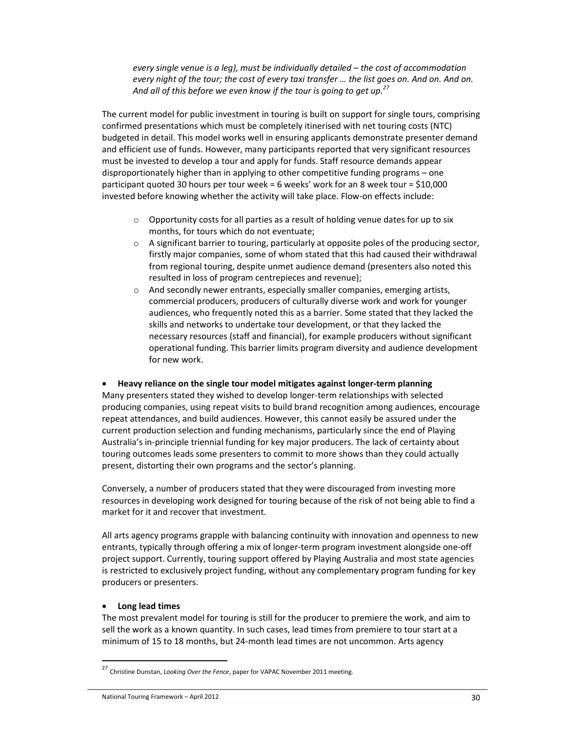*every single venue is a leg), must be individually detailed – the cost of accommodation every night of the tour; the cost of every taxi transfer … the list goes on. And on. And on. And all of this before we even know if the tour is going to get up.*[27]

The current model for public investment in touring is built on support for single tours, comprising confirmed presentations which must be completely itinerised with net touring costs (NTC) budgeted in detail. This model works well in ensuring applicants demonstrate presenter demand and efficient use of funds. However, many participants reported that very significant resources must be invested to develop a tour and apply for funds. Staff resource demands appear disproportionately higher than in applying to other competitive funding programs – one participant quoted 30 hours per tour week = 6 weeks' work for an 8 week tour = $10,000 invested before knowing whether the activity will take place. Flow-on effects include:

- Opportunity costs for all parties as a result of holding venue dates for up to six months, for tours which do not eventuate;
- A significant barrier to touring, particularly at opposite poles of the producing sector, firstly major companies, some of whom stated that this had caused their withdrawal from regional touring, despite unmet audience demand (presenters also noted this resulted in loss of program centrepieces and revenue);
- And secondly newer entrants, especially smaller companies, emerging artists, commercial producers, producers of culturally diverse work and work for younger audiences, who frequently noted this as a barrier. Some stated that they lacked the skills and networks to undertake tour development, or that they lacked the necessary resources (staff and financial), for example producers without significant operational funding. This barrier limits program diversity and audience development for new work.

- **Heavy reliance on the single tour model mitigates against longer-term planning**

Many presenters stated they wished to develop longer-term relationships with selected producing companies, using repeat visits to build brand recognition among audiences, encourage repeat attendances, and build audiences. However, this cannot easily be assured under the current production selection and funding mechanisms, particularly since the end of Playing Australia's in-principle triennial funding for key major producers. The lack of certainty about touring outcomes leads some presenters to commit to more shows than they could actually present, distorting their own programs and the sector's planning.

Conversely, a number of producers stated that they were discouraged from investing more resources in developing work designed for touring because of the risk of not being able to find a market for it and recover that investment.

All arts agency programs grapple with balancing continuity with innovation and openness to new entrants, typically through offering a mix of longer-term program investment alongside one-off project support. Currently, touring support offered by Playing Australia and most state agencies is restricted to exclusively project funding, without any complementary program funding for key producers or presenters.

- **Long lead times**

The most prevalent model for touring is still for the producer to premiere the work, and aim to sell the work as a known quantity. In such cases, lead times from premiere to tour start at a minimum of 15 to 18 months, but 24-month lead times are not uncommon. Arts agency

[27] Christine Dunstan, *Looking Over the Fence*, paper for VAPAC November 2011 meeting.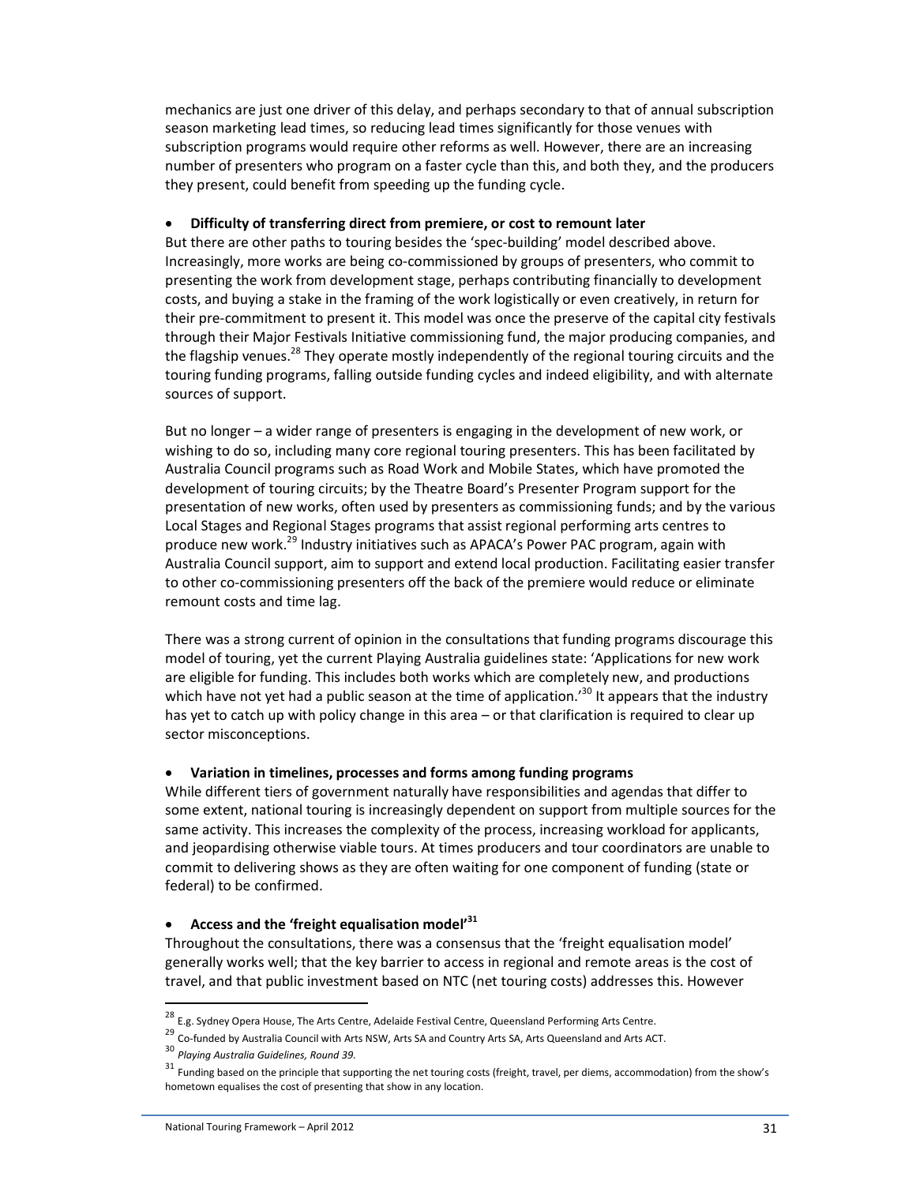mechanics are just one driver of this delay, and perhaps secondary to that of annual subscription season marketing lead times, so reducing lead times significantly for those venues with subscription programs would require other reforms as well. However, there are an increasing number of presenters who program on a faster cycle than this, and both they, and the producers they present, could benefit from speeding up the funding cycle.

- **Difficulty of transferring direct from premiere, or cost to remount later**

But there are other paths to touring besides the 'spec-building' model described above. Increasingly, more works are being co-commissioned by groups of presenters, who commit to presenting the work from development stage, perhaps contributing financially to development costs, and buying a stake in the framing of the work logistically or even creatively, in return for their pre-commitment to present it. This model was once the preserve of the capital city festivals through their Major Festivals Initiative commissioning fund, the major producing companies, and the flagship venues.[28] They operate mostly independently of the regional touring circuits and the touring funding programs, falling outside funding cycles and indeed eligibility, and with alternate sources of support.

But no longer – a wider range of presenters is engaging in the development of new work, or wishing to do so, including many core regional touring presenters. This has been facilitated by Australia Council programs such as Road Work and Mobile States, which have promoted the development of touring circuits; by the Theatre Board's Presenter Program support for the presentation of new works, often used by presenters as commissioning funds; and by the various Local Stages and Regional Stages programs that assist regional performing arts centres to produce new work.[29] Industry initiatives such as APACA's Power PAC program, again with Australia Council support, aim to support and extend local production. Facilitating easier transfer to other co-commissioning presenters off the back of the premiere would reduce or eliminate remount costs and time lag.

There was a strong current of opinion in the consultations that funding programs discourage this model of touring, yet the current Playing Australia guidelines state: 'Applications for new work are eligible for funding. This includes both works which are completely new, and productions which have not yet had a public season at the time of application.'[30] It appears that the industry has yet to catch up with policy change in this area – or that clarification is required to clear up sector misconceptions.

- **Variation in timelines, processes and forms among funding programs**

While different tiers of government naturally have responsibilities and agendas that differ to some extent, national touring is increasingly dependent on support from multiple sources for the same activity. This increases the complexity of the process, increasing workload for applicants, and jeopardising otherwise viable tours. At times producers and tour coordinators are unable to commit to delivering shows as they are often waiting for one component of funding (state or federal) to be confirmed.

- **Access and the 'freight equalisation model'[31]**

Throughout the consultations, there was a consensus that the 'freight equalisation model' generally works well; that the key barrier to access in regional and remote areas is the cost of travel, and that public investment based on NTC (net touring costs) addresses this. However

---

[28] E.g. Sydney Opera House, The Arts Centre, Adelaide Festival Centre, Queensland Performing Arts Centre.

[29] Co-funded by Australia Council with Arts NSW, Arts SA and Country Arts SA, Arts Queensland and Arts ACT.

[30] *Playing Australia Guidelines, Round 39.*

[31] Funding based on the principle that supporting the net touring costs (freight, travel, per diems, accommodation) from the show's hometown equalises the cost of presenting that show in any location.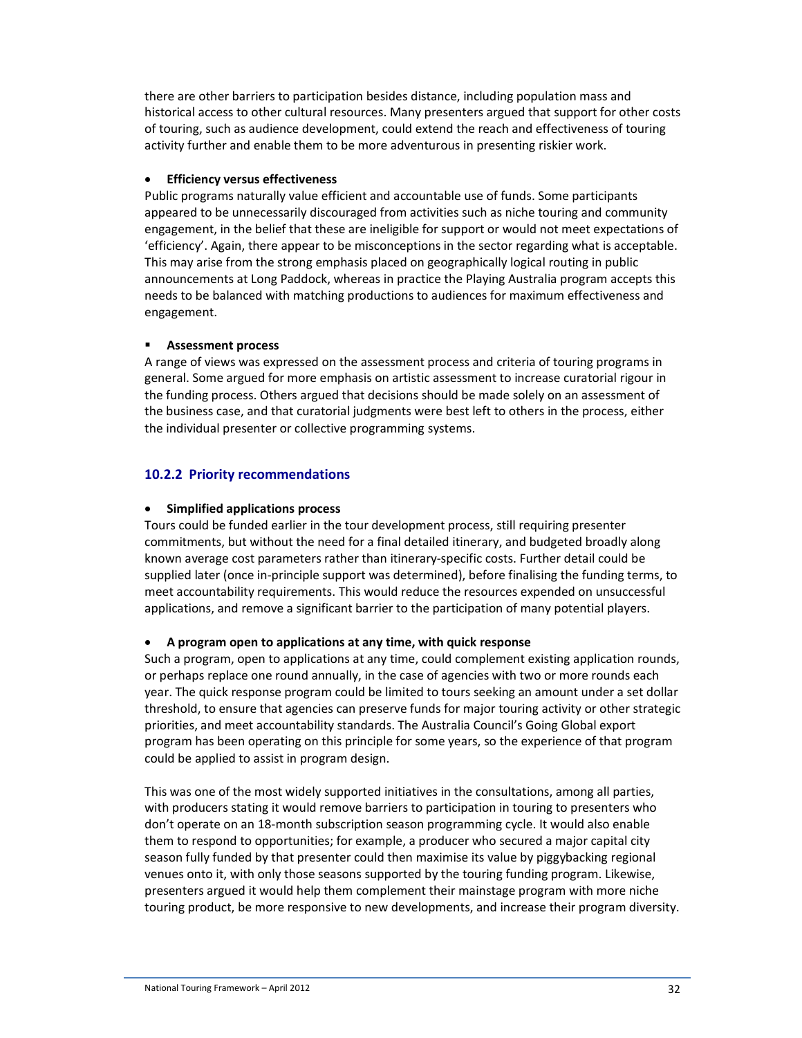there are other barriers to participation besides distance, including population mass and historical access to other cultural resources. Many presenters argued that support for other costs of touring, such as audience development, could extend the reach and effectiveness of touring activity further and enable them to be more adventurous in presenting riskier work.

- **Efficiency versus effectiveness**

Public programs naturally value efficient and accountable use of funds. Some participants appeared to be unnecessarily discouraged from activities such as niche touring and community engagement, in the belief that these are ineligible for support or would not meet expectations of 'efficiency'. Again, there appear to be misconceptions in the sector regarding what is acceptable. This may arise from the strong emphasis placed on geographically logical routing in public announcements at Long Paddock, whereas in practice the Playing Australia program accepts this needs to be balanced with matching productions to audiences for maximum effectiveness and engagement.

- **Assessment process**

A range of views was expressed on the assessment process and criteria of touring programs in general. Some argued for more emphasis on artistic assessment to increase curatorial rigour in the funding process. Others argued that decisions should be made solely on an assessment of the business case, and that curatorial judgments were best left to others in the process, either the individual presenter or collective programming systems.

### 10.2.2 Priority recommendations

- **Simplified applications process**

Tours could be funded earlier in the tour development process, still requiring presenter commitments, but without the need for a final detailed itinerary, and budgeted broadly along known average cost parameters rather than itinerary-specific costs. Further detail could be supplied later (once in-principle support was determined), before finalising the funding terms, to meet accountability requirements. This would reduce the resources expended on unsuccessful applications, and remove a significant barrier to the participation of many potential players.

- **A program open to applications at any time, with quick response**

Such a program, open to applications at any time, could complement existing application rounds, or perhaps replace one round annually, in the case of agencies with two or more rounds each year. The quick response program could be limited to tours seeking an amount under a set dollar threshold, to ensure that agencies can preserve funds for major touring activity or other strategic priorities, and meet accountability standards. The Australia Council's Going Global export program has been operating on this principle for some years, so the experience of that program could be applied to assist in program design.

This was one of the most widely supported initiatives in the consultations, among all parties, with producers stating it would remove barriers to participation in touring to presenters who don't operate on an 18-month subscription season programming cycle. It would also enable them to respond to opportunities; for example, a producer who secured a major capital city season fully funded by that presenter could then maximise its value by piggybacking regional venues onto it, with only those seasons supported by the touring funding program. Likewise, presenters argued it would help them complement their mainstage program with more niche touring product, be more responsive to new developments, and increase their program diversity.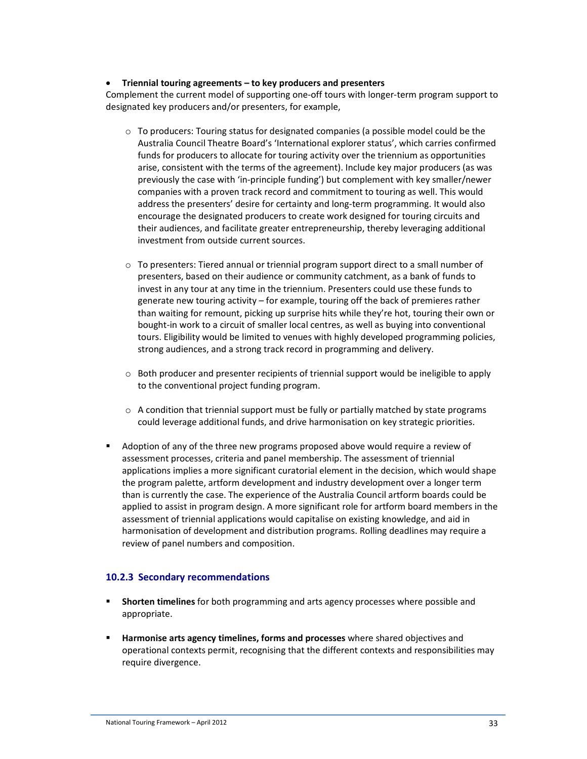- **Triennial touring agreements – to key producers and presenters**

Complement the current model of supporting one-off tours with longer-term program support to designated key producers and/or presenters, for example,

  - To producers: Touring status for designated companies (a possible model could be the Australia Council Theatre Board's 'International explorer status', which carries confirmed funds for producers to allocate for touring activity over the triennium as opportunities arise, consistent with the terms of the agreement). Include key major producers (as was previously the case with 'in-principle funding') but complement with key smaller/newer companies with a proven track record and commitment to touring as well. This would address the presenters' desire for certainty and long-term programming. It would also encourage the designated producers to create work designed for touring circuits and their audiences, and facilitate greater entrepreneurship, thereby leveraging additional investment from outside current sources.

  - To presenters: Tiered annual or triennial program support direct to a small number of presenters, based on their audience or community catchment, as a bank of funds to invest in any tour at any time in the triennium. Presenters could use these funds to generate new touring activity – for example, touring off the back of premieres rather than waiting for remount, picking up surprise hits while they're hot, touring their own or bought-in work to a circuit of smaller local centres, as well as buying into conventional tours. Eligibility would be limited to venues with highly developed programming policies, strong audiences, and a strong track record in programming and delivery.

  - Both producer and presenter recipients of triennial support would be ineligible to apply to the conventional project funding program.

  - A condition that triennial support must be fully or partially matched by state programs could leverage additional funds, and drive harmonisation on key strategic priorities.

- Adoption of any of the three new programs proposed above would require a review of assessment processes, criteria and panel membership. The assessment of triennial applications implies a more significant curatorial element in the decision, which would shape the program palette, artform development and industry development over a longer term than is currently the case. The experience of the Australia Council artform boards could be applied to assist in program design. A more significant role for artform board members in the assessment of triennial applications would capitalise on existing knowledge, and aid in harmonisation of development and distribution programs. Rolling deadlines may require a review of panel numbers and composition.

### 10.2.3 Secondary recommendations

- **Shorten timelines** for both programming and arts agency processes where possible and appropriate.

- **Harmonise arts agency timelines, forms and processes** where shared objectives and operational contexts permit, recognising that the different contexts and responsibilities may require divergence.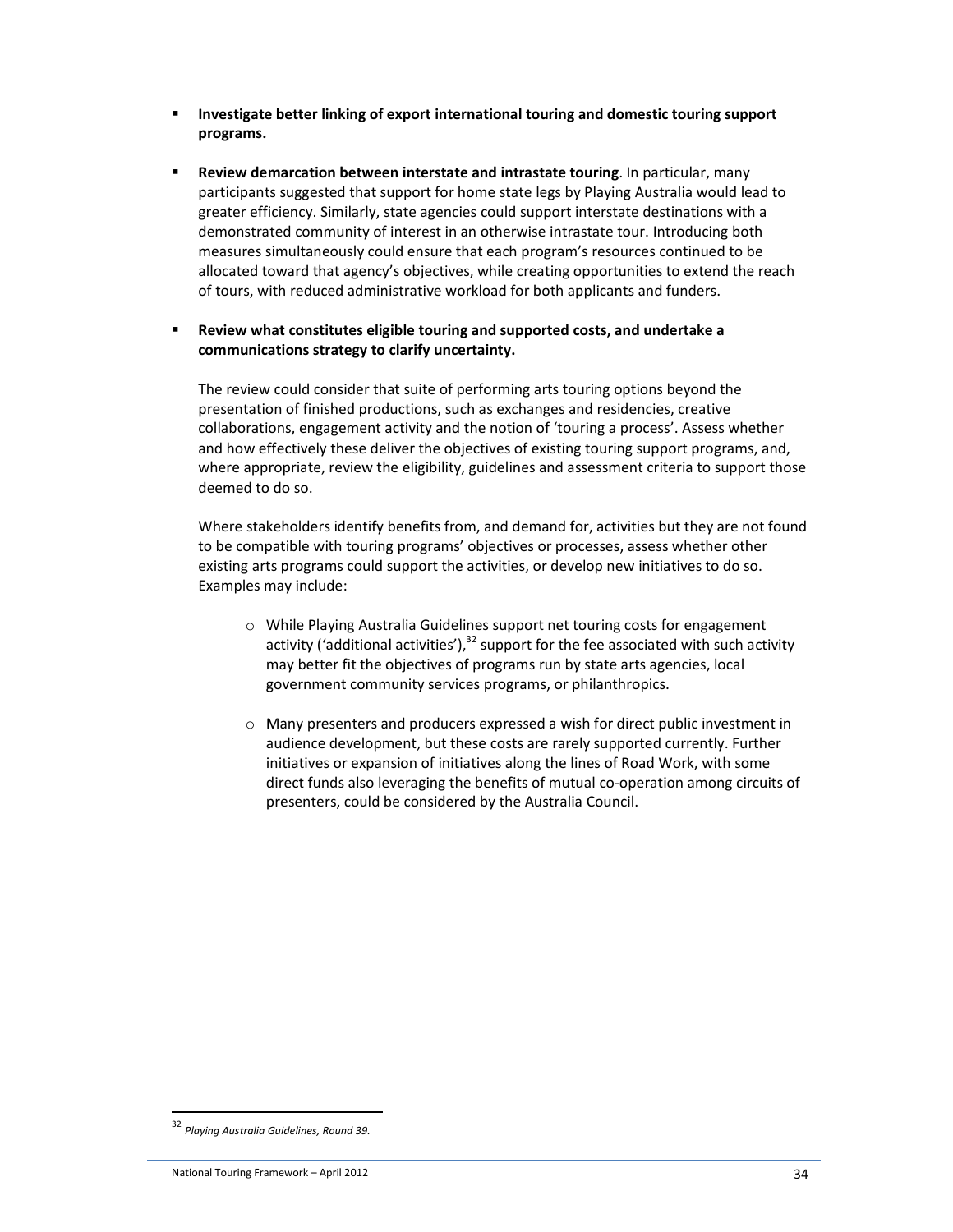- **Investigate better linking of export international touring and domestic touring support programs.**

- **Review demarcation between interstate and intrastate touring**. In particular, many participants suggested that support for home state legs by Playing Australia would lead to greater efficiency. Similarly, state agencies could support interstate destinations with a demonstrated community of interest in an otherwise intrastate tour. Introducing both measures simultaneously could ensure that each program's resources continued to be allocated toward that agency's objectives, while creating opportunities to extend the reach of tours, with reduced administrative workload for both applicants and funders.

- **Review what constitutes eligible touring and supported costs, and undertake a communications strategy to clarify uncertainty.**

  The review could consider that suite of performing arts touring options beyond the presentation of finished productions, such as exchanges and residencies, creative collaborations, engagement activity and the notion of 'touring a process'. Assess whether and how effectively these deliver the objectives of existing touring support programs, and, where appropriate, review the eligibility, guidelines and assessment criteria to support those deemed to do so.

  Where stakeholders identify benefits from, and demand for, activities but they are not found to be compatible with touring programs' objectives or processes, assess whether other existing arts programs could support the activities, or develop new initiatives to do so. Examples may include:

  - While Playing Australia Guidelines support net touring costs for engagement activity ('additional activities'),[32] support for the fee associated with such activity may better fit the objectives of programs run by state arts agencies, local government community services programs, or philanthropics.

  - Many presenters and producers expressed a wish for direct public investment in audience development, but these costs are rarely supported currently. Further initiatives or expansion of initiatives along the lines of Road Work, with some direct funds also leveraging the benefits of mutual co-operation among circuits of presenters, could be considered by the Australia Council.

[32] *Playing Australia Guidelines, Round 39.*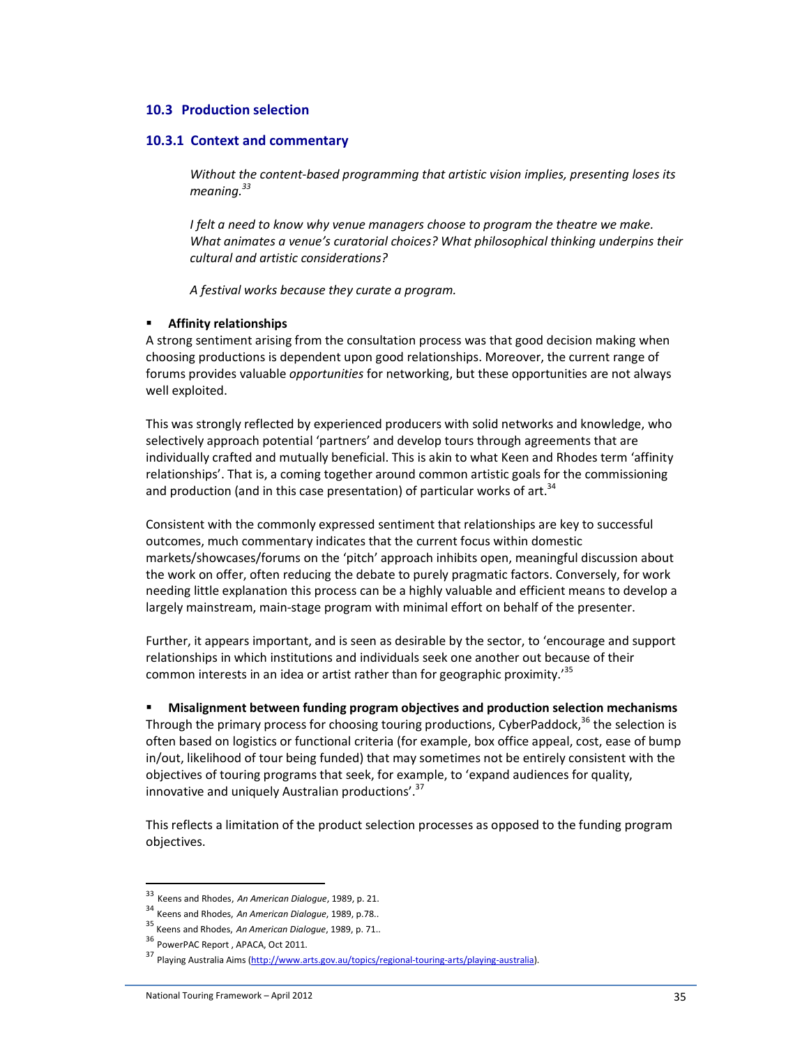## 10.3 Production selection

### 10.3.1 Context and commentary

> *Without the content-based programming that artistic vision implies, presenting loses its meaning.*[33]
>
> *I felt a need to know why venue managers choose to program the theatre we make. What animates a venue's curatorial choices? What philosophical thinking underpins their cultural and artistic considerations?*
>
> *A festival works because they curate a program.*

- **Affinity relationships**

A strong sentiment arising from the consultation process was that good decision making when choosing productions is dependent upon good relationships. Moreover, the current range of forums provides valuable *opportunities* for networking, but these opportunities are not always well exploited.

This was strongly reflected by experienced producers with solid networks and knowledge, who selectively approach potential 'partners' and develop tours through agreements that are individually crafted and mutually beneficial. This is akin to what Keen and Rhodes term 'affinity relationships'. That is, a coming together around common artistic goals for the commissioning and production (and in this case presentation) of particular works of art.[34]

Consistent with the commonly expressed sentiment that relationships are key to successful outcomes, much commentary indicates that the current focus within domestic markets/showcases/forums on the 'pitch' approach inhibits open, meaningful discussion about the work on offer, often reducing the debate to purely pragmatic factors. Conversely, for work needing little explanation this process can be a highly valuable and efficient means to develop a largely mainstream, main-stage program with minimal effort on behalf of the presenter.

Further, it appears important, and is seen as desirable by the sector, to 'encourage and support relationships in which institutions and individuals seek one another out because of their common interests in an idea or artist rather than for geographic proximity.'[35]

- **Misalignment between funding program objectives and production selection mechanisms**

Through the primary process for choosing touring productions, CyberPaddock,[36] the selection is often based on logistics or functional criteria (for example, box office appeal, cost, ease of bump in/out, likelihood of tour being funded) that may sometimes not be entirely consistent with the objectives of touring programs that seek, for example, to 'expand audiences for quality, innovative and uniquely Australian productions'.[37]

This reflects a limitation of the product selection processes as opposed to the funding program objectives.

---

[33] Keens and Rhodes, *An American Dialogue*, 1989, p. 21.

[34] Keens and Rhodes, *An American Dialogue*, 1989, p.78..

[35] Keens and Rhodes, *An American Dialogue*, 1989, p. 71..

[36] PowerPAC Report , APACA, Oct 2011.

[37] Playing Australia Aims (http://www.arts.gov.au/topics/regional-touring-arts/playing-australia).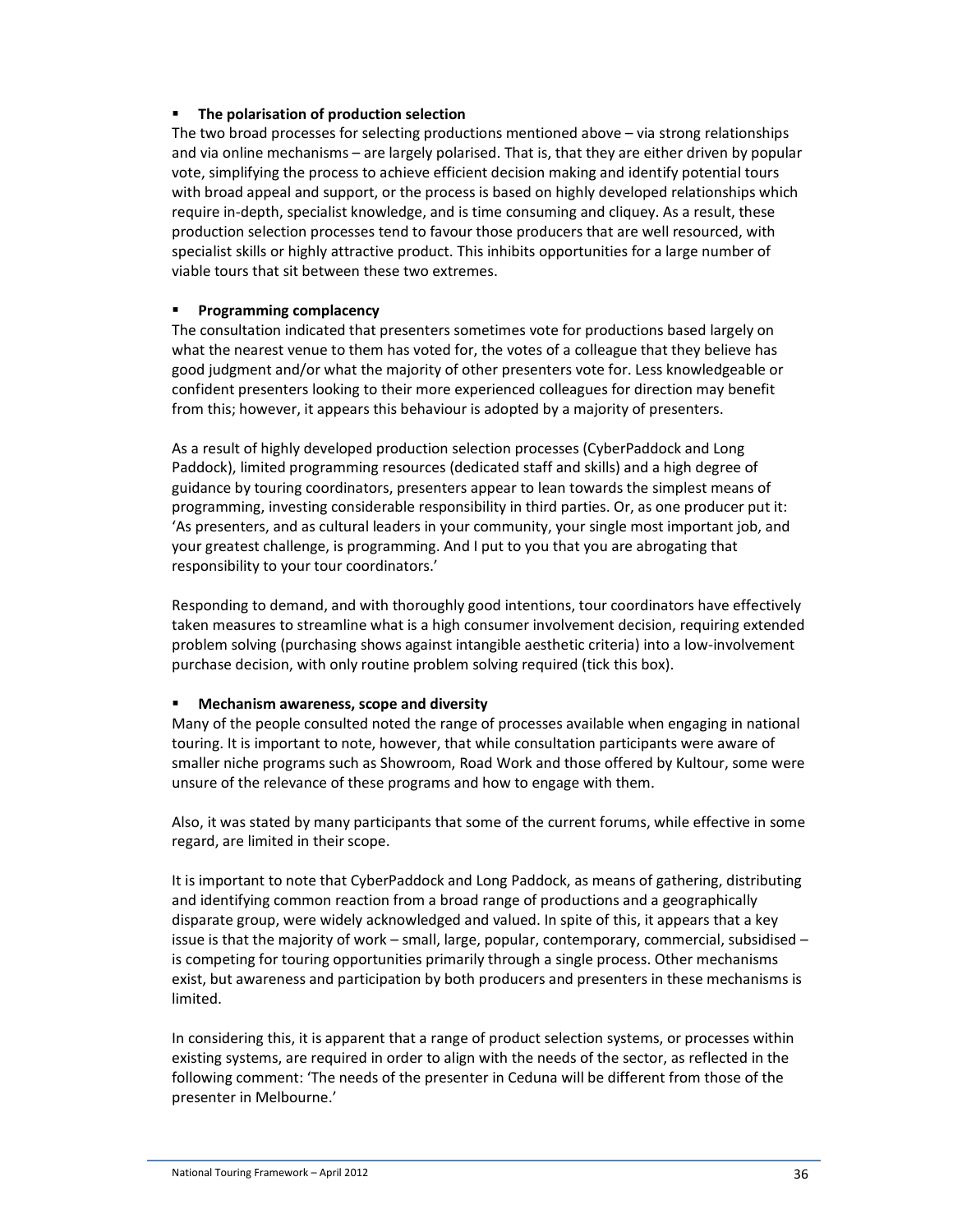- **The polarisation of production selection**

The two broad processes for selecting productions mentioned above – via strong relationships and via online mechanisms – are largely polarised. That is, that they are either driven by popular vote, simplifying the process to achieve efficient decision making and identify potential tours with broad appeal and support, or the process is based on highly developed relationships which require in-depth, specialist knowledge, and is time consuming and cliquey. As a result, these production selection processes tend to favour those producers that are well resourced, with specialist skills or highly attractive product. This inhibits opportunities for a large number of viable tours that sit between these two extremes.

- **Programming complacency**

The consultation indicated that presenters sometimes vote for productions based largely on what the nearest venue to them has voted for, the votes of a colleague that they believe has good judgment and/or what the majority of other presenters vote for. Less knowledgeable or confident presenters looking to their more experienced colleagues for direction may benefit from this; however, it appears this behaviour is adopted by a majority of presenters.

As a result of highly developed production selection processes (CyberPaddock and Long Paddock), limited programming resources (dedicated staff and skills) and a high degree of guidance by touring coordinators, presenters appear to lean towards the simplest means of programming, investing considerable responsibility in third parties. Or, as one producer put it: 'As presenters, and as cultural leaders in your community, your single most important job, and your greatest challenge, is programming. And I put to you that you are abrogating that responsibility to your tour coordinators.'

Responding to demand, and with thoroughly good intentions, tour coordinators have effectively taken measures to streamline what is a high consumer involvement decision, requiring extended problem solving (purchasing shows against intangible aesthetic criteria) into a low-involvement purchase decision, with only routine problem solving required (tick this box).

- **Mechanism awareness, scope and diversity**

Many of the people consulted noted the range of processes available when engaging in national touring. It is important to note, however, that while consultation participants were aware of smaller niche programs such as Showroom, Road Work and those offered by Kultour, some were unsure of the relevance of these programs and how to engage with them.

Also, it was stated by many participants that some of the current forums, while effective in some regard, are limited in their scope.

It is important to note that CyberPaddock and Long Paddock, as means of gathering, distributing and identifying common reaction from a broad range of productions and a geographically disparate group, were widely acknowledged and valued. In spite of this, it appears that a key issue is that the majority of work – small, large, popular, contemporary, commercial, subsidised – is competing for touring opportunities primarily through a single process. Other mechanisms exist, but awareness and participation by both producers and presenters in these mechanisms is limited.

In considering this, it is apparent that a range of product selection systems, or processes within existing systems, are required in order to align with the needs of the sector, as reflected in the following comment: 'The needs of the presenter in Ceduna will be different from those of the presenter in Melbourne.'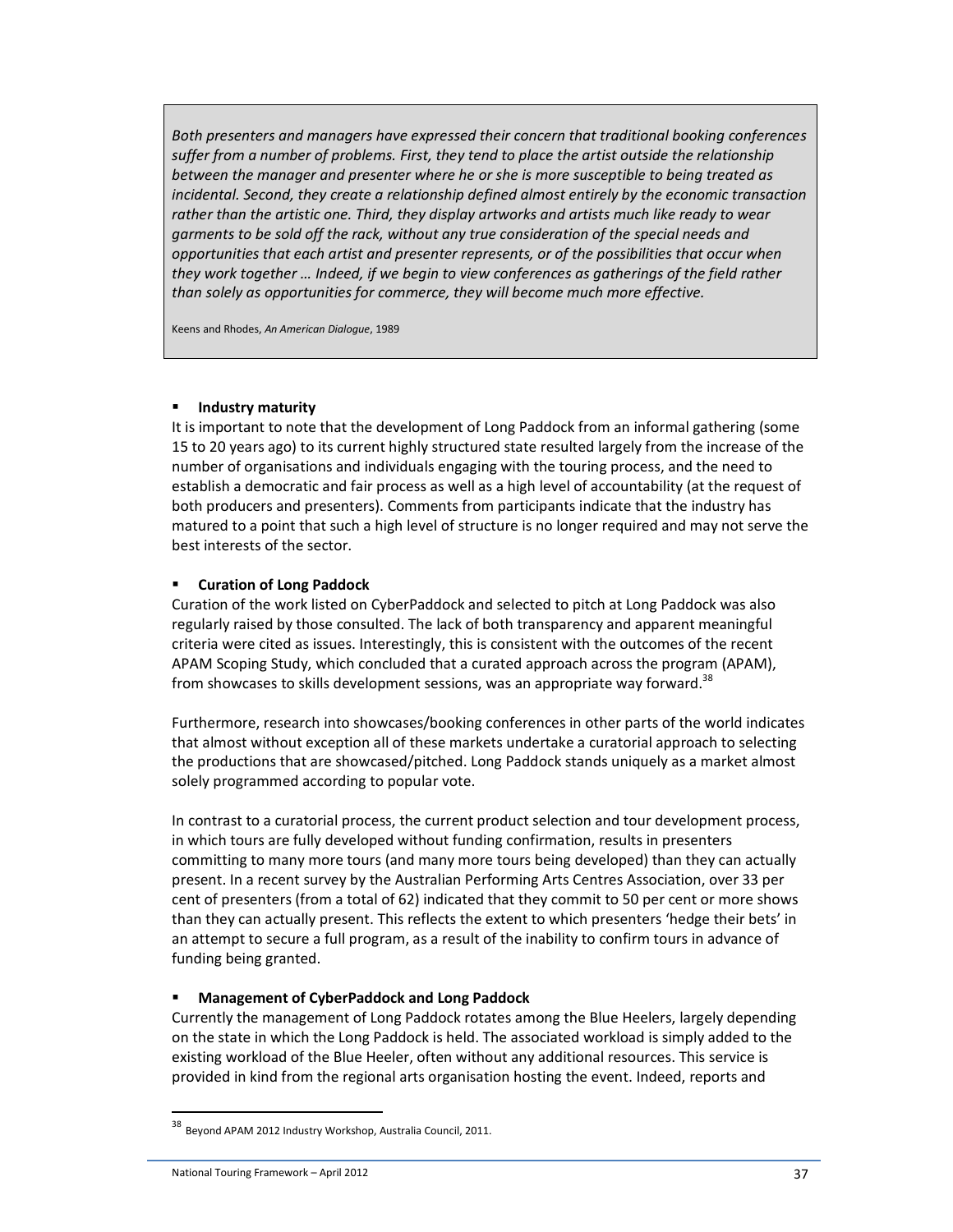> *Both presenters and managers have expressed their concern that traditional booking conferences suffer from a number of problems. First, they tend to place the artist outside the relationship between the manager and presenter where he or she is more susceptible to being treated as incidental. Second, they create a relationship defined almost entirely by the economic transaction rather than the artistic one. Third, they display artworks and artists much like ready to wear garments to be sold off the rack, without any true consideration of the special needs and opportunities that each artist and presenter represents, or of the possibilities that occur when they work together … Indeed, if we begin to view conferences as gatherings of the field rather than solely as opportunities for commerce, they will become much more effective.*
>
> Keens and Rhodes, *An American Dialogue*, 1989

- **Industry maturity**

It is important to note that the development of Long Paddock from an informal gathering (some 15 to 20 years ago) to its current highly structured state resulted largely from the increase of the number of organisations and individuals engaging with the touring process, and the need to establish a democratic and fair process as well as a high level of accountability (at the request of both producers and presenters). Comments from participants indicate that the industry has matured to a point that such a high level of structure is no longer required and may not serve the best interests of the sector.

- **Curation of Long Paddock**

Curation of the work listed on CyberPaddock and selected to pitch at Long Paddock was also regularly raised by those consulted. The lack of both transparency and apparent meaningful criteria were cited as issues. Interestingly, this is consistent with the outcomes of the recent APAM Scoping Study, which concluded that a curated approach across the program (APAM), from showcases to skills development sessions, was an appropriate way forward.[38]

Furthermore, research into showcases/booking conferences in other parts of the world indicates that almost without exception all of these markets undertake a curatorial approach to selecting the productions that are showcased/pitched. Long Paddock stands uniquely as a market almost solely programmed according to popular vote.

In contrast to a curatorial process, the current product selection and tour development process, in which tours are fully developed without funding confirmation, results in presenters committing to many more tours (and many more tours being developed) than they can actually present. In a recent survey by the Australian Performing Arts Centres Association, over 33 per cent of presenters (from a total of 62) indicated that they commit to 50 per cent or more shows than they can actually present. This reflects the extent to which presenters 'hedge their bets' in an attempt to secure a full program, as a result of the inability to confirm tours in advance of funding being granted.

- **Management of CyberPaddock and Long Paddock**

Currently the management of Long Paddock rotates among the Blue Heelers, largely depending on the state in which the Long Paddock is held. The associated workload is simply added to the existing workload of the Blue Heeler, often without any additional resources. This service is provided in kind from the regional arts organisation hosting the event. Indeed, reports and

---

[38] Beyond APAM 2012 Industry Workshop, Australia Council, 2011.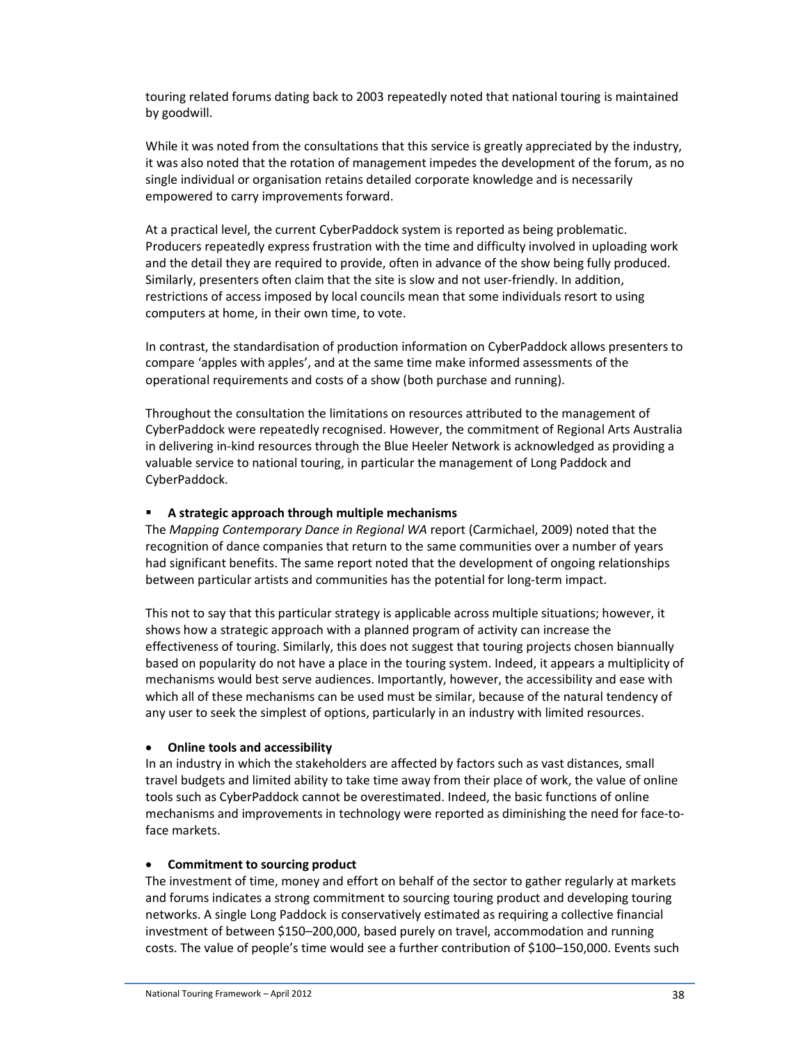touring related forums dating back to 2003 repeatedly noted that national touring is maintained by goodwill.

While it was noted from the consultations that this service is greatly appreciated by the industry, it was also noted that the rotation of management impedes the development of the forum, as no single individual or organisation retains detailed corporate knowledge and is necessarily empowered to carry improvements forward.

At a practical level, the current CyberPaddock system is reported as being problematic. Producers repeatedly express frustration with the time and difficulty involved in uploading work and the detail they are required to provide, often in advance of the show being fully produced. Similarly, presenters often claim that the site is slow and not user-friendly. In addition, restrictions of access imposed by local councils mean that some individuals resort to using computers at home, in their own time, to vote.

In contrast, the standardisation of production information on CyberPaddock allows presenters to compare 'apples with apples', and at the same time make informed assessments of the operational requirements and costs of a show (both purchase and running).

Throughout the consultation the limitations on resources attributed to the management of CyberPaddock were repeatedly recognised. However, the commitment of Regional Arts Australia in delivering in-kind resources through the Blue Heeler Network is acknowledged as providing a valuable service to national touring, in particular the management of Long Paddock and CyberPaddock.

- **A strategic approach through multiple mechanisms**

The *Mapping Contemporary Dance in Regional WA* report (Carmichael, 2009) noted that the recognition of dance companies that return to the same communities over a number of years had significant benefits. The same report noted that the development of ongoing relationships between particular artists and communities has the potential for long-term impact.

This not to say that this particular strategy is applicable across multiple situations; however, it shows how a strategic approach with a planned program of activity can increase the effectiveness of touring. Similarly, this does not suggest that touring projects chosen biannually based on popularity do not have a place in the touring system. Indeed, it appears a multiplicity of mechanisms would best serve audiences. Importantly, however, the accessibility and ease with which all of these mechanisms can be used must be similar, because of the natural tendency of any user to seek the simplest of options, particularly in an industry with limited resources.

- **Online tools and accessibility**

In an industry in which the stakeholders are affected by factors such as vast distances, small travel budgets and limited ability to take time away from their place of work, the value of online tools such as CyberPaddock cannot be overestimated. Indeed, the basic functions of online mechanisms and improvements in technology were reported as diminishing the need for face-to-face markets.

- **Commitment to sourcing product**

The investment of time, money and effort on behalf of the sector to gather regularly at markets and forums indicates a strong commitment to sourcing touring product and developing touring networks. A single Long Paddock is conservatively estimated as requiring a collective financial investment of between \$150–200,000, based purely on travel, accommodation and running costs. The value of people's time would see a further contribution of \$100–150,000. Events such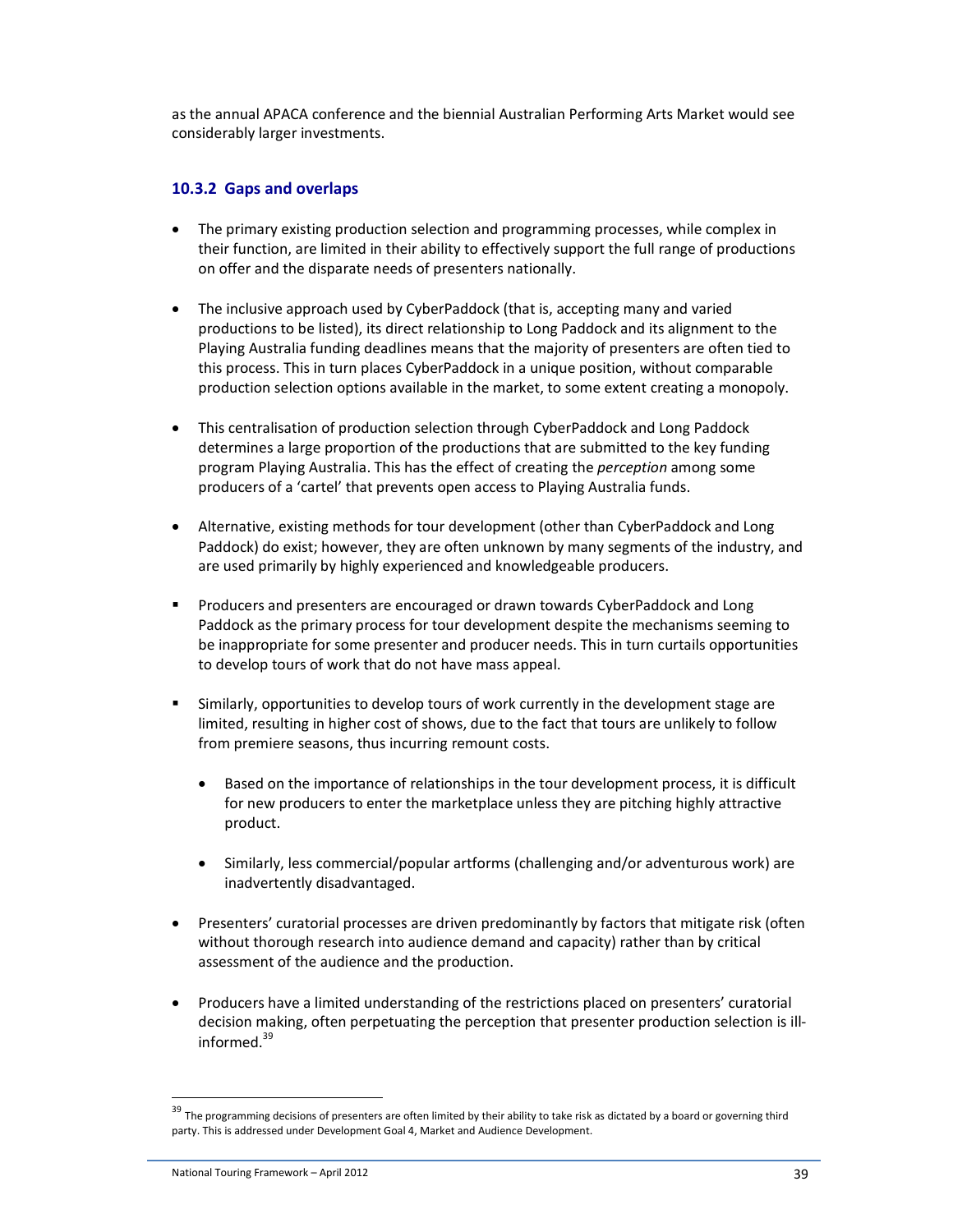as the annual APACA conference and the biennial Australian Performing Arts Market would see considerably larger investments.

### 10.3.2 Gaps and overlaps

- The primary existing production selection and programming processes, while complex in their function, are limited in their ability to effectively support the full range of productions on offer and the disparate needs of presenters nationally.

- The inclusive approach used by CyberPaddock (that is, accepting many and varied productions to be listed), its direct relationship to Long Paddock and its alignment to the Playing Australia funding deadlines means that the majority of presenters are often tied to this process. This in turn places CyberPaddock in a unique position, without comparable production selection options available in the market, to some extent creating a monopoly.

- This centralisation of production selection through CyberPaddock and Long Paddock determines a large proportion of the productions that are submitted to the key funding program Playing Australia. This has the effect of creating the *perception* among some producers of a 'cartel' that prevents open access to Playing Australia funds.

- Alternative, existing methods for tour development (other than CyberPaddock and Long Paddock) do exist; however, they are often unknown by many segments of the industry, and are used primarily by highly experienced and knowledgeable producers.

- Producers and presenters are encouraged or drawn towards CyberPaddock and Long Paddock as the primary process for tour development despite the mechanisms seeming to be inappropriate for some presenter and producer needs. This in turn curtails opportunities to develop tours of work that do not have mass appeal.

- Similarly, opportunities to develop tours of work currently in the development stage are limited, resulting in higher cost of shows, due to the fact that tours are unlikely to follow from premiere seasons, thus incurring remount costs.

  - Based on the importance of relationships in the tour development process, it is difficult for new producers to enter the marketplace unless they are pitching highly attractive product.

  - Similarly, less commercial/popular artforms (challenging and/or adventurous work) are inadvertently disadvantaged.

- Presenters' curatorial processes are driven predominantly by factors that mitigate risk (often without thorough research into audience demand and capacity) rather than by critical assessment of the audience and the production.

- Producers have a limited understanding of the restrictions placed on presenters' curatorial decision making, often perpetuating the perception that presenter production selection is ill-informed.[39]

[39] The programming decisions of presenters are often limited by their ability to take risk as dictated by a board or governing third party. This is addressed under Development Goal 4, Market and Audience Development.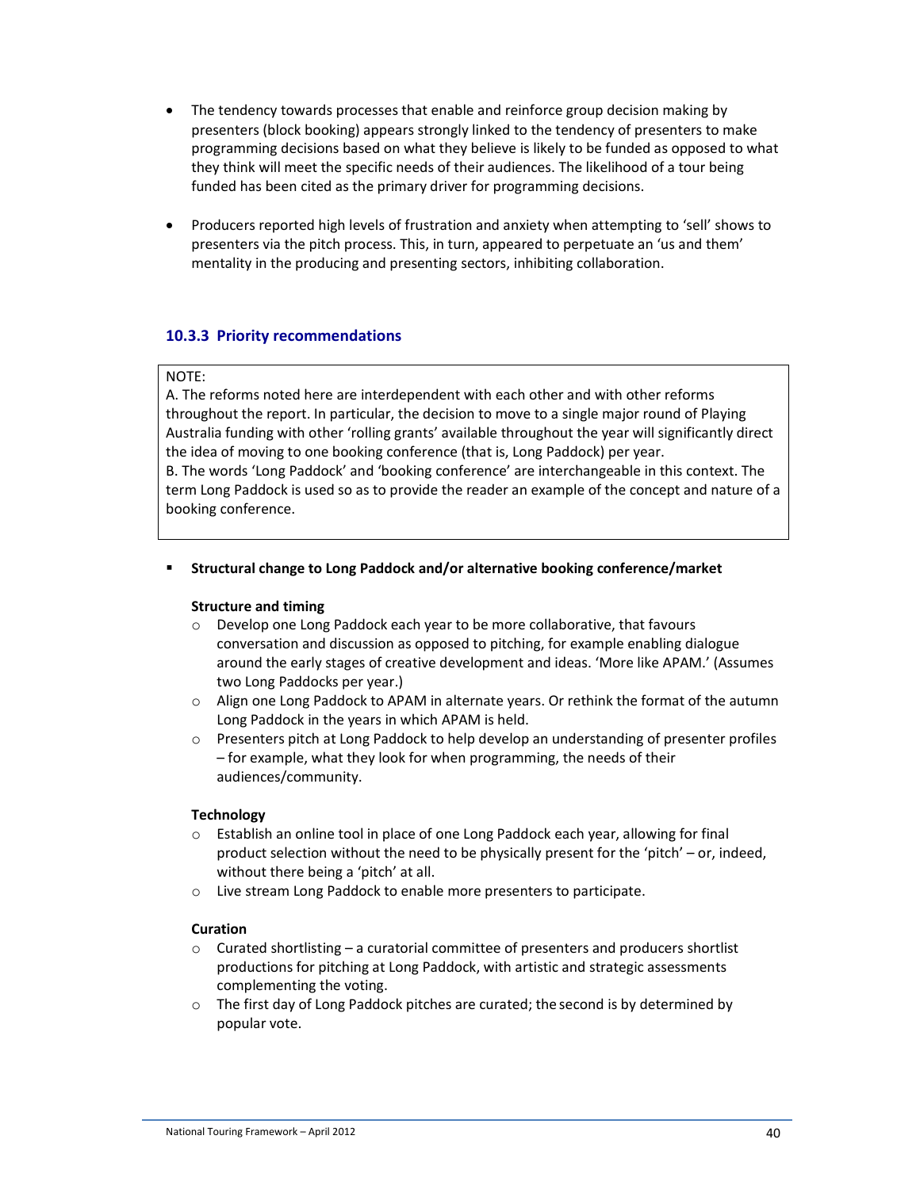- The tendency towards processes that enable and reinforce group decision making by presenters (block booking) appears strongly linked to the tendency of presenters to make programming decisions based on what they believe is likely to be funded as opposed to what they think will meet the specific needs of their audiences. The likelihood of a tour being funded has been cited as the primary driver for programming decisions.
- Producers reported high levels of frustration and anxiety when attempting to 'sell' shows to presenters via the pitch process. This, in turn, appeared to perpetuate an 'us and them' mentality in the producing and presenting sectors, inhibiting collaboration.

### 10.3.3 Priority recommendations

> NOTE:
> A. The reforms noted here are interdependent with each other and with other reforms throughout the report. In particular, the decision to move to a single major round of Playing Australia funding with other 'rolling grants' available throughout the year will significantly direct the idea of moving to one booking conference (that is, Long Paddock) per year.
> B. The words 'Long Paddock' and 'booking conference' are interchangeable in this context. The term Long Paddock is used so as to provide the reader an example of the concept and nature of a booking conference.

- **Structural change to Long Paddock and/or alternative booking conference/market**

  **Structure and timing**
  - Develop one Long Paddock each year to be more collaborative, that favours conversation and discussion as opposed to pitching, for example enabling dialogue around the early stages of creative development and ideas. 'More like APAM.' (Assumes two Long Paddocks per year.)
  - Align one Long Paddock to APAM in alternate years. Or rethink the format of the autumn Long Paddock in the years in which APAM is held.
  - Presenters pitch at Long Paddock to help develop an understanding of presenter profiles – for example, what they look for when programming, the needs of their audiences/community.

  **Technology**
  - Establish an online tool in place of one Long Paddock each year, allowing for final product selection without the need to be physically present for the 'pitch' – or, indeed, without there being a 'pitch' at all.
  - Live stream Long Paddock to enable more presenters to participate.

  **Curation**
  - Curated shortlisting – a curatorial committee of presenters and producers shortlist productions for pitching at Long Paddock, with artistic and strategic assessments complementing the voting.
  - The first day of Long Paddock pitches are curated; the second is by determined by popular vote.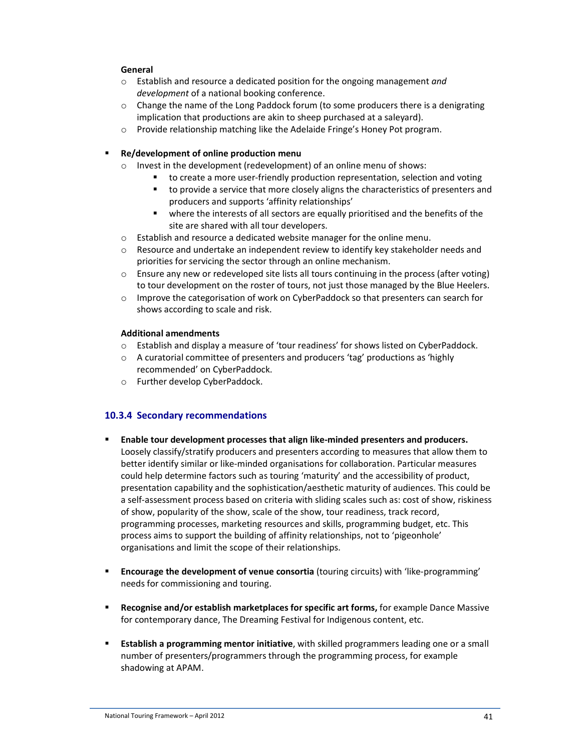**General**

- Establish and resource a dedicated position for the ongoing management *and development* of a national booking conference.
- Change the name of the Long Paddock forum (to some producers there is a denigrating implication that productions are akin to sheep purchased at a saleyard).
- Provide relationship matching like the Adelaide Fringe's Honey Pot program.

- **Re/development of online production menu**
  - Invest in the development (redevelopment) of an online menu of shows:
    - to create a more user-friendly production representation, selection and voting
    - to provide a service that more closely aligns the characteristics of presenters and producers and supports 'affinity relationships'
    - where the interests of all sectors are equally prioritised and the benefits of the site are shared with all tour developers.
  - Establish and resource a dedicated website manager for the online menu.
  - Resource and undertake an independent review to identify key stakeholder needs and priorities for servicing the sector through an online mechanism.
  - Ensure any new or redeveloped site lists all tours continuing in the process (after voting) to tour development on the roster of tours, not just those managed by the Blue Heelers.
  - Improve the categorisation of work on CyberPaddock so that presenters can search for shows according to scale and risk.

**Additional amendments**

- Establish and display a measure of 'tour readiness' for shows listed on CyberPaddock.
- A curatorial committee of presenters and producers 'tag' productions as 'highly recommended' on CyberPaddock.
- Further develop CyberPaddock.

### 10.3.4 Secondary recommendations

- **Enable tour development processes that align like-minded presenters and producers.** Loosely classify/stratify producers and presenters according to measures that allow them to better identify similar or like-minded organisations for collaboration. Particular measures could help determine factors such as touring 'maturity' and the accessibility of product, presentation capability and the sophistication/aesthetic maturity of audiences. This could be a self-assessment process based on criteria with sliding scales such as: cost of show, riskiness of show, popularity of the show, scale of the show, tour readiness, track record, programming processes, marketing resources and skills, programming budget, etc. This process aims to support the building of affinity relationships, not to 'pigeonhole' organisations and limit the scope of their relationships.

- **Encourage the development of venue consortia** (touring circuits) with 'like-programming' needs for commissioning and touring.

- **Recognise and/or establish marketplaces for specific art forms,** for example Dance Massive for contemporary dance, The Dreaming Festival for Indigenous content, etc.

- **Establish a programming mentor initiative**, with skilled programmers leading one or a small number of presenters/programmers through the programming process, for example shadowing at APAM.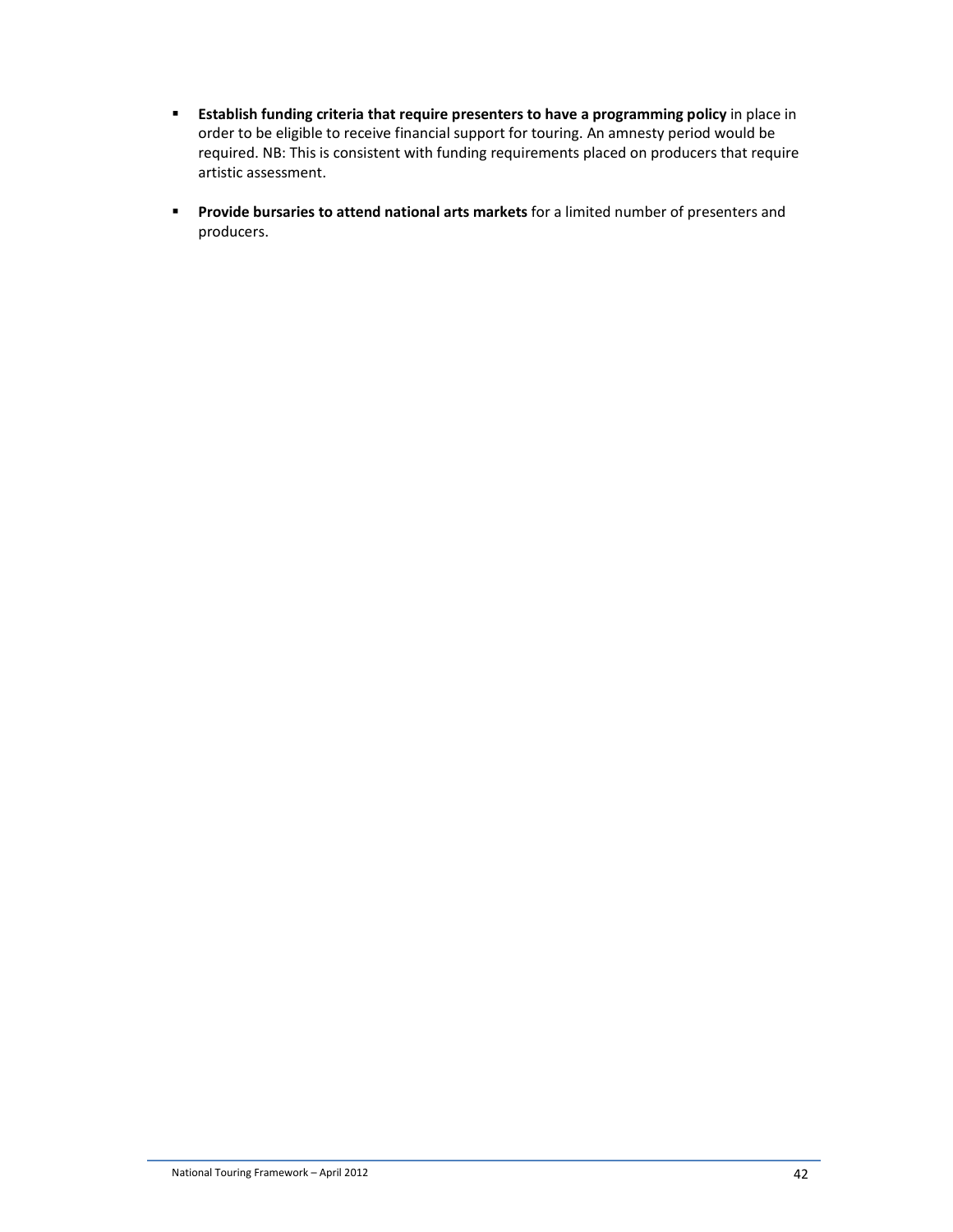- **Establish funding criteria that require presenters to have a programming policy** in place in order to be eligible to receive financial support for touring. An amnesty period would be required. NB: This is consistent with funding requirements placed on producers that require artistic assessment.

- **Provide bursaries to attend national arts markets** for a limited number of presenters and producers.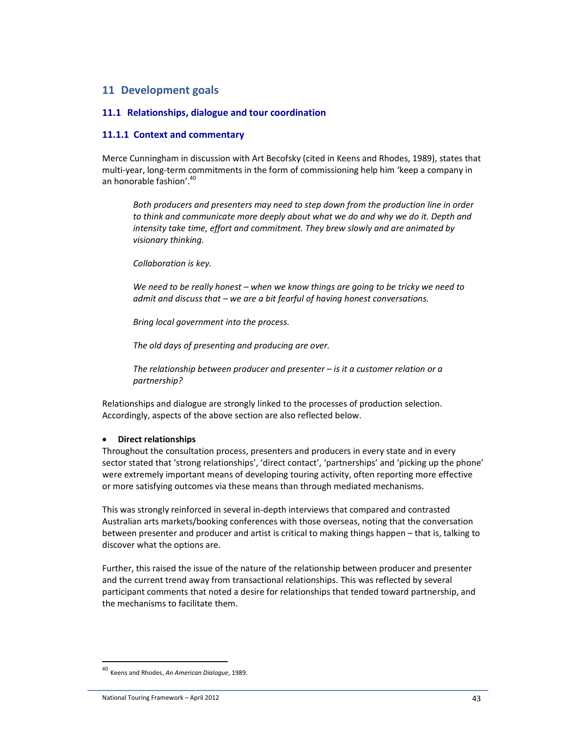# 11 Development goals

## 11.1 Relationships, dialogue and tour coordination

### 11.1.1 Context and commentary

Merce Cunningham in discussion with Art Becofsky (cited in Keens and Rhodes, 1989), states that multi-year, long-term commitments in the form of commissioning help him 'keep a company in an honorable fashion'.[40]

> *Both producers and presenters may need to step down from the production line in order to think and communicate more deeply about what we do and why we do it. Depth and intensity take time, effort and commitment. They brew slowly and are animated by visionary thinking.*
>
> *Collaboration is key.*
>
> *We need to be really honest – when we know things are going to be tricky we need to admit and discuss that – we are a bit fearful of having honest conversations.*
>
> *Bring local government into the process.*
>
> *The old days of presenting and producing are over.*
>
> *The relationship between producer and presenter – is it a customer relation or a partnership?*

Relationships and dialogue are strongly linked to the processes of production selection. Accordingly, aspects of the above section are also reflected below.

- **Direct relationships**

Throughout the consultation process, presenters and producers in every state and in every sector stated that 'strong relationships', 'direct contact', 'partnerships' and 'picking up the phone' were extremely important means of developing touring activity, often reporting more effective or more satisfying outcomes via these means than through mediated mechanisms.

This was strongly reinforced in several in-depth interviews that compared and contrasted Australian arts markets/booking conferences with those overseas, noting that the conversation between presenter and producer and artist is critical to making things happen – that is, talking to discover what the options are.

Further, this raised the issue of the nature of the relationship between producer and presenter and the current trend away from transactional relationships. This was reflected by several participant comments that noted a desire for relationships that tended toward partnership, and the mechanisms to facilitate them.

---

[40] Keens and Rhodes, *An American Dialogue*, 1989.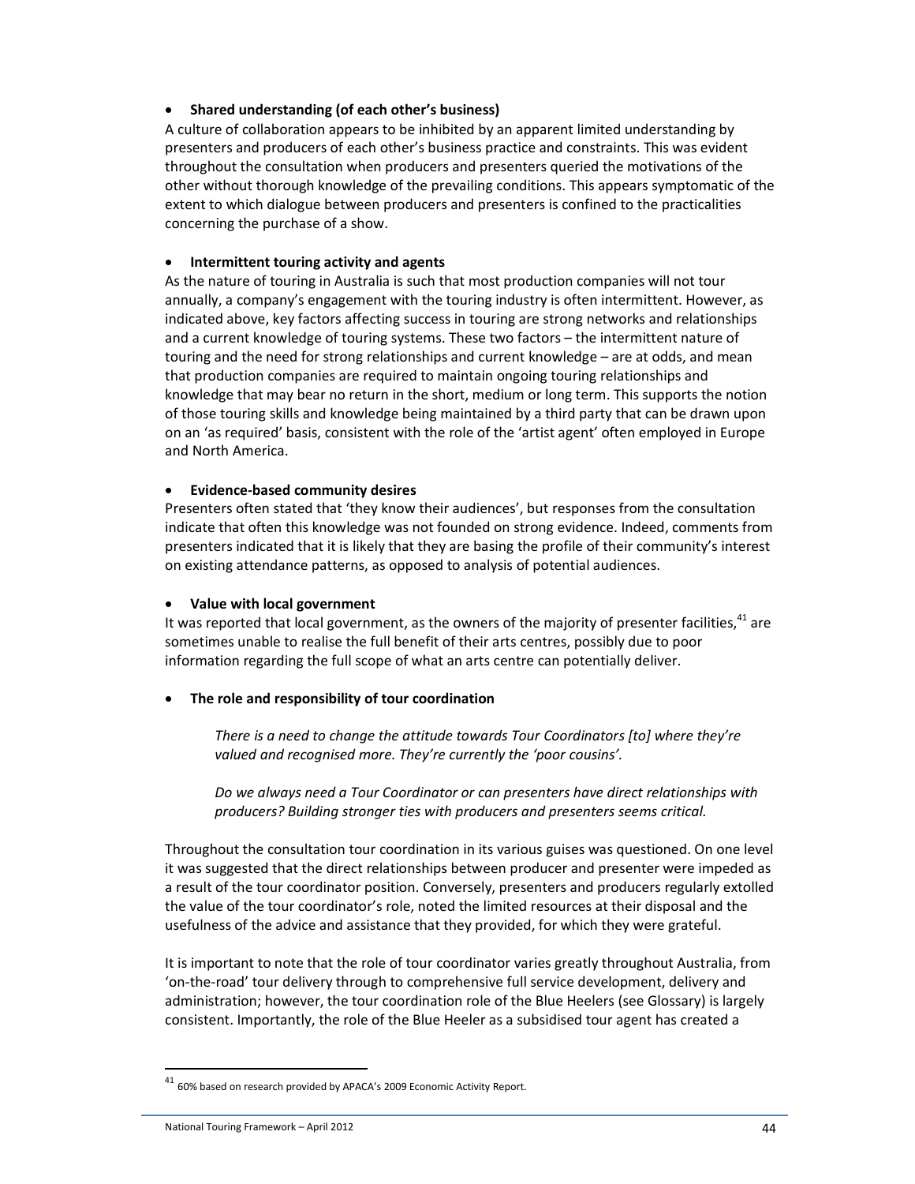- **Shared understanding (of each other's business)**

A culture of collaboration appears to be inhibited by an apparent limited understanding by presenters and producers of each other's business practice and constraints. This was evident throughout the consultation when producers and presenters queried the motivations of the other without thorough knowledge of the prevailing conditions. This appears symptomatic of the extent to which dialogue between producers and presenters is confined to the practicalities concerning the purchase of a show.

- **Intermittent touring activity and agents**

As the nature of touring in Australia is such that most production companies will not tour annually, a company's engagement with the touring industry is often intermittent. However, as indicated above, key factors affecting success in touring are strong networks and relationships and a current knowledge of touring systems. These two factors – the intermittent nature of touring and the need for strong relationships and current knowledge – are at odds, and mean that production companies are required to maintain ongoing touring relationships and knowledge that may bear no return in the short, medium or long term. This supports the notion of those touring skills and knowledge being maintained by a third party that can be drawn upon on an 'as required' basis, consistent with the role of the 'artist agent' often employed in Europe and North America.

- **Evidence-based community desires**

Presenters often stated that 'they know their audiences', but responses from the consultation indicate that often this knowledge was not founded on strong evidence. Indeed, comments from presenters indicated that it is likely that they are basing the profile of their community's interest on existing attendance patterns, as opposed to analysis of potential audiences.

- **Value with local government**

It was reported that local government, as the owners of the majority of presenter facilities,[41] are sometimes unable to realise the full benefit of their arts centres, possibly due to poor information regarding the full scope of what an arts centre can potentially deliver.

- **The role and responsibility of tour coordination**

> *There is a need to change the attitude towards Tour Coordinators [to] where they're valued and recognised more. They're currently the 'poor cousins'.*
>
> *Do we always need a Tour Coordinator or can presenters have direct relationships with producers? Building stronger ties with producers and presenters seems critical.*

Throughout the consultation tour coordination in its various guises was questioned. On one level it was suggested that the direct relationships between producer and presenter were impeded as a result of the tour coordinator position. Conversely, presenters and producers regularly extolled the value of the tour coordinator's role, noted the limited resources at their disposal and the usefulness of the advice and assistance that they provided, for which they were grateful.

It is important to note that the role of tour coordinator varies greatly throughout Australia, from 'on-the-road' tour delivery through to comprehensive full service development, delivery and administration; however, the tour coordination role of the Blue Heelers (see Glossary) is largely consistent. Importantly, the role of the Blue Heeler as a subsidised tour agent has created a

---

[41] 60% based on research provided by APACA's 2009 Economic Activity Report.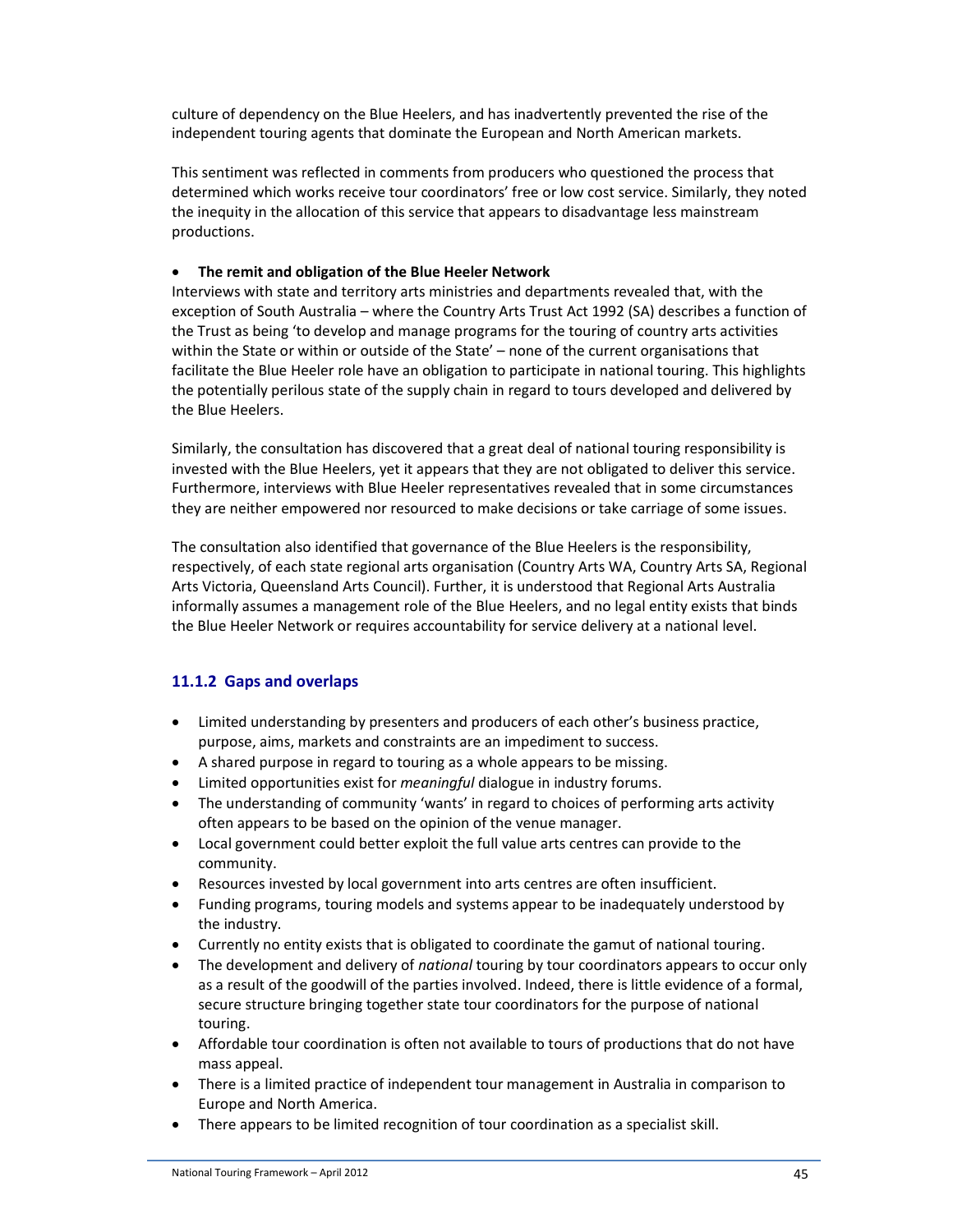culture of dependency on the Blue Heelers, and has inadvertently prevented the rise of the independent touring agents that dominate the European and North American markets.

This sentiment was reflected in comments from producers who questioned the process that determined which works receive tour coordinators' free or low cost service. Similarly, they noted the inequity in the allocation of this service that appears to disadvantage less mainstream productions.

- **The remit and obligation of the Blue Heeler Network**

Interviews with state and territory arts ministries and departments revealed that, with the exception of South Australia – where the Country Arts Trust Act 1992 (SA) describes a function of the Trust as being 'to develop and manage programs for the touring of country arts activities within the State or within or outside of the State' – none of the current organisations that facilitate the Blue Heeler role have an obligation to participate in national touring. This highlights the potentially perilous state of the supply chain in regard to tours developed and delivered by the Blue Heelers.

Similarly, the consultation has discovered that a great deal of national touring responsibility is invested with the Blue Heelers, yet it appears that they are not obligated to deliver this service. Furthermore, interviews with Blue Heeler representatives revealed that in some circumstances they are neither empowered nor resourced to make decisions or take carriage of some issues.

The consultation also identified that governance of the Blue Heelers is the responsibility, respectively, of each state regional arts organisation (Country Arts WA, Country Arts SA, Regional Arts Victoria, Queensland Arts Council). Further, it is understood that Regional Arts Australia informally assumes a management role of the Blue Heelers, and no legal entity exists that binds the Blue Heeler Network or requires accountability for service delivery at a national level.

### 11.1.2 Gaps and overlaps

- Limited understanding by presenters and producers of each other's business practice, purpose, aims, markets and constraints are an impediment to success.
- A shared purpose in regard to touring as a whole appears to be missing.
- Limited opportunities exist for *meaningful* dialogue in industry forums.
- The understanding of community 'wants' in regard to choices of performing arts activity often appears to be based on the opinion of the venue manager.
- Local government could better exploit the full value arts centres can provide to the community.
- Resources invested by local government into arts centres are often insufficient.
- Funding programs, touring models and systems appear to be inadequately understood by the industry.
- Currently no entity exists that is obligated to coordinate the gamut of national touring.
- The development and delivery of *national* touring by tour coordinators appears to occur only as a result of the goodwill of the parties involved. Indeed, there is little evidence of a formal, secure structure bringing together state tour coordinators for the purpose of national touring.
- Affordable tour coordination is often not available to tours of productions that do not have mass appeal.
- There is a limited practice of independent tour management in Australia in comparison to Europe and North America.
- There appears to be limited recognition of tour coordination as a specialist skill.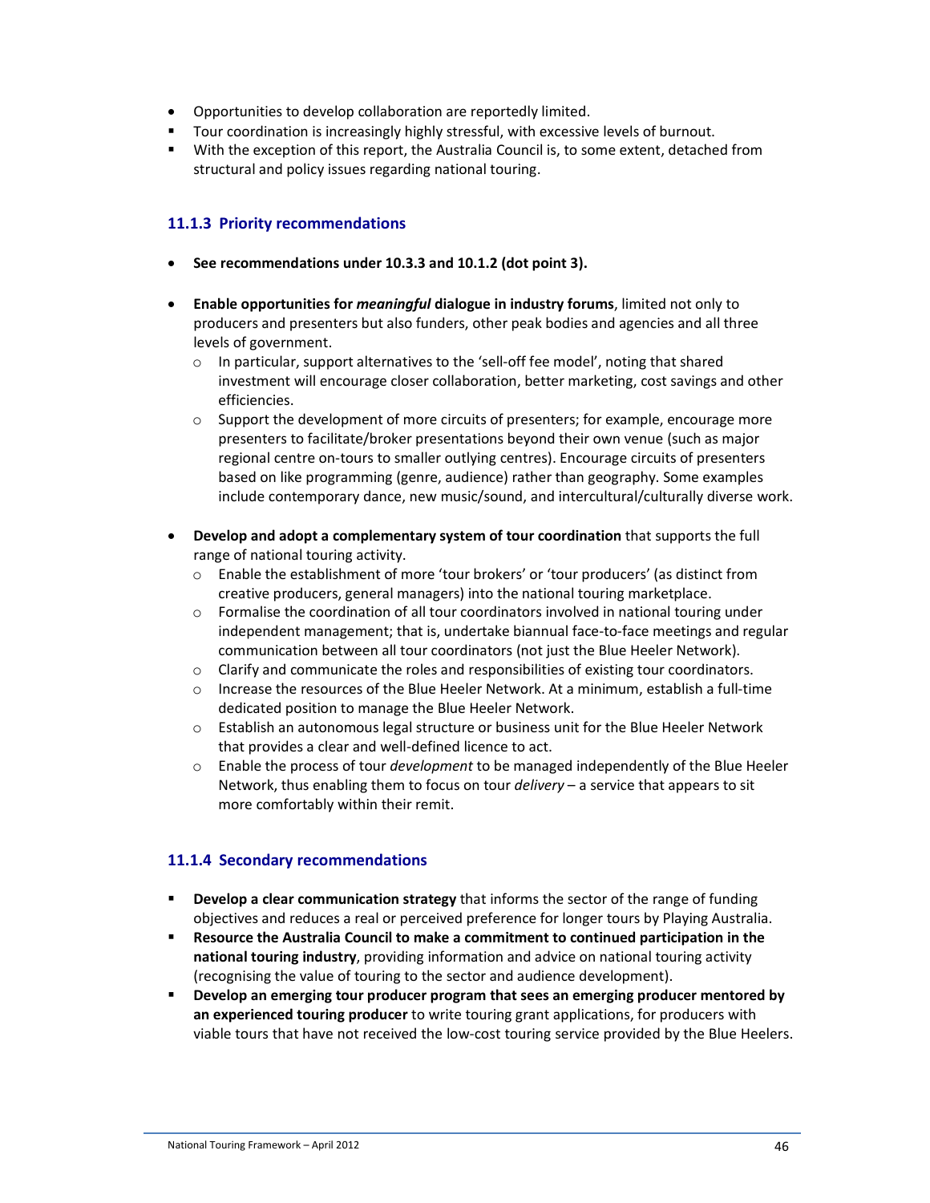- Opportunities to develop collaboration are reportedly limited.
- Tour coordination is increasingly highly stressful, with excessive levels of burnout.
- With the exception of this report, the Australia Council is, to some extent, detached from structural and policy issues regarding national touring.

### 11.1.3 Priority recommendations

- **See recommendations under 10.3.3 and 10.1.2 (dot point 3).**

- **Enable opportunities for *meaningful* dialogue in industry forums**, limited not only to producers and presenters but also funders, other peak bodies and agencies and all three levels of government.
  - In particular, support alternatives to the 'sell-off fee model', noting that shared investment will encourage closer collaboration, better marketing, cost savings and other efficiencies.
  - Support the development of more circuits of presenters; for example, encourage more presenters to facilitate/broker presentations beyond their own venue (such as major regional centre on-tours to smaller outlying centres). Encourage circuits of presenters based on like programming (genre, audience) rather than geography. Some examples include contemporary dance, new music/sound, and intercultural/culturally diverse work.

- **Develop and adopt a complementary system of tour coordination** that supports the full range of national touring activity.
  - Enable the establishment of more 'tour brokers' or 'tour producers' (as distinct from creative producers, general managers) into the national touring marketplace.
  - Formalise the coordination of all tour coordinators involved in national touring under independent management; that is, undertake biannual face-to-face meetings and regular communication between all tour coordinators (not just the Blue Heeler Network).
  - Clarify and communicate the roles and responsibilities of existing tour coordinators.
  - Increase the resources of the Blue Heeler Network. At a minimum, establish a full-time dedicated position to manage the Blue Heeler Network.
  - Establish an autonomous legal structure or business unit for the Blue Heeler Network that provides a clear and well-defined licence to act.
  - Enable the process of tour *development* to be managed independently of the Blue Heeler Network, thus enabling them to focus on tour *delivery* – a service that appears to sit more comfortably within their remit.

### 11.1.4 Secondary recommendations

- **Develop a clear communication strategy** that informs the sector of the range of funding objectives and reduces a real or perceived preference for longer tours by Playing Australia.
- **Resource the Australia Council to make a commitment to continued participation in the national touring industry**, providing information and advice on national touring activity (recognising the value of touring to the sector and audience development).
- **Develop an emerging tour producer program that sees an emerging producer mentored by an experienced touring producer** to write touring grant applications, for producers with viable tours that have not received the low-cost touring service provided by the Blue Heelers.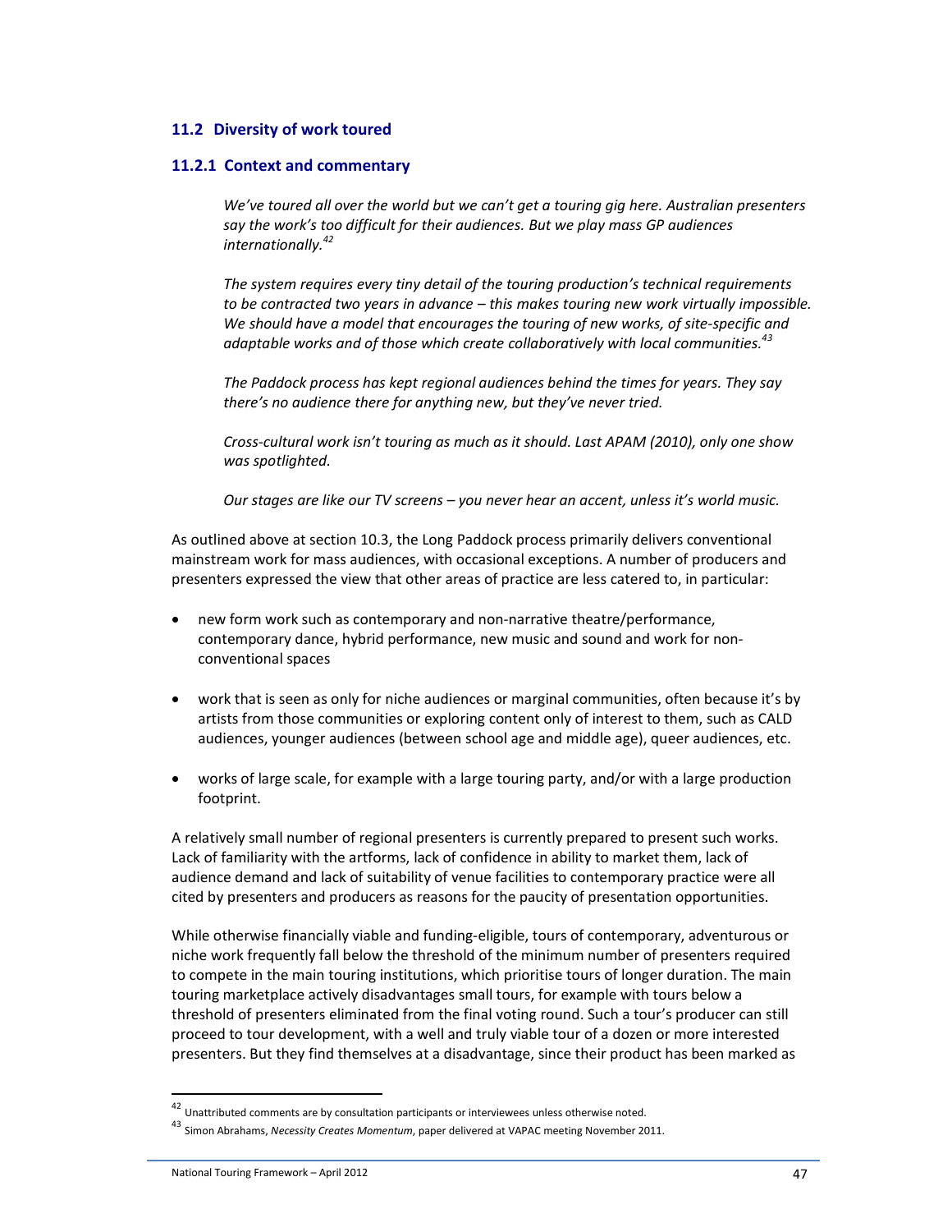## 11.2 Diversity of work toured

### 11.2.1 Context and commentary

> *We've toured all over the world but we can't get a touring gig here. Australian presenters say the work's too difficult for their audiences. But we play mass GP audiences internationally.*[42]
>
> *The system requires every tiny detail of the touring production's technical requirements to be contracted two years in advance – this makes touring new work virtually impossible. We should have a model that encourages the touring of new works, of site-specific and adaptable works and of those which create collaboratively with local communities.*[43]
>
> *The Paddock process has kept regional audiences behind the times for years. They say there's no audience there for anything new, but they've never tried.*
>
> *Cross-cultural work isn't touring as much as it should. Last APAM (2010), only one show was spotlighted.*
>
> *Our stages are like our TV screens – you never hear an accent, unless it's world music.*

As outlined above at section 10.3, the Long Paddock process primarily delivers conventional mainstream work for mass audiences, with occasional exceptions. A number of producers and presenters expressed the view that other areas of practice are less catered to, in particular:

- new form work such as contemporary and non-narrative theatre/performance, contemporary dance, hybrid performance, new music and sound and work for non-conventional spaces
- work that is seen as only for niche audiences or marginal communities, often because it's by artists from those communities or exploring content only of interest to them, such as CALD audiences, younger audiences (between school age and middle age), queer audiences, etc.
- works of large scale, for example with a large touring party, and/or with a large production footprint.

A relatively small number of regional presenters is currently prepared to present such works. Lack of familiarity with the artforms, lack of confidence in ability to market them, lack of audience demand and lack of suitability of venue facilities to contemporary practice were all cited by presenters and producers as reasons for the paucity of presentation opportunities.

While otherwise financially viable and funding-eligible, tours of contemporary, adventurous or niche work frequently fall below the threshold of the minimum number of presenters required to compete in the main touring institutions, which prioritise tours of longer duration. The main touring marketplace actively disadvantages small tours, for example with tours below a threshold of presenters eliminated from the final voting round. Such a tour's producer can still proceed to tour development, with a well and truly viable tour of a dozen or more interested presenters. But they find themselves at a disadvantage, since their product has been marked as

---

[42] Unattributed comments are by consultation participants or interviewees unless otherwise noted.

[43] Simon Abrahams, *Necessity Creates Momentum*, paper delivered at VAPAC meeting November 2011.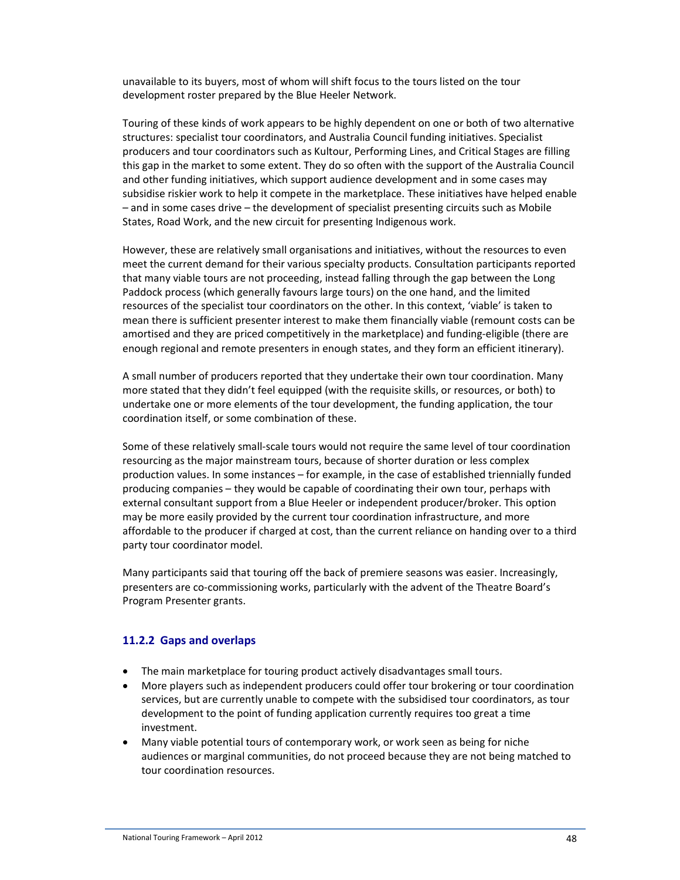unavailable to its buyers, most of whom will shift focus to the tours listed on the tour development roster prepared by the Blue Heeler Network.

Touring of these kinds of work appears to be highly dependent on one or both of two alternative structures: specialist tour coordinators, and Australia Council funding initiatives. Specialist producers and tour coordinators such as Kultour, Performing Lines, and Critical Stages are filling this gap in the market to some extent. They do so often with the support of the Australia Council and other funding initiatives, which support audience development and in some cases may subsidise riskier work to help it compete in the marketplace. These initiatives have helped enable – and in some cases drive – the development of specialist presenting circuits such as Mobile States, Road Work, and the new circuit for presenting Indigenous work.

However, these are relatively small organisations and initiatives, without the resources to even meet the current demand for their various specialty products. Consultation participants reported that many viable tours are not proceeding, instead falling through the gap between the Long Paddock process (which generally favours large tours) on the one hand, and the limited resources of the specialist tour coordinators on the other. In this context, 'viable' is taken to mean there is sufficient presenter interest to make them financially viable (remount costs can be amortised and they are priced competitively in the marketplace) and funding-eligible (there are enough regional and remote presenters in enough states, and they form an efficient itinerary).

A small number of producers reported that they undertake their own tour coordination. Many more stated that they didn't feel equipped (with the requisite skills, or resources, or both) to undertake one or more elements of the tour development, the funding application, the tour coordination itself, or some combination of these.

Some of these relatively small-scale tours would not require the same level of tour coordination resourcing as the major mainstream tours, because of shorter duration or less complex production values. In some instances – for example, in the case of established triennially funded producing companies – they would be capable of coordinating their own tour, perhaps with external consultant support from a Blue Heeler or independent producer/broker. This option may be more easily provided by the current tour coordination infrastructure, and more affordable to the producer if charged at cost, than the current reliance on handing over to a third party tour coordinator model.

Many participants said that touring off the back of premiere seasons was easier. Increasingly, presenters are co-commissioning works, particularly with the advent of the Theatre Board's Program Presenter grants.

### 11.2.2 Gaps and overlaps

- The main marketplace for touring product actively disadvantages small tours.
- More players such as independent producers could offer tour brokering or tour coordination services, but are currently unable to compete with the subsidised tour coordinators, as tour development to the point of funding application currently requires too great a time investment.
- Many viable potential tours of contemporary work, or work seen as being for niche audiences or marginal communities, do not proceed because they are not being matched to tour coordination resources.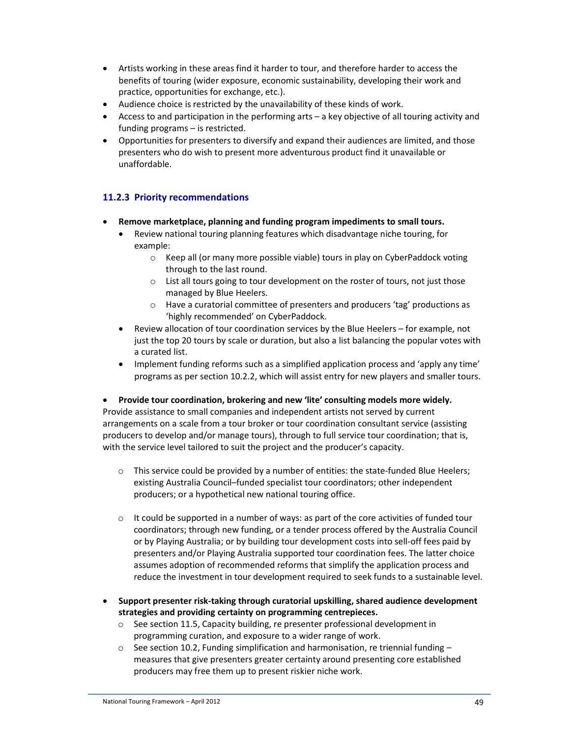- Artists working in these areas find it harder to tour, and therefore harder to access the benefits of touring (wider exposure, economic sustainability, developing their work and practice, opportunities for exchange, etc.).
- Audience choice is restricted by the unavailability of these kinds of work.
- Access to and participation in the performing arts – a key objective of all touring activity and funding programs – is restricted.
- Opportunities for presenters to diversify and expand their audiences are limited, and those presenters who do wish to present more adventurous product find it unavailable or unaffordable.

### 11.2.3 Priority recommendations

- **Remove marketplace, planning and funding program impediments to small tours.**
    - Review national touring planning features which disadvantage niche touring, for example:
        - Keep all (or many more possible viable) tours in play on CyberPaddock voting through to the last round.
        - List all tours going to tour development on the roster of tours, not just those managed by Blue Heelers.
        - Have a curatorial committee of presenters and producers 'tag' productions as 'highly recommended' on CyberPaddock.
    - Review allocation of tour coordination services by the Blue Heelers – for example, not just the top 20 tours by scale or duration, but also a list balancing the popular votes with a curated list.
    - Implement funding reforms such as a simplified application process and 'apply any time' programs as per section 10.2.2, which will assist entry for new players and smaller tours.

- **Provide tour coordination, brokering and new 'lite' consulting models more widely.**

Provide assistance to small companies and independent artists not served by current arrangements on a scale from a tour broker or tour coordination consultant service (assisting producers to develop and/or manage tours), through to full service tour coordination; that is, with the service level tailored to suit the project and the producer's capacity.

- This service could be provided by a number of entities: the state-funded Blue Heelers; existing Australia Council–funded specialist tour coordinators; other independent producers; or a hypothetical new national touring office.

- It could be supported in a number of ways: as part of the core activities of funded tour coordinators; through new funding, or a tender process offered by the Australia Council or by Playing Australia; or by building tour development costs into sell-off fees paid by presenters and/or Playing Australia supported tour coordination fees. The latter choice assumes adoption of recommended reforms that simplify the application process and reduce the investment in tour development required to seek funds to a sustainable level.

- **Support presenter risk-taking through curatorial upskilling, shared audience development strategies and providing certainty on programming centrepieces.**
    - See section 11.5, Capacity building, re presenter professional development in programming curation, and exposure to a wider range of work.
    - See section 10.2, Funding simplification and harmonisation, re triennial funding – measures that give presenters greater certainty around presenting core established producers may free them up to present riskier niche work.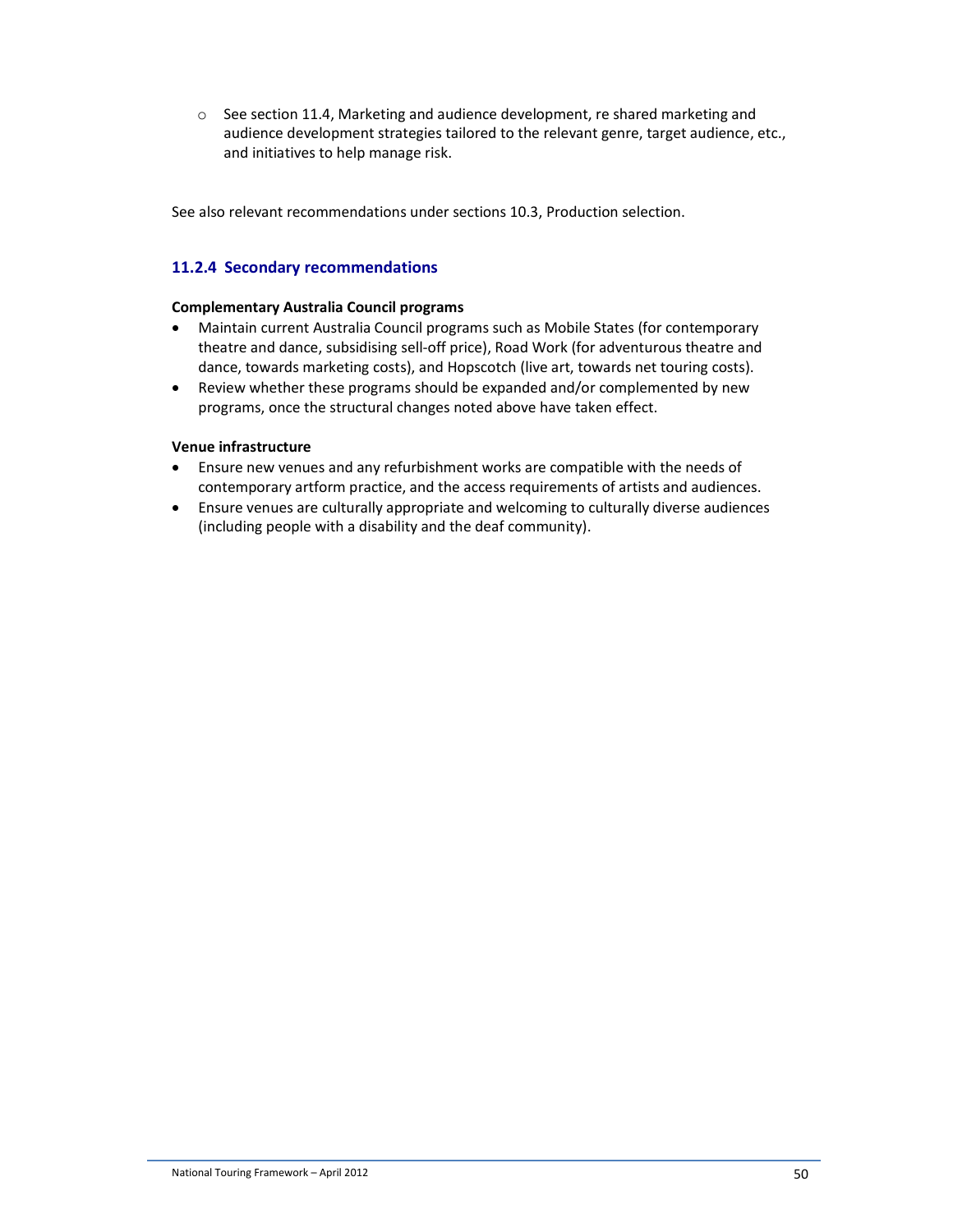- See section 11.4, Marketing and audience development, re shared marketing and audience development strategies tailored to the relevant genre, target audience, etc., and initiatives to help manage risk.

See also relevant recommendations under sections 10.3, Production selection.

### 11.2.4 Secondary recommendations

**Complementary Australia Council programs**

- Maintain current Australia Council programs such as Mobile States (for contemporary theatre and dance, subsidising sell-off price), Road Work (for adventurous theatre and dance, towards marketing costs), and Hopscotch (live art, towards net touring costs).
- Review whether these programs should be expanded and/or complemented by new programs, once the structural changes noted above have taken effect.

**Venue infrastructure**

- Ensure new venues and any refurbishment works are compatible with the needs of contemporary artform practice, and the access requirements of artists and audiences.
- Ensure venues are culturally appropriate and welcoming to culturally diverse audiences (including people with a disability and the deaf community).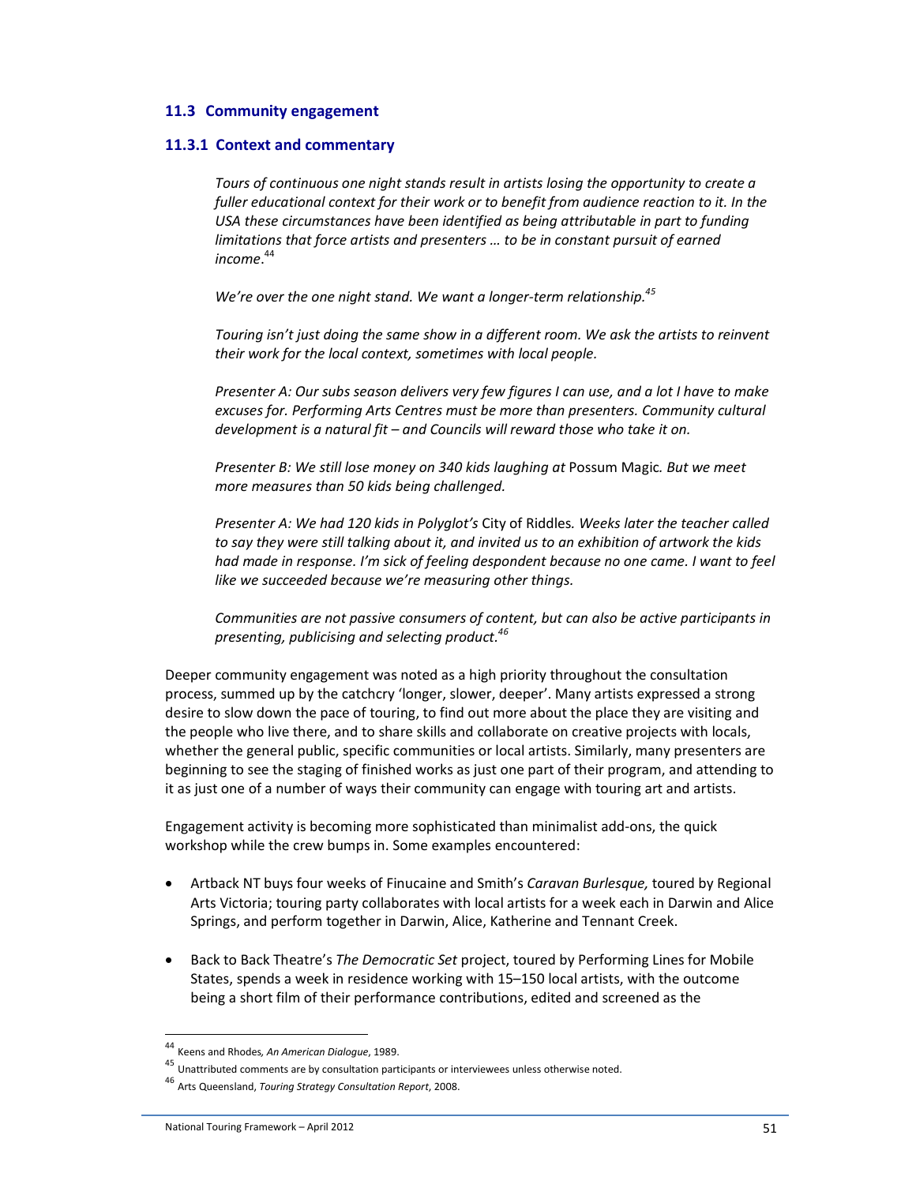### 11.3 Community engagement

#### 11.3.1 Context and commentary

> *Tours of continuous one night stands result in artists losing the opportunity to create a fuller educational context for their work or to benefit from audience reaction to it. In the USA these circumstances have been identified as being attributable in part to funding limitations that force artists and presenters … to be in constant pursuit of earned income.*[44]
>
> *We're over the one night stand. We want a longer-term relationship.*[45]
>
> *Touring isn't just doing the same show in a different room. We ask the artists to reinvent their work for the local context, sometimes with local people.*
>
> *Presenter A: Our subs season delivers very few figures I can use, and a lot I have to make excuses for. Performing Arts Centres must be more than presenters. Community cultural development is a natural fit – and Councils will reward those who take it on.*
>
> *Presenter B: We still lose money on 340 kids laughing at* Possum Magic*. But we meet more measures than 50 kids being challenged.*
>
> *Presenter A: We had 120 kids in Polyglot's* City of Riddles*. Weeks later the teacher called to say they were still talking about it, and invited us to an exhibition of artwork the kids had made in response. I'm sick of feeling despondent because no one came. I want to feel like we succeeded because we're measuring other things.*
>
> *Communities are not passive consumers of content, but can also be active participants in presenting, publicising and selecting product.*[46]

Deeper community engagement was noted as a high priority throughout the consultation process, summed up by the catchcry 'longer, slower, deeper'. Many artists expressed a strong desire to slow down the pace of touring, to find out more about the place they are visiting and the people who live there, and to share skills and collaborate on creative projects with locals, whether the general public, specific communities or local artists. Similarly, many presenters are beginning to see the staging of finished works as just one part of their program, and attending to it as just one of a number of ways their community can engage with touring art and artists.

Engagement activity is becoming more sophisticated than minimalist add-ons, the quick workshop while the crew bumps in. Some examples encountered:

- Artback NT buys four weeks of Finucaine and Smith's *Caravan Burlesque,* toured by Regional Arts Victoria; touring party collaborates with local artists for a week each in Darwin and Alice Springs, and perform together in Darwin, Alice, Katherine and Tennant Creek.
- Back to Back Theatre's *The Democratic Set* project, toured by Performing Lines for Mobile States, spends a week in residence working with 15–150 local artists, with the outcome being a short film of their performance contributions, edited and screened as the

---

[44] Keens and Rhodes*, An American Dialogue*, 1989.

[45] Unattributed comments are by consultation participants or interviewees unless otherwise noted.

[46] Arts Queensland, *Touring Strategy Consultation Report*, 2008.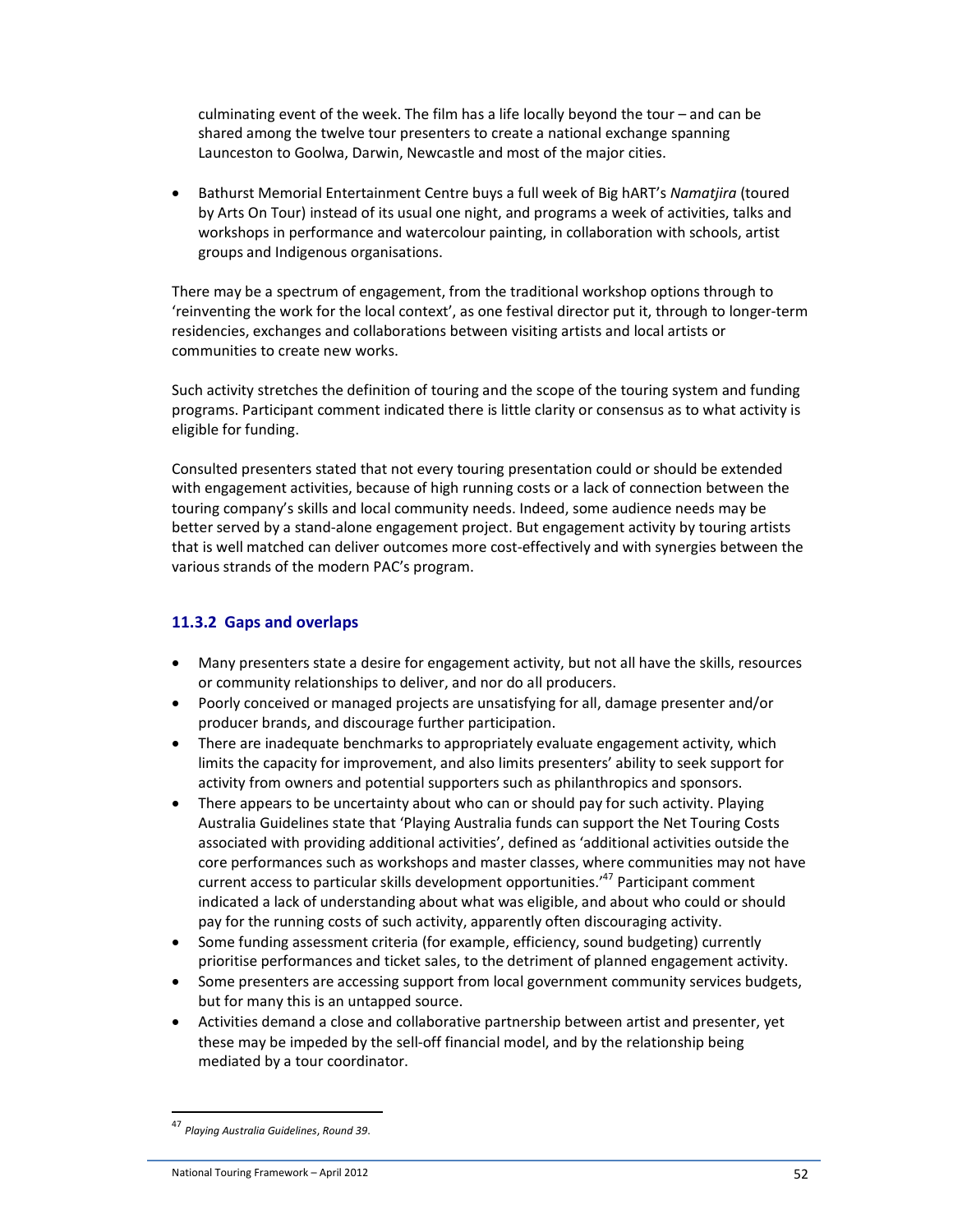culminating event of the week. The film has a life locally beyond the tour – and can be shared among the twelve tour presenters to create a national exchange spanning Launceston to Goolwa, Darwin, Newcastle and most of the major cities.

- Bathurst Memorial Entertainment Centre buys a full week of Big hART's *Namatjira* (toured by Arts On Tour) instead of its usual one night, and programs a week of activities, talks and workshops in performance and watercolour painting, in collaboration with schools, artist groups and Indigenous organisations.

There may be a spectrum of engagement, from the traditional workshop options through to 'reinventing the work for the local context', as one festival director put it, through to longer-term residencies, exchanges and collaborations between visiting artists and local artists or communities to create new works.

Such activity stretches the definition of touring and the scope of the touring system and funding programs. Participant comment indicated there is little clarity or consensus as to what activity is eligible for funding.

Consulted presenters stated that not every touring presentation could or should be extended with engagement activities, because of high running costs or a lack of connection between the touring company's skills and local community needs. Indeed, some audience needs may be better served by a stand-alone engagement project. But engagement activity by touring artists that is well matched can deliver outcomes more cost-effectively and with synergies between the various strands of the modern PAC's program.

### 11.3.2 Gaps and overlaps

- Many presenters state a desire for engagement activity, but not all have the skills, resources or community relationships to deliver, and nor do all producers.
- Poorly conceived or managed projects are unsatisfying for all, damage presenter and/or producer brands, and discourage further participation.
- There are inadequate benchmarks to appropriately evaluate engagement activity, which limits the capacity for improvement, and also limits presenters' ability to seek support for activity from owners and potential supporters such as philanthropics and sponsors.
- There appears to be uncertainty about who can or should pay for such activity. Playing Australia Guidelines state that 'Playing Australia funds can support the Net Touring Costs associated with providing additional activities', defined as 'additional activities outside the core performances such as workshops and master classes, where communities may not have current access to particular skills development opportunities.'[47] Participant comment indicated a lack of understanding about what was eligible, and about who could or should pay for the running costs of such activity, apparently often discouraging activity.
- Some funding assessment criteria (for example, efficiency, sound budgeting) currently prioritise performances and ticket sales, to the detriment of planned engagement activity.
- Some presenters are accessing support from local government community services budgets, but for many this is an untapped source.
- Activities demand a close and collaborative partnership between artist and presenter, yet these may be impeded by the sell-off financial model, and by the relationship being mediated by a tour coordinator.

[47] *Playing Australia Guidelines*, *Round 39*.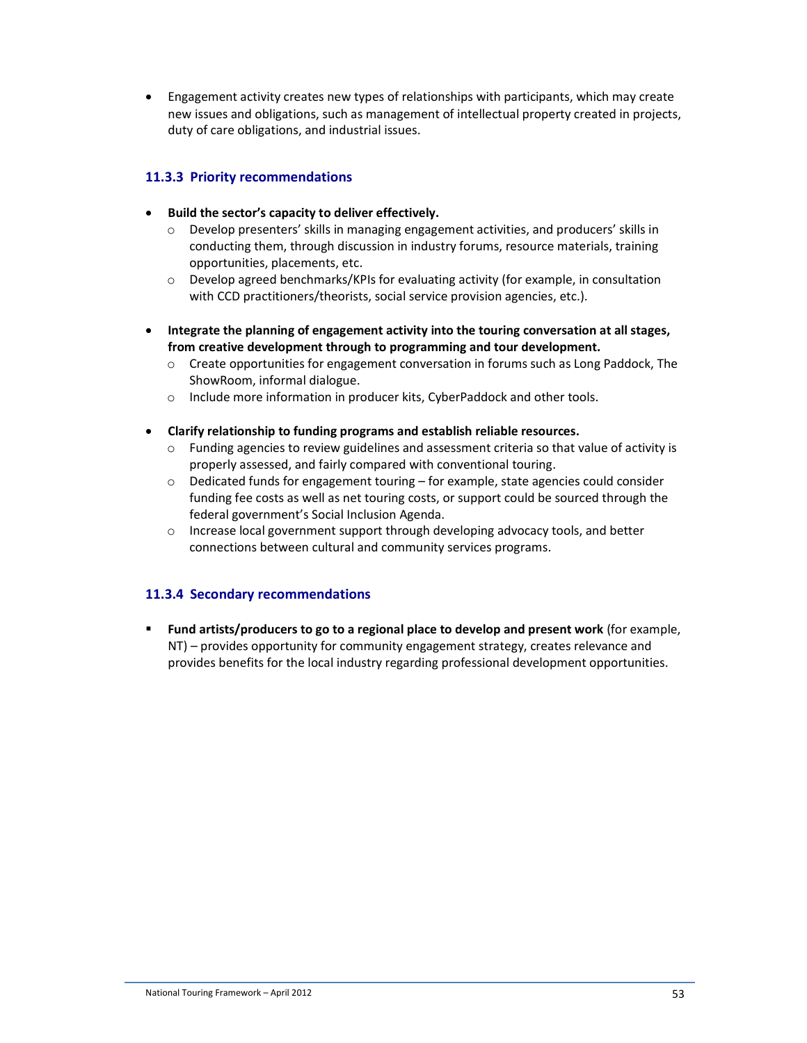- Engagement activity creates new types of relationships with participants, which may create new issues and obligations, such as management of intellectual property created in projects, duty of care obligations, and industrial issues.

### 11.3.3 Priority recommendations

- **Build the sector's capacity to deliver effectively.**
  - Develop presenters' skills in managing engagement activities, and producers' skills in conducting them, through discussion in industry forums, resource materials, training opportunities, placements, etc.
  - Develop agreed benchmarks/KPIs for evaluating activity (for example, in consultation with CCD practitioners/theorists, social service provision agencies, etc.).

- **Integrate the planning of engagement activity into the touring conversation at all stages, from creative development through to programming and tour development.**
  - Create opportunities for engagement conversation in forums such as Long Paddock, The ShowRoom, informal dialogue.
  - Include more information in producer kits, CyberPaddock and other tools.

- **Clarify relationship to funding programs and establish reliable resources.**
  - Funding agencies to review guidelines and assessment criteria so that value of activity is properly assessed, and fairly compared with conventional touring.
  - Dedicated funds for engagement touring – for example, state agencies could consider funding fee costs as well as net touring costs, or support could be sourced through the federal government's Social Inclusion Agenda.
  - Increase local government support through developing advocacy tools, and better connections between cultural and community services programs.

### 11.3.4 Secondary recommendations

- **Fund artists/producers to go to a regional place to develop and present work** (for example, NT) – provides opportunity for community engagement strategy, creates relevance and provides benefits for the local industry regarding professional development opportunities.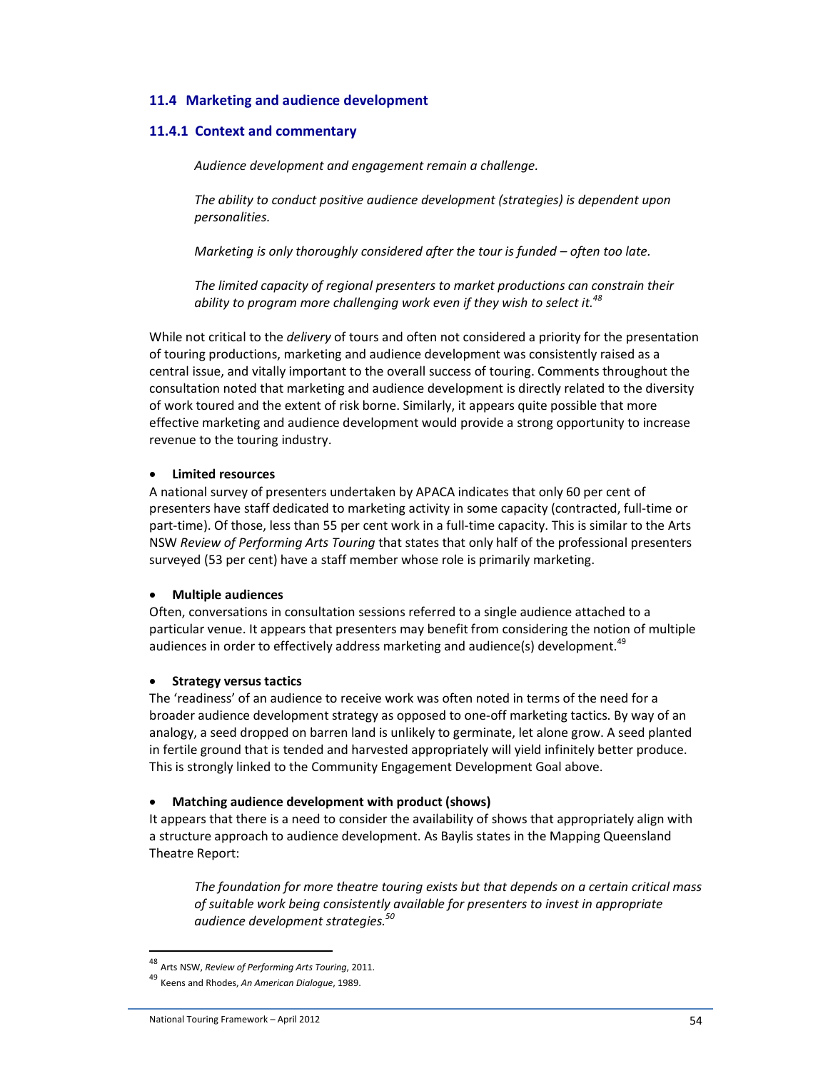### 11.4 Marketing and audience development

### 11.4.1 Context and commentary

> *Audience development and engagement remain a challenge.*
>
> *The ability to conduct positive audience development (strategies) is dependent upon personalities.*
>
> *Marketing is only thoroughly considered after the tour is funded – often too late.*
>
> *The limited capacity of regional presenters to market productions can constrain their ability to program more challenging work even if they wish to select it.*[48]

While not critical to the *delivery* of tours and often not considered a priority for the presentation of touring productions, marketing and audience development was consistently raised as a central issue, and vitally important to the overall success of touring. Comments throughout the consultation noted that marketing and audience development is directly related to the diversity of work toured and the extent of risk borne. Similarly, it appears quite possible that more effective marketing and audience development would provide a strong opportunity to increase revenue to the touring industry.

- **Limited resources**

A national survey of presenters undertaken by APACA indicates that only 60 per cent of presenters have staff dedicated to marketing activity in some capacity (contracted, full-time or part-time). Of those, less than 55 per cent work in a full-time capacity. This is similar to the Arts NSW *Review of Performing Arts Touring* that states that only half of the professional presenters surveyed (53 per cent) have a staff member whose role is primarily marketing.

- **Multiple audiences**

Often, conversations in consultation sessions referred to a single audience attached to a particular venue. It appears that presenters may benefit from considering the notion of multiple audiences in order to effectively address marketing and audience(s) development.[49]

- **Strategy versus tactics**

The 'readiness' of an audience to receive work was often noted in terms of the need for a broader audience development strategy as opposed to one-off marketing tactics. By way of an analogy, a seed dropped on barren land is unlikely to germinate, let alone grow. A seed planted in fertile ground that is tended and harvested appropriately will yield infinitely better produce. This is strongly linked to the Community Engagement Development Goal above.

- **Matching audience development with product (shows)**

It appears that there is a need to consider the availability of shows that appropriately align with a structure approach to audience development. As Baylis states in the Mapping Queensland Theatre Report:

> *The foundation for more theatre touring exists but that depends on a certain critical mass of suitable work being consistently available for presenters to invest in appropriate audience development strategies.*[50]

---

[48] Arts NSW, *Review of Performing Arts Touring*, 2011.

[49] Keens and Rhodes, *An American Dialogue*, 1989.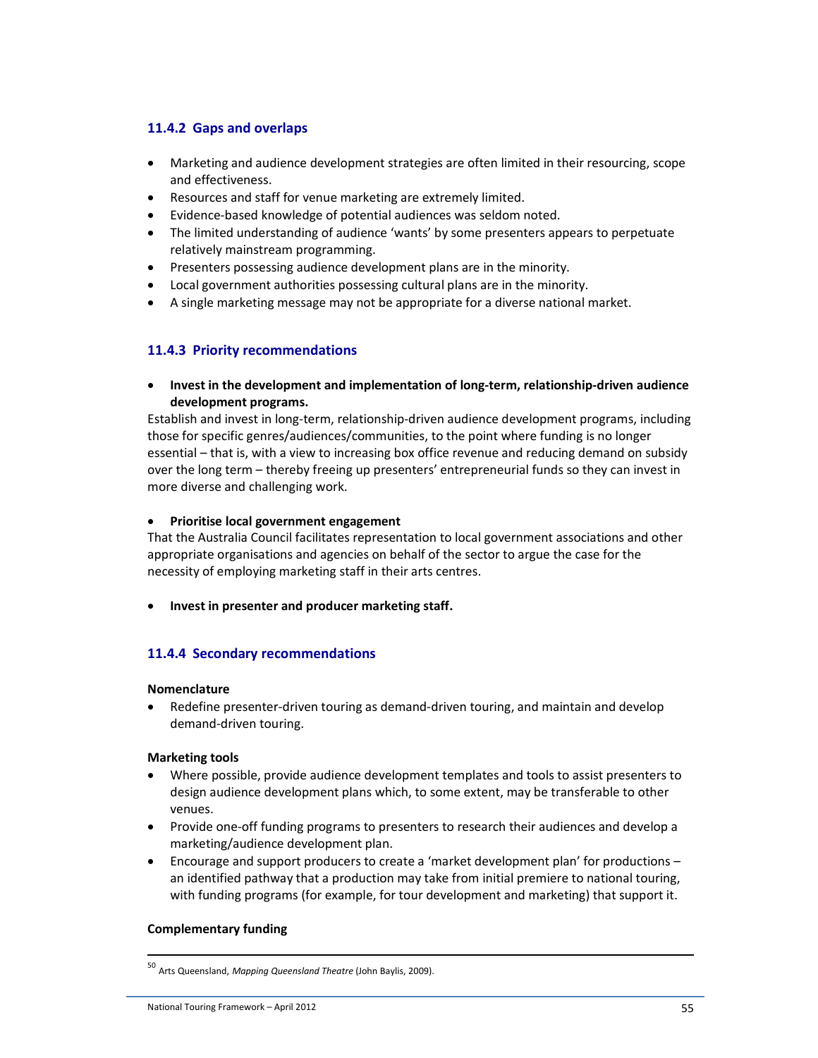### 11.4.2 Gaps and overlaps

- Marketing and audience development strategies are often limited in their resourcing, scope and effectiveness.
- Resources and staff for venue marketing are extremely limited.
- Evidence-based knowledge of potential audiences was seldom noted.
- The limited understanding of audience 'wants' by some presenters appears to perpetuate relatively mainstream programming.
- Presenters possessing audience development plans are in the minority.
- Local government authorities possessing cultural plans are in the minority.
- A single marketing message may not be appropriate for a diverse national market.

### 11.4.3 Priority recommendations

- **Invest in the development and implementation of long-term, relationship-driven audience development programs.**

Establish and invest in long-term, relationship-driven audience development programs, including those for specific genres/audiences/communities, to the point where funding is no longer essential – that is, with a view to increasing box office revenue and reducing demand on subsidy over the long term – thereby freeing up presenters' entrepreneurial funds so they can invest in more diverse and challenging work.

- **Prioritise local government engagement**

That the Australia Council facilitates representation to local government associations and other appropriate organisations and agencies on behalf of the sector to argue the case for the necessity of employing marketing staff in their arts centres.

- **Invest in presenter and producer marketing staff.**

### 11.4.4 Secondary recommendations

**Nomenclature**

- Redefine presenter-driven touring as demand-driven touring, and maintain and develop demand-driven touring.

**Marketing tools**

- Where possible, provide audience development templates and tools to assist presenters to design audience development plans which, to some extent, may be transferable to other venues.
- Provide one-off funding programs to presenters to research their audiences and develop a marketing/audience development plan.
- Encourage and support producers to create a 'market development plan' for productions – an identified pathway that a production may take from initial premiere to national touring, with funding programs (for example, for tour development and marketing) that support it.

**Complementary funding**

[50] Arts Queensland, *Mapping Queensland Theatre* (John Baylis, 2009).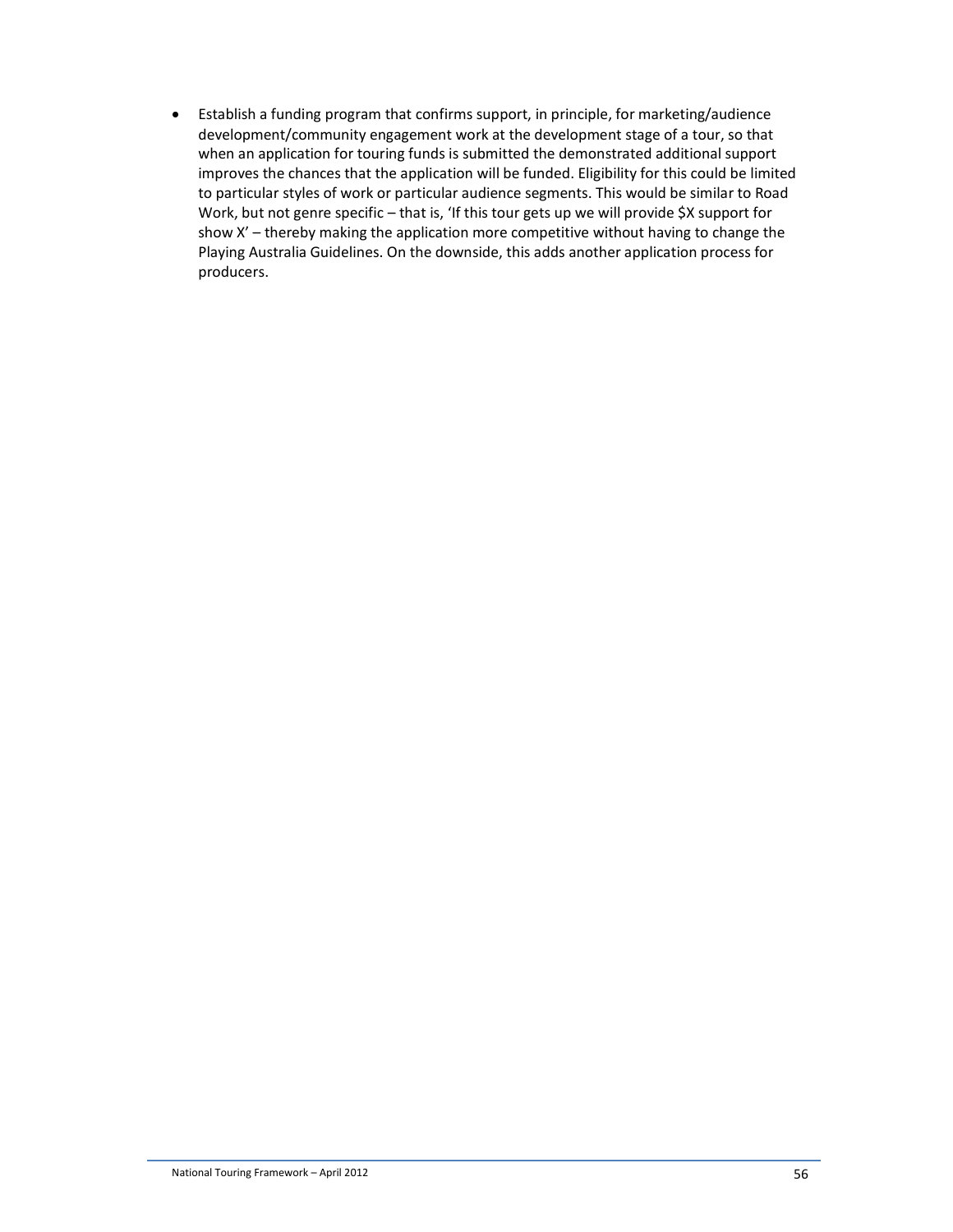- Establish a funding program that confirms support, in principle, for marketing/audience development/community engagement work at the development stage of a tour, so that when an application for touring funds is submitted the demonstrated additional support improves the chances that the application will be funded. Eligibility for this could be limited to particular styles of work or particular audience segments. This would be similar to Road Work, but not genre specific – that is, 'If this tour gets up we will provide $X support for show X' – thereby making the application more competitive without having to change the Playing Australia Guidelines. On the downside, this adds another application process for producers.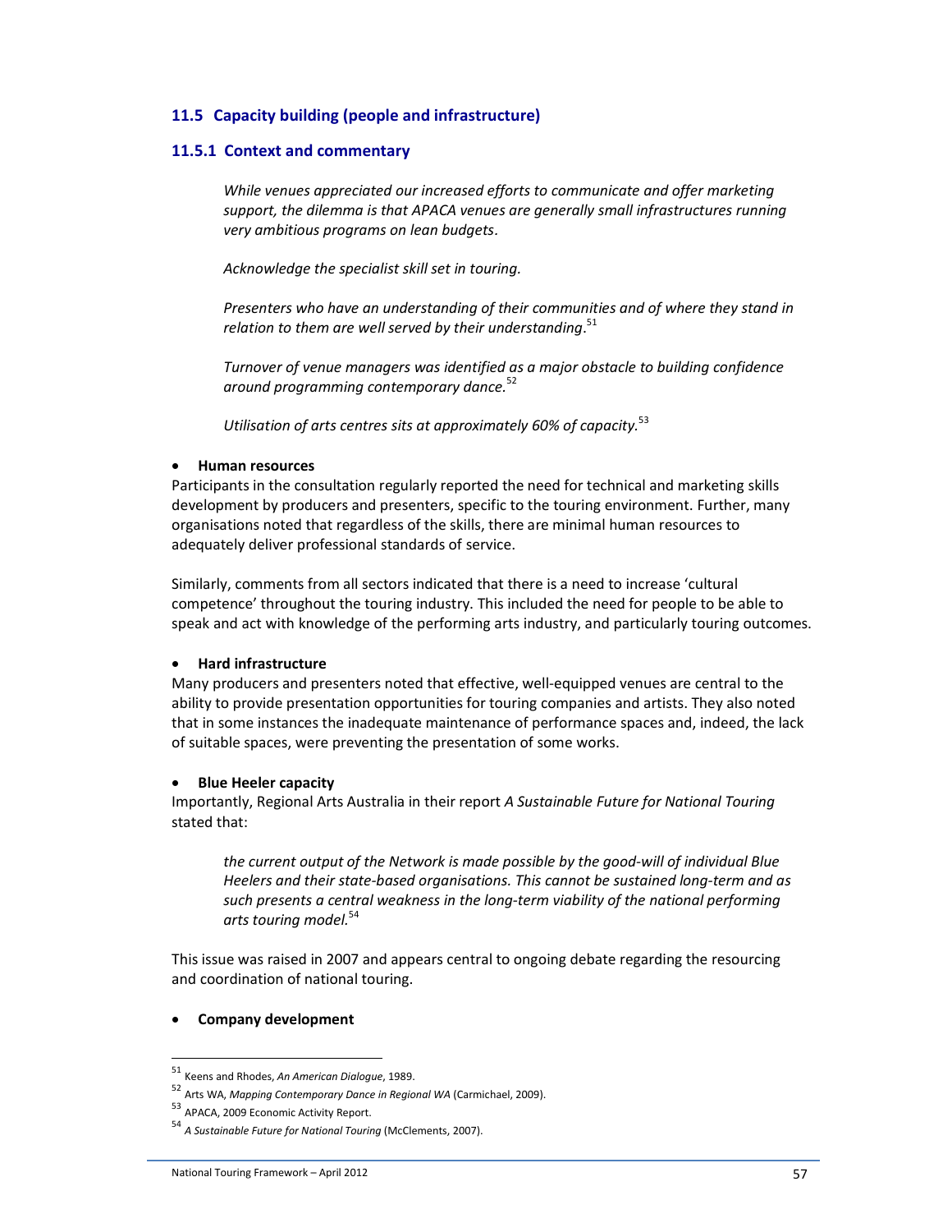## 11.5 Capacity building (people and infrastructure)

### 11.5.1 Context and commentary

> *While venues appreciated our increased efforts to communicate and offer marketing support, the dilemma is that APACA venues are generally small infrastructures running very ambitious programs on lean budgets.*
>
> *Acknowledge the specialist skill set in touring.*
>
> *Presenters who have an understanding of their communities and of where they stand in relation to them are well served by their understanding.*[51]
>
> *Turnover of venue managers was identified as a major obstacle to building confidence around programming contemporary dance.*[52]
>
> *Utilisation of arts centres sits at approximately 60% of capacity.*[53]

- **Human resources**

Participants in the consultation regularly reported the need for technical and marketing skills development by producers and presenters, specific to the touring environment. Further, many organisations noted that regardless of the skills, there are minimal human resources to adequately deliver professional standards of service.

Similarly, comments from all sectors indicated that there is a need to increase 'cultural competence' throughout the touring industry. This included the need for people to be able to speak and act with knowledge of the performing arts industry, and particularly touring outcomes.

- **Hard infrastructure**

Many producers and presenters noted that effective, well-equipped venues are central to the ability to provide presentation opportunities for touring companies and artists. They also noted that in some instances the inadequate maintenance of performance spaces and, indeed, the lack of suitable spaces, were preventing the presentation of some works.

- **Blue Heeler capacity**

Importantly, Regional Arts Australia in their report *A Sustainable Future for National Touring* stated that:

> *the current output of the Network is made possible by the good-will of individual Blue Heelers and their state-based organisations. This cannot be sustained long-term and as such presents a central weakness in the long-term viability of the national performing arts touring model.*[54]

This issue was raised in 2007 and appears central to ongoing debate regarding the resourcing and coordination of national touring.

- **Company development**

---

[51] Keens and Rhodes, *An American Dialogue*, 1989.

[52] Arts WA, *Mapping Contemporary Dance in Regional WA* (Carmichael, 2009).

[53] APACA, 2009 Economic Activity Report.

[54] *A Sustainable Future for National Touring* (McClements, 2007).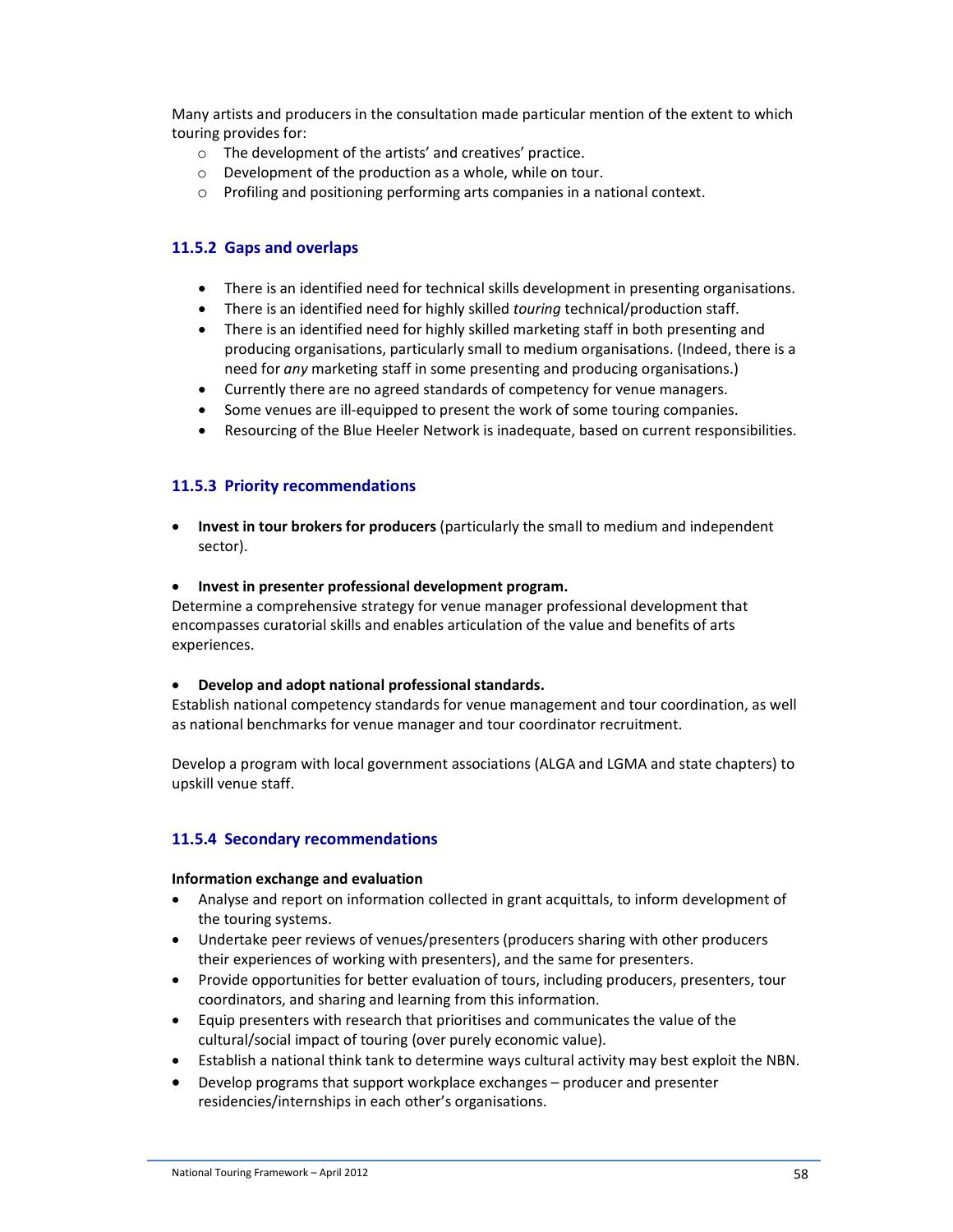Many artists and producers in the consultation made particular mention of the extent to which touring provides for:

- The development of the artists' and creatives' practice.
- Development of the production as a whole, while on tour.
- Profiling and positioning performing arts companies in a national context.

### 11.5.2 Gaps and overlaps

- There is an identified need for technical skills development in presenting organisations.
- There is an identified need for highly skilled *touring* technical/production staff.
- There is an identified need for highly skilled marketing staff in both presenting and producing organisations, particularly small to medium organisations. (Indeed, there is a need for *any* marketing staff in some presenting and producing organisations.)
- Currently there are no agreed standards of competency for venue managers.
- Some venues are ill-equipped to present the work of some touring companies.
- Resourcing of the Blue Heeler Network is inadequate, based on current responsibilities.

### 11.5.3 Priority recommendations

- **Invest in tour brokers for producers** (particularly the small to medium and independent sector).

- **Invest in presenter professional development program.**

Determine a comprehensive strategy for venue manager professional development that encompasses curatorial skills and enables articulation of the value and benefits of arts experiences.

- **Develop and adopt national professional standards.**

Establish national competency standards for venue management and tour coordination, as well as national benchmarks for venue manager and tour coordinator recruitment.

Develop a program with local government associations (ALGA and LGMA and state chapters) to upskill venue staff.

### 11.5.4 Secondary recommendations

**Information exchange and evaluation**

- Analyse and report on information collected in grant acquittals, to inform development of the touring systems.
- Undertake peer reviews of venues/presenters (producers sharing with other producers their experiences of working with presenters), and the same for presenters.
- Provide opportunities for better evaluation of tours, including producers, presenters, tour coordinators, and sharing and learning from this information.
- Equip presenters with research that prioritises and communicates the value of the cultural/social impact of touring (over purely economic value).
- Establish a national think tank to determine ways cultural activity may best exploit the NBN.
- Develop programs that support workplace exchanges – producer and presenter residencies/internships in each other's organisations.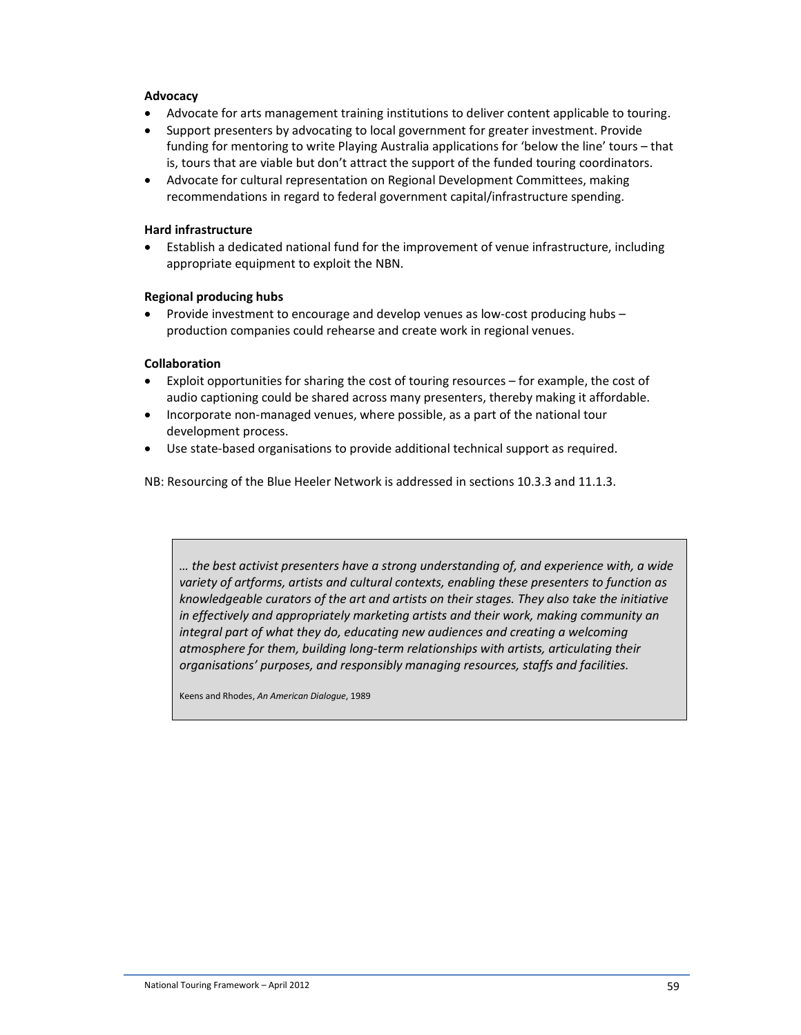**Advocacy**

- Advocate for arts management training institutions to deliver content applicable to touring.
- Support presenters by advocating to local government for greater investment. Provide funding for mentoring to write Playing Australia applications for 'below the line' tours – that is, tours that are viable but don't attract the support of the funded touring coordinators.
- Advocate for cultural representation on Regional Development Committees, making recommendations in regard to federal government capital/infrastructure spending.

**Hard infrastructure**

- Establish a dedicated national fund for the improvement of venue infrastructure, including appropriate equipment to exploit the NBN.

**Regional producing hubs**

- Provide investment to encourage and develop venues as low-cost producing hubs – production companies could rehearse and create work in regional venues.

**Collaboration**

- Exploit opportunities for sharing the cost of touring resources – for example, the cost of audio captioning could be shared across many presenters, thereby making it affordable.
- Incorporate non-managed venues, where possible, as a part of the national tour development process.
- Use state-based organisations to provide additional technical support as required.

NB: Resourcing of the Blue Heeler Network is addressed in sections 10.3.3 and 11.1.3.

> *… the best activist presenters have a strong understanding of, and experience with, a wide variety of artforms, artists and cultural contexts, enabling these presenters to function as knowledgeable curators of the art and artists on their stages. They also take the initiative in effectively and appropriately marketing artists and their work, making community an integral part of what they do, educating new audiences and creating a welcoming atmosphere for them, building long-term relationships with artists, articulating their organisations' purposes, and responsibly managing resources, staffs and facilities.*
>
> Keens and Rhodes, *An American Dialogue*, 1989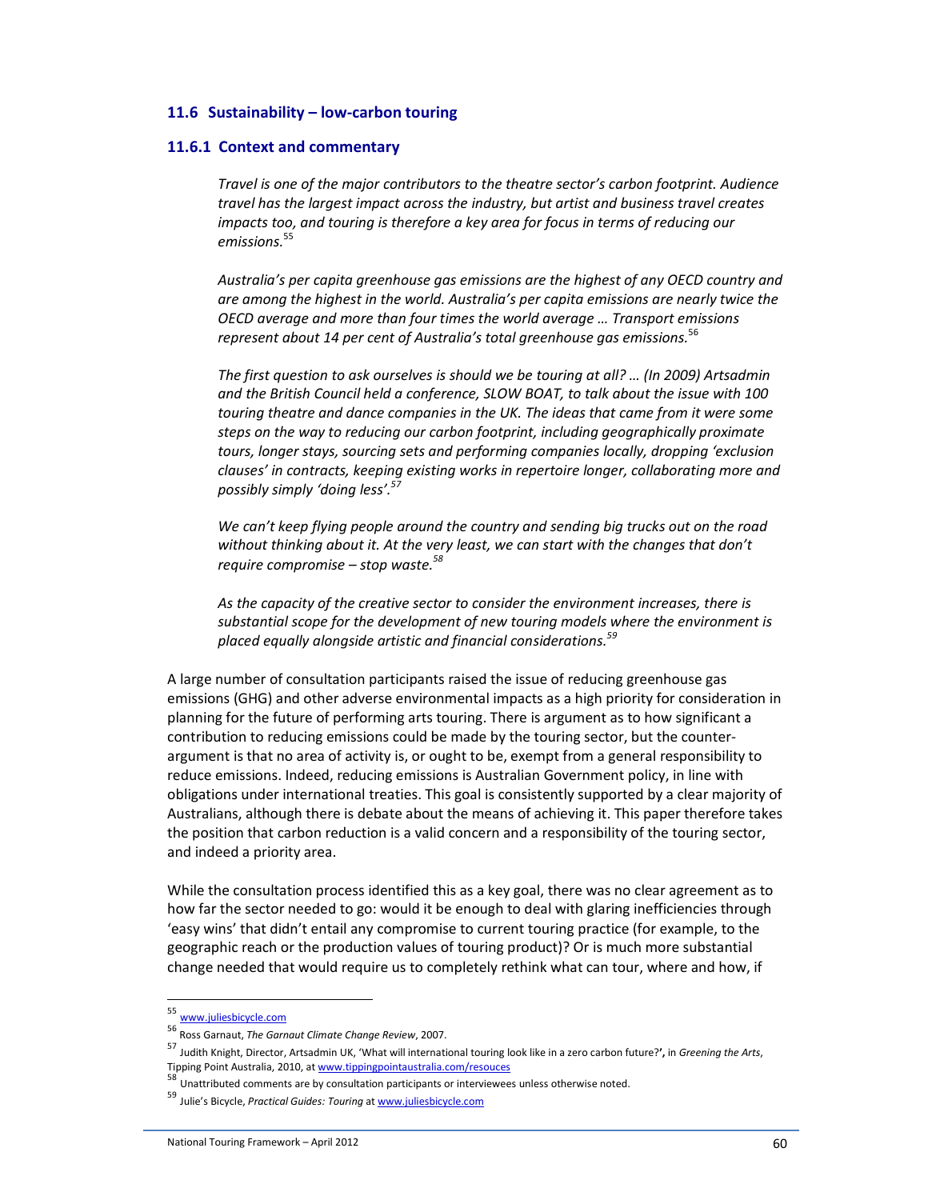### 11.6 Sustainability – low-carbon touring

#### 11.6.1 Context and commentary

> *Travel is one of the major contributors to the theatre sector's carbon footprint. Audience travel has the largest impact across the industry, but artist and business travel creates impacts too, and touring is therefore a key area for focus in terms of reducing our emissions.*[55]
>
> *Australia's per capita greenhouse gas emissions are the highest of any OECD country and are among the highest in the world. Australia's per capita emissions are nearly twice the OECD average and more than four times the world average … Transport emissions represent about 14 per cent of Australia's total greenhouse gas emissions.*[56]
>
> *The first question to ask ourselves is should we be touring at all? … (In 2009) Artsadmin and the British Council held a conference, SLOW BOAT, to talk about the issue with 100 touring theatre and dance companies in the UK. The ideas that came from it were some steps on the way to reducing our carbon footprint, including geographically proximate tours, longer stays, sourcing sets and performing companies locally, dropping 'exclusion clauses' in contracts, keeping existing works in repertoire longer, collaborating more and possibly simply 'doing less'.*[57]
>
> *We can't keep flying people around the country and sending big trucks out on the road without thinking about it. At the very least, we can start with the changes that don't require compromise – stop waste.*[58]
>
> *As the capacity of the creative sector to consider the environment increases, there is substantial scope for the development of new touring models where the environment is placed equally alongside artistic and financial considerations.*[59]

A large number of consultation participants raised the issue of reducing greenhouse gas emissions (GHG) and other adverse environmental impacts as a high priority for consideration in planning for the future of performing arts touring. There is argument as to how significant a contribution to reducing emissions could be made by the touring sector, but the counter-argument is that no area of activity is, or ought to be, exempt from a general responsibility to reduce emissions. Indeed, reducing emissions is Australian Government policy, in line with obligations under international treaties. This goal is consistently supported by a clear majority of Australians, although there is debate about the means of achieving it. This paper therefore takes the position that carbon reduction is a valid concern and a responsibility of the touring sector, and indeed a priority area.

While the consultation process identified this as a key goal, there was no clear agreement as to how far the sector needed to go: would it be enough to deal with glaring inefficiencies through 'easy wins' that didn't entail any compromise to current touring practice (for example, to the geographic reach or the production values of touring product)? Or is much more substantial change needed that would require us to completely rethink what can tour, where and how, if

---

[55] www.juliesbicycle.com

[56] Ross Garnaut, *The Garnaut Climate Change Review*, 2007.

[57] Judith Knight, Director, Artsadmin UK, 'What will international touring look like in a zero carbon future?', in *Greening the Arts*, Tipping Point Australia, 2010, at www.tippingpointaustralia.com/resouces

[58] Unattributed comments are by consultation participants or interviewees unless otherwise noted.

[59] Julie's Bicycle, *Practical Guides: Touring* at www.juliesbicycle.com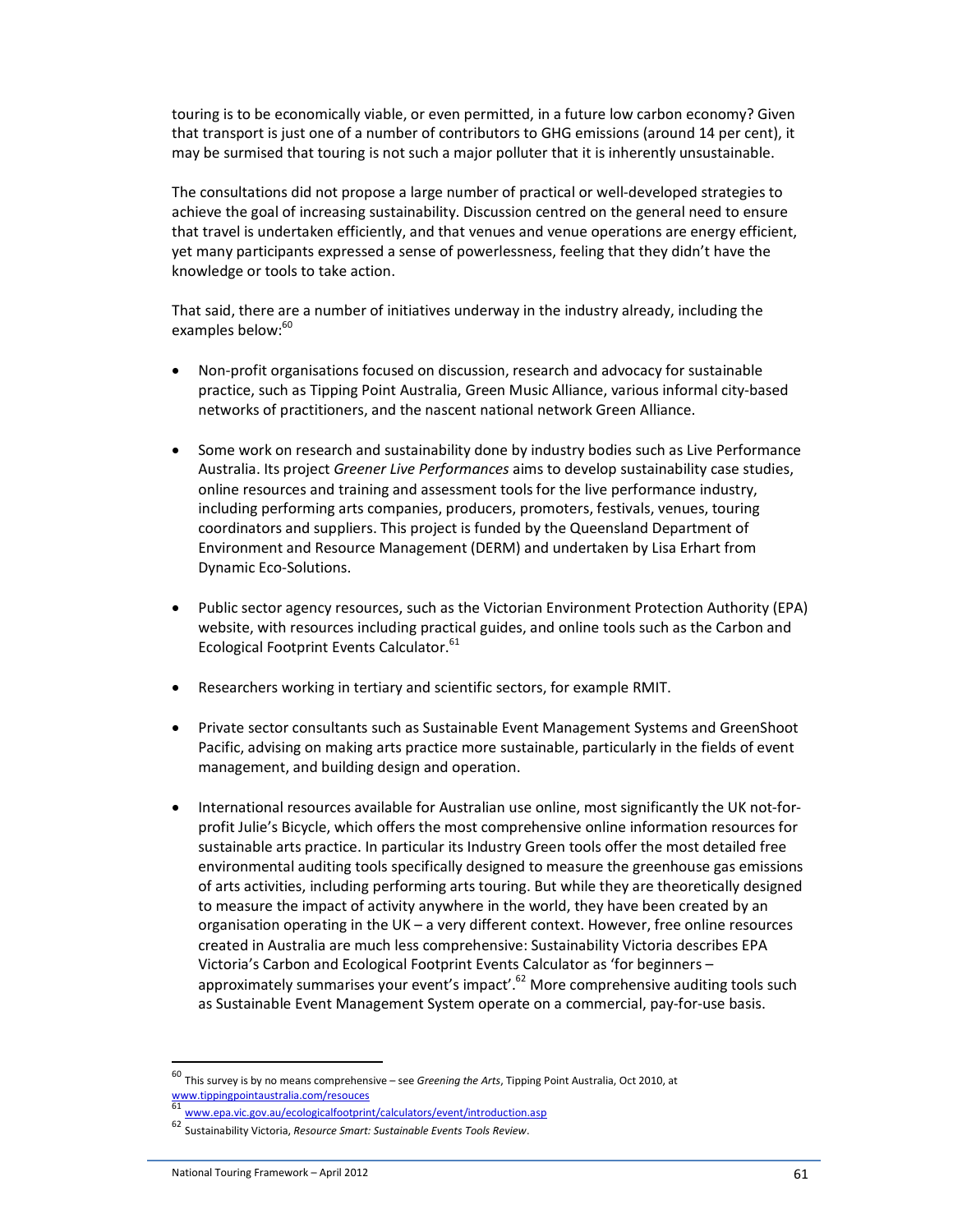touring is to be economically viable, or even permitted, in a future low carbon economy? Given that transport is just one of a number of contributors to GHG emissions (around 14 per cent), it may be surmised that touring is not such a major polluter that it is inherently unsustainable.

The consultations did not propose a large number of practical or well-developed strategies to achieve the goal of increasing sustainability. Discussion centred on the general need to ensure that travel is undertaken efficiently, and that venues and venue operations are energy efficient, yet many participants expressed a sense of powerlessness, feeling that they didn't have the knowledge or tools to take action.

That said, there are a number of initiatives underway in the industry already, including the examples below:[60]

- Non-profit organisations focused on discussion, research and advocacy for sustainable practice, such as Tipping Point Australia, Green Music Alliance, various informal city-based networks of practitioners, and the nascent national network Green Alliance.

- Some work on research and sustainability done by industry bodies such as Live Performance Australia. Its project *Greener Live Performances* aims to develop sustainability case studies, online resources and training and assessment tools for the live performance industry, including performing arts companies, producers, promoters, festivals, venues, touring coordinators and suppliers. This project is funded by the Queensland Department of Environment and Resource Management (DERM) and undertaken by Lisa Erhart from Dynamic Eco-Solutions.

- Public sector agency resources, such as the Victorian Environment Protection Authority (EPA) website, with resources including practical guides, and online tools such as the Carbon and Ecological Footprint Events Calculator.[61]

- Researchers working in tertiary and scientific sectors, for example RMIT.

- Private sector consultants such as Sustainable Event Management Systems and GreenShoot Pacific, advising on making arts practice more sustainable, particularly in the fields of event management, and building design and operation.

- International resources available for Australian use online, most significantly the UK not-for-profit Julie's Bicycle, which offers the most comprehensive online information resources for sustainable arts practice. In particular its Industry Green tools offer the most detailed free environmental auditing tools specifically designed to measure the greenhouse gas emissions of arts activities, including performing arts touring. But while they are theoretically designed to measure the impact of activity anywhere in the world, they have been created by an organisation operating in the UK – a very different context. However, free online resources created in Australia are much less comprehensive: Sustainability Victoria describes EPA Victoria's Carbon and Ecological Footprint Events Calculator as 'for beginners – approximately summarises your event's impact'.[62] More comprehensive auditing tools such as Sustainable Event Management System operate on a commercial, pay-for-use basis.

---

[60] This survey is by no means comprehensive – see *Greening the Arts*, Tipping Point Australia, Oct 2010, at www.tippingpointaustralia.com/resouces

[61] www.epa.vic.gov.au/ecologicalfootprint/calculators/event/introduction.asp

[62] Sustainability Victoria, *Resource Smart: Sustainable Events Tools Review*.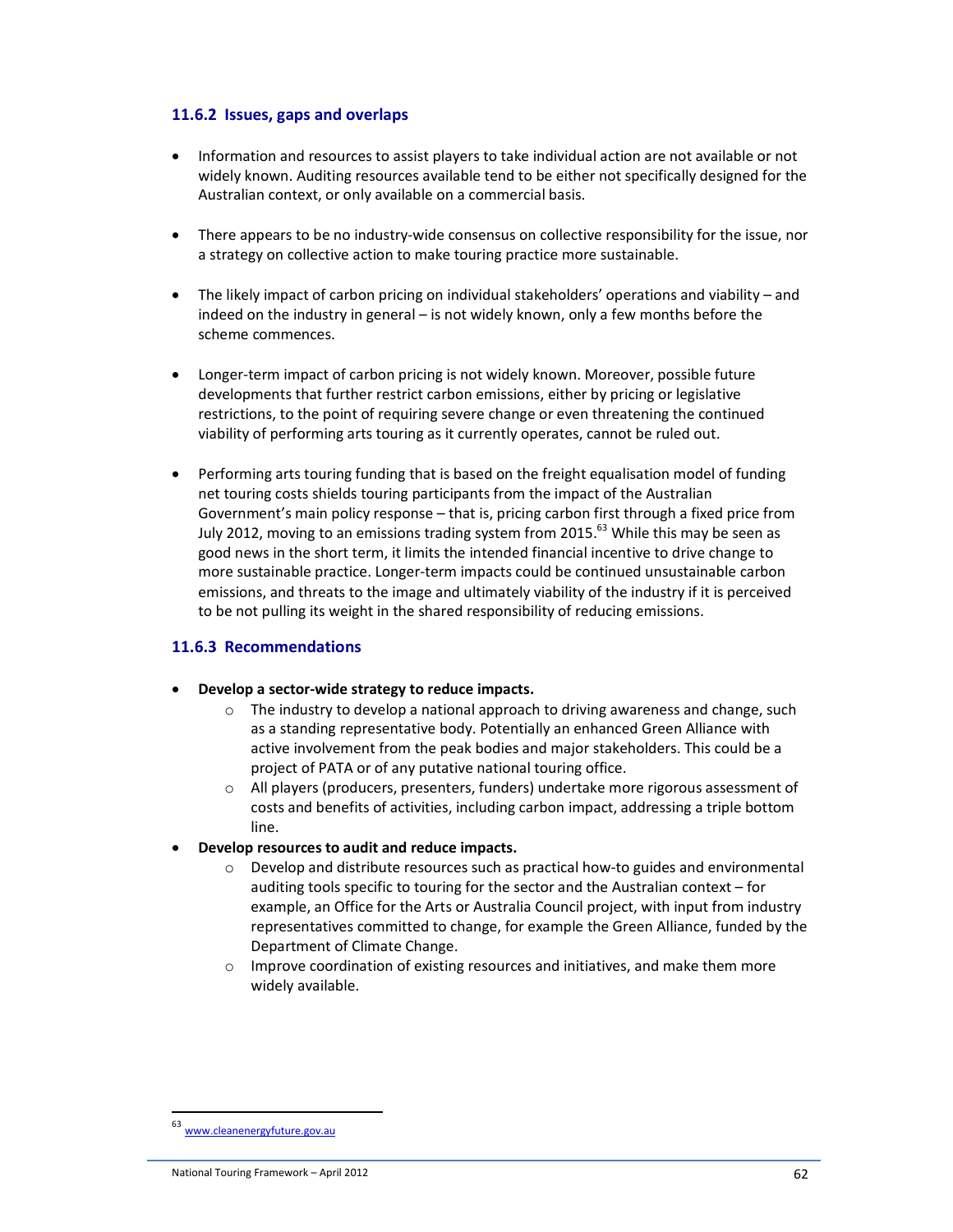### 11.6.2 Issues, gaps and overlaps

- Information and resources to assist players to take individual action are not available or not widely known. Auditing resources available tend to be either not specifically designed for the Australian context, or only available on a commercial basis.

- There appears to be no industry-wide consensus on collective responsibility for the issue, nor a strategy on collective action to make touring practice more sustainable.

- The likely impact of carbon pricing on individual stakeholders' operations and viability – and indeed on the industry in general – is not widely known, only a few months before the scheme commences.

- Longer-term impact of carbon pricing is not widely known. Moreover, possible future developments that further restrict carbon emissions, either by pricing or legislative restrictions, to the point of requiring severe change or even threatening the continued viability of performing arts touring as it currently operates, cannot be ruled out.

- Performing arts touring funding that is based on the freight equalisation model of funding net touring costs shields touring participants from the impact of the Australian Government's main policy response – that is, pricing carbon first through a fixed price from July 2012, moving to an emissions trading system from 2015.[63] While this may be seen as good news in the short term, it limits the intended financial incentive to drive change to more sustainable practice. Longer-term impacts could be continued unsustainable carbon emissions, and threats to the image and ultimately viability of the industry if it is perceived to be not pulling its weight in the shared responsibility of reducing emissions.

### 11.6.3 Recommendations

- **Develop a sector-wide strategy to reduce impacts.**
  - The industry to develop a national approach to driving awareness and change, such as a standing representative body. Potentially an enhanced Green Alliance with active involvement from the peak bodies and major stakeholders. This could be a project of PATA or of any putative national touring office.
  - All players (producers, presenters, funders) undertake more rigorous assessment of costs and benefits of activities, including carbon impact, addressing a triple bottom line.
- **Develop resources to audit and reduce impacts.**
  - Develop and distribute resources such as practical how-to guides and environmental auditing tools specific to touring for the sector and the Australian context – for example, an Office for the Arts or Australia Council project, with input from industry representatives committed to change, for example the Green Alliance, funded by the Department of Climate Change.
  - Improve coordination of existing resources and initiatives, and make them more widely available.

[63] www.cleanenergyfuture.gov.au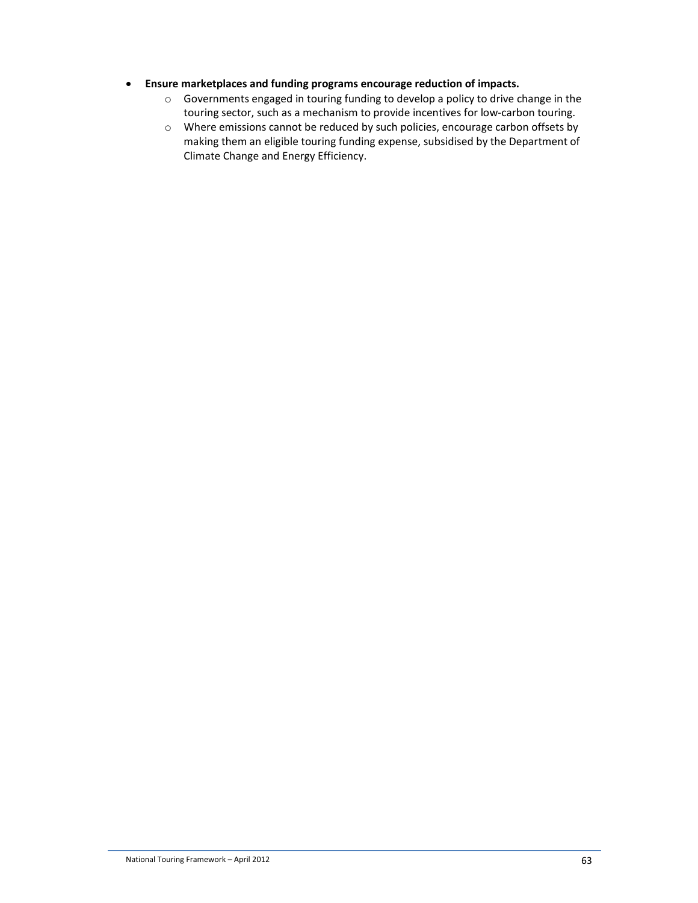- **Ensure marketplaces and funding programs encourage reduction of impacts.**
    - Governments engaged in touring funding to develop a policy to drive change in the touring sector, such as a mechanism to provide incentives for low-carbon touring.
    - Where emissions cannot be reduced by such policies, encourage carbon offsets by making them an eligible touring funding expense, subsidised by the Department of Climate Change and Energy Efficiency.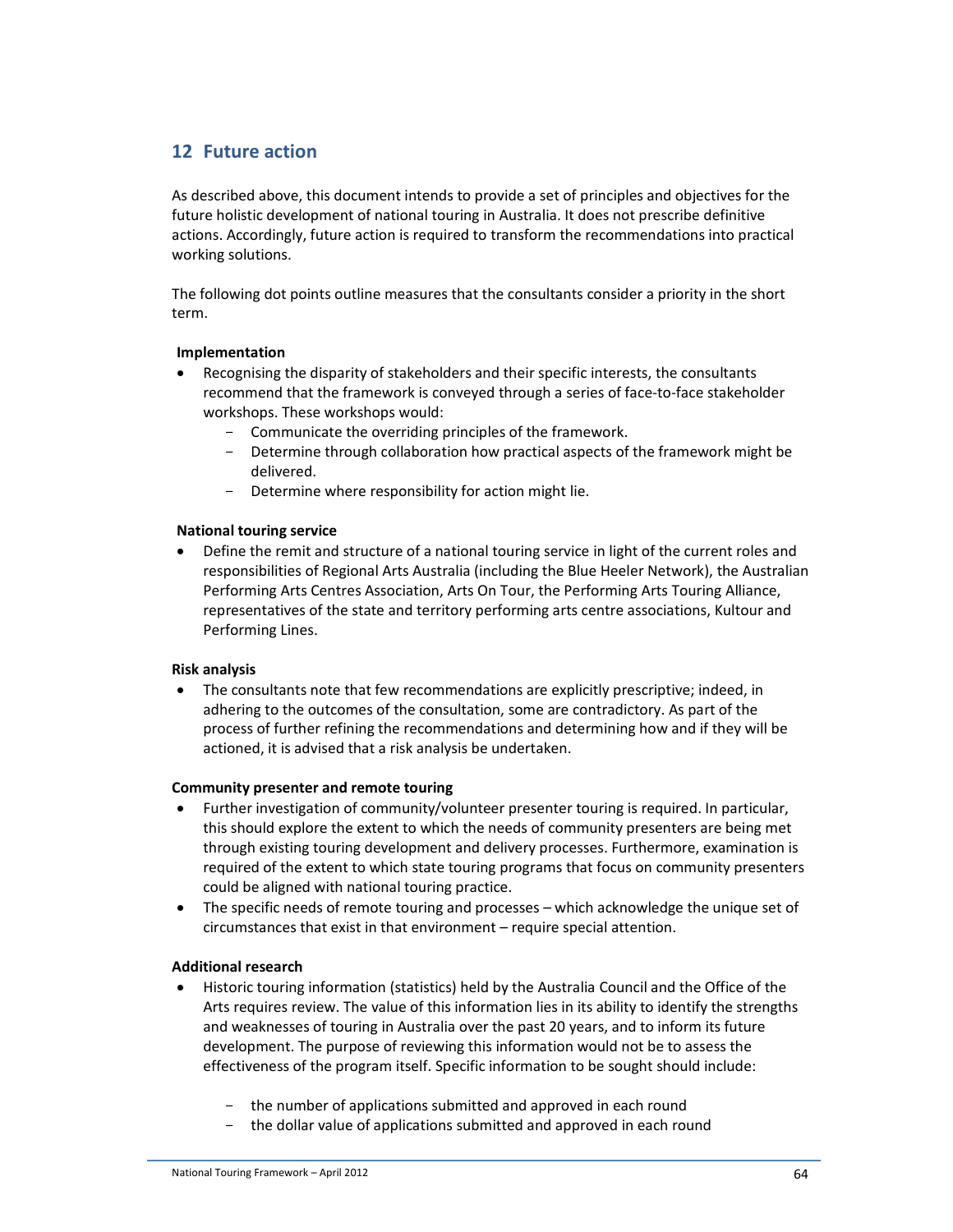## 12 Future action

As described above, this document intends to provide a set of principles and objectives for the future holistic development of national touring in Australia. It does not prescribe definitive actions. Accordingly, future action is required to transform the recommendations into practical working solutions.

The following dot points outline measures that the consultants consider a priority in the short term.

**Implementation**

- Recognising the disparity of stakeholders and their specific interests, the consultants recommend that the framework is conveyed through a series of face-to-face stakeholder workshops. These workshops would:
  - Communicate the overriding principles of the framework.
  - Determine through collaboration how practical aspects of the framework might be delivered.
  - Determine where responsibility for action might lie.

**National touring service**

- Define the remit and structure of a national touring service in light of the current roles and responsibilities of Regional Arts Australia (including the Blue Heeler Network), the Australian Performing Arts Centres Association, Arts On Tour, the Performing Arts Touring Alliance, representatives of the state and territory performing arts centre associations, Kultour and Performing Lines.

**Risk analysis**

- The consultants note that few recommendations are explicitly prescriptive; indeed, in adhering to the outcomes of the consultation, some are contradictory. As part of the process of further refining the recommendations and determining how and if they will be actioned, it is advised that a risk analysis be undertaken.

**Community presenter and remote touring**

- Further investigation of community/volunteer presenter touring is required. In particular, this should explore the extent to which the needs of community presenters are being met through existing touring development and delivery processes. Furthermore, examination is required of the extent to which state touring programs that focus on community presenters could be aligned with national touring practice.
- The specific needs of remote touring and processes – which acknowledge the unique set of circumstances that exist in that environment – require special attention.

**Additional research**

- Historic touring information (statistics) held by the Australia Council and the Office of the Arts requires review. The value of this information lies in its ability to identify the strengths and weaknesses of touring in Australia over the past 20 years, and to inform its future development. The purpose of reviewing this information would not be to assess the effectiveness of the program itself. Specific information to be sought should include:
  - the number of applications submitted and approved in each round
  - the dollar value of applications submitted and approved in each round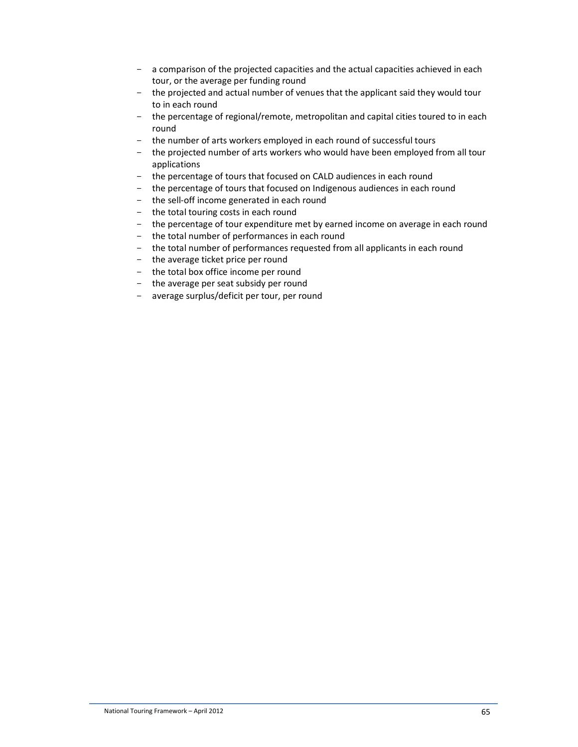- a comparison of the projected capacities and the actual capacities achieved in each tour, or the average per funding round
- the projected and actual number of venues that the applicant said they would tour to in each round
- the percentage of regional/remote, metropolitan and capital cities toured to in each round
- the number of arts workers employed in each round of successful tours
- the projected number of arts workers who would have been employed from all tour applications
- the percentage of tours that focused on CALD audiences in each round
- the percentage of tours that focused on Indigenous audiences in each round
- the sell-off income generated in each round
- the total touring costs in each round
- the percentage of tour expenditure met by earned income on average in each round
- the total number of performances in each round
- the total number of performances requested from all applicants in each round
- the average ticket price per round
- the total box office income per round
- the average per seat subsidy per round
- average surplus/deficit per tour, per round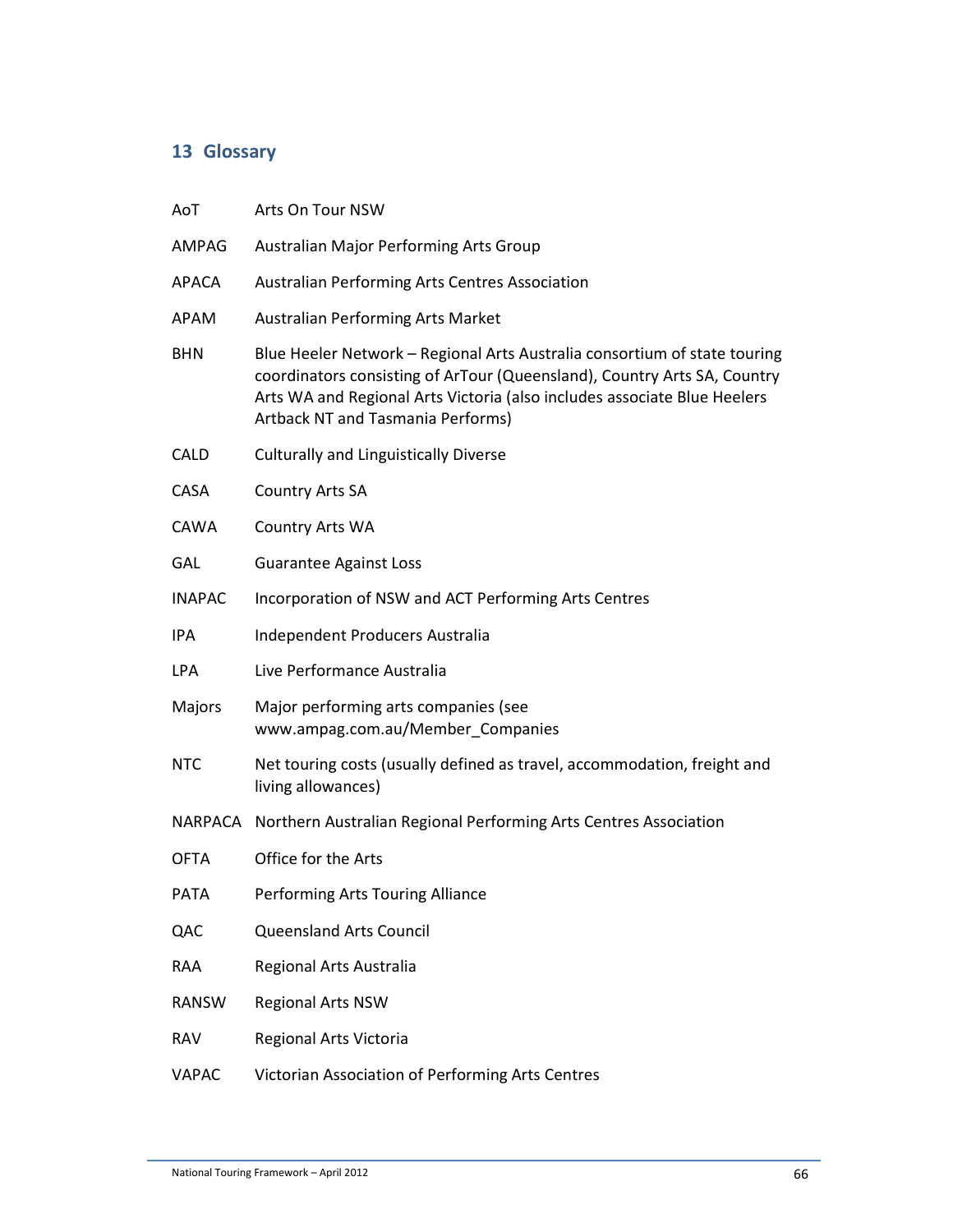## 13 Glossary

| | |
|---|---|
| AoT | Arts On Tour NSW |
| AMPAG | Australian Major Performing Arts Group |
| APACA | Australian Performing Arts Centres Association |
| APAM | Australian Performing Arts Market |
| BHN | Blue Heeler Network – Regional Arts Australia consortium of state touring coordinators consisting of ArTour (Queensland), Country Arts SA, Country Arts WA and Regional Arts Victoria (also includes associate Blue Heelers Artback NT and Tasmania Performs) |
| CALD | Culturally and Linguistically Diverse |
| CASA | Country Arts SA |
| CAWA | Country Arts WA |
| GAL | Guarantee Against Loss |
| INAPAC | Incorporation of NSW and ACT Performing Arts Centres |
| IPA | Independent Producers Australia |
| LPA | Live Performance Australia |
| Majors | Major performing arts companies (see www.ampag.com.au/Member_Companies |
| NTC | Net touring costs (usually defined as travel, accommodation, freight and living allowances) |
| NARPACA | Northern Australian Regional Performing Arts Centres Association |
| OFTA | Office for the Arts |
| PATA | Performing Arts Touring Alliance |
| QAC | Queensland Arts Council |
| RAA | Regional Arts Australia |
| RANSW | Regional Arts NSW |
| RAV | Regional Arts Victoria |
| VAPAC | Victorian Association of Performing Arts Centres |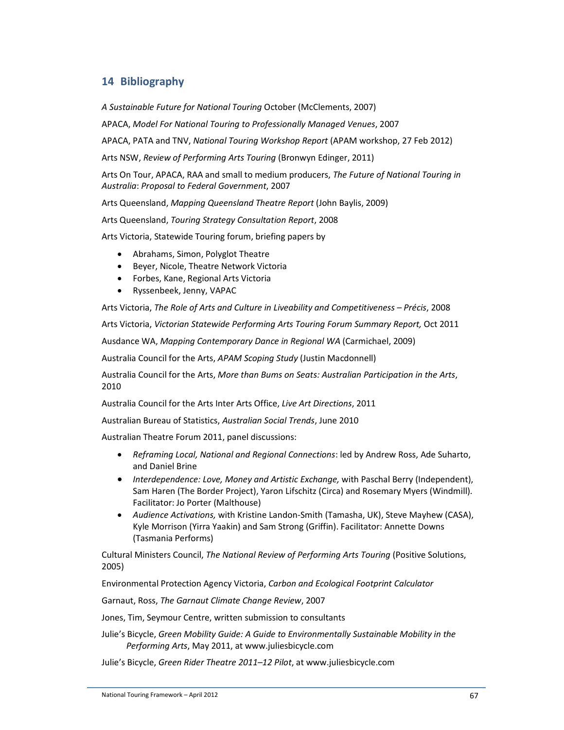## 14 Bibliography

*A Sustainable Future for National Touring* October (McClements, 2007)

APACA, *Model For National Touring to Professionally Managed Venues*, 2007

APACA, PATA and TNV, *National Touring Workshop Report* (APAM workshop, 27 Feb 2012)

Arts NSW, *Review of Performing Arts Touring* (Bronwyn Edinger, 2011)

Arts On Tour, APACA, RAA and small to medium producers, *The Future of National Touring in Australia*: *Proposal to Federal Government*, 2007

Arts Queensland, *Mapping Queensland Theatre Report* (John Baylis, 2009)

Arts Queensland, *Touring Strategy Consultation Report*, 2008

Arts Victoria, Statewide Touring forum, briefing papers by

- Abrahams, Simon, Polyglot Theatre
- Beyer, Nicole, Theatre Network Victoria
- Forbes, Kane, Regional Arts Victoria
- Ryssenbeek, Jenny, VAPAC

Arts Victoria, *The Role of Arts and Culture in Liveability and Competitiveness – Précis*, 2008

Arts Victoria, *Victorian Statewide Performing Arts Touring Forum Summary Report,* Oct 2011

Ausdance WA, *Mapping Contemporary Dance in Regional WA* (Carmichael, 2009)

Australia Council for the Arts, *APAM Scoping Study* (Justin Macdonnell)

Australia Council for the Arts, *More than Bums on Seats: Australian Participation in the Arts*, 2010

Australia Council for the Arts Inter Arts Office, *Live Art Directions*, 2011

Australian Bureau of Statistics, *Australian Social Trends*, June 2010

Australian Theatre Forum 2011, panel discussions:

- *Reframing Local, National and Regional Connections*: led by Andrew Ross, Ade Suharto, and Daniel Brine
- *Interdependence: Love, Money and Artistic Exchange,* with Paschal Berry (Independent), Sam Haren (The Border Project), Yaron Lifschitz (Circa) and Rosemary Myers (Windmill). Facilitator: Jo Porter (Malthouse)
- *Audience Activations,* with Kristine Landon-Smith (Tamasha, UK), Steve Mayhew (CASA), Kyle Morrison (Yirra Yaakin) and Sam Strong (Griffin). Facilitator: Annette Downs (Tasmania Performs)

Cultural Ministers Council, *The National Review of Performing Arts Touring* (Positive Solutions, 2005)

Environmental Protection Agency Victoria, *Carbon and Ecological Footprint Calculator*

Garnaut, Ross, *The Garnaut Climate Change Review*, 2007

Jones, Tim, Seymour Centre, written submission to consultants

Julie's Bicycle, *Green Mobility Guide: A Guide to Environmentally Sustainable Mobility in the Performing Arts*, May 2011, at www.juliesbicycle.com

Julie's Bicycle, *Green Rider Theatre 2011–12 Pilot*, at www.juliesbicycle.com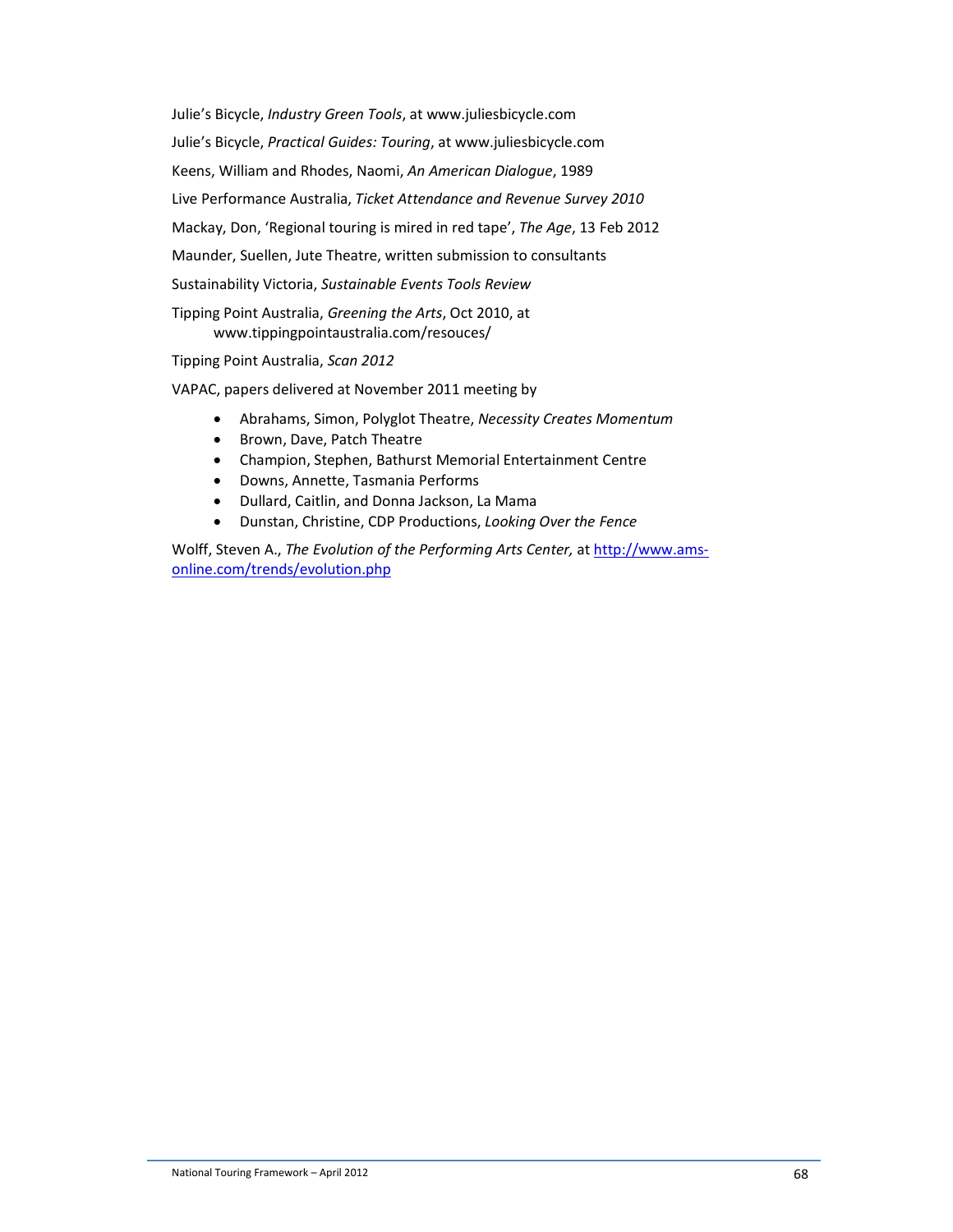Julie's Bicycle, *Industry Green Tools*, at www.juliesbicycle.com

Julie's Bicycle, *Practical Guides: Touring*, at www.juliesbicycle.com

Keens, William and Rhodes, Naomi, *An American Dialogue*, 1989

Live Performance Australia, *Ticket Attendance and Revenue Survey 2010*

Mackay, Don, 'Regional touring is mired in red tape', *The Age*, 13 Feb 2012

Maunder, Suellen, Jute Theatre, written submission to consultants

Sustainability Victoria, *Sustainable Events Tools Review*

Tipping Point Australia, *Greening the Arts*, Oct 2010, at
www.tippingpointaustralia.com/resouces/

Tipping Point Australia, *Scan 2012*

VAPAC, papers delivered at November 2011 meeting by

- Abrahams, Simon, Polyglot Theatre, *Necessity Creates Momentum*
- Brown, Dave, Patch Theatre
- Champion, Stephen, Bathurst Memorial Entertainment Centre
- Downs, Annette, Tasmania Performs
- Dullard, Caitlin, and Donna Jackson, La Mama
- Dunstan, Christine, CDP Productions, *Looking Over the Fence*

Wolff, Steven A., *The Evolution of the Performing Arts Center,* at [http://www.ams-online.com/trends/evolution.php](http://www.ams-online.com/trends/evolution.php)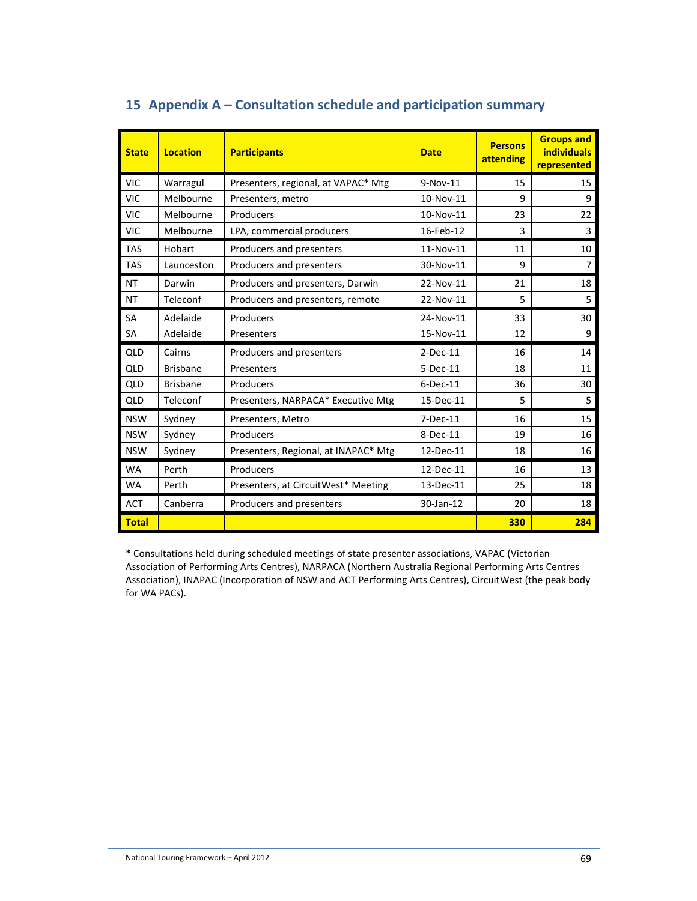## 15 Appendix A – Consultation schedule and participation summary

| State | Location | Participants | Date | Persons attending | Groups and individuals represented |
|---|---|---|---|---|---|
| VIC | Warragul | Presenters, regional, at VAPAC* Mtg | 9-Nov-11 | 15 | 15 |
| VIC | Melbourne | Presenters, metro | 10-Nov-11 | 9 | 9 |
| VIC | Melbourne | Producers | 10-Nov-11 | 23 | 22 |
| VIC | Melbourne | LPA, commercial producers | 16-Feb-12 | 3 | 3 |
| TAS | Hobart | Producers and presenters | 11-Nov-11 | 11 | 10 |
| TAS | Launceston | Producers and presenters | 30-Nov-11 | 9 | 7 |
| NT | Darwin | Producers and presenters, Darwin | 22-Nov-11 | 21 | 18 |
| NT | Teleconf | Producers and presenters, remote | 22-Nov-11 | 5 | 5 |
| SA | Adelaide | Producers | 24-Nov-11 | 33 | 30 |
| SA | Adelaide | Presenters | 15-Nov-11 | 12 | 9 |
| QLD | Cairns | Producers and presenters | 2-Dec-11 | 16 | 14 |
| QLD | Brisbane | Presenters | 5-Dec-11 | 18 | 11 |
| QLD | Brisbane | Producers | 6-Dec-11 | 36 | 30 |
| QLD | Teleconf | Presenters, NARPACA* Executive Mtg | 15-Dec-11 | 5 | 5 |
| NSW | Sydney | Presenters, Metro | 7-Dec-11 | 16 | 15 |
| NSW | Sydney | Producers | 8-Dec-11 | 19 | 16 |
| NSW | Sydney | Presenters, Regional, at INAPAC* Mtg | 12-Dec-11 | 18 | 16 |
| WA | Perth | Producers | 12-Dec-11 | 16 | 13 |
| WA | Perth | Presenters, at CircuitWest* Meeting | 13-Dec-11 | 25 | 18 |
| ACT | Canberra | Producers and presenters | 30-Jan-12 | 20 | 18 |
| **Total** | | | | **330** | **284** |

* Consultations held during scheduled meetings of state presenter associations, VAPAC (Victorian Association of Performing Arts Centres), NARPACA (Northern Australia Regional Performing Arts Centres Association), INAPAC (Incorporation of NSW and ACT Performing Arts Centres), CircuitWest (the peak body for WA PACs).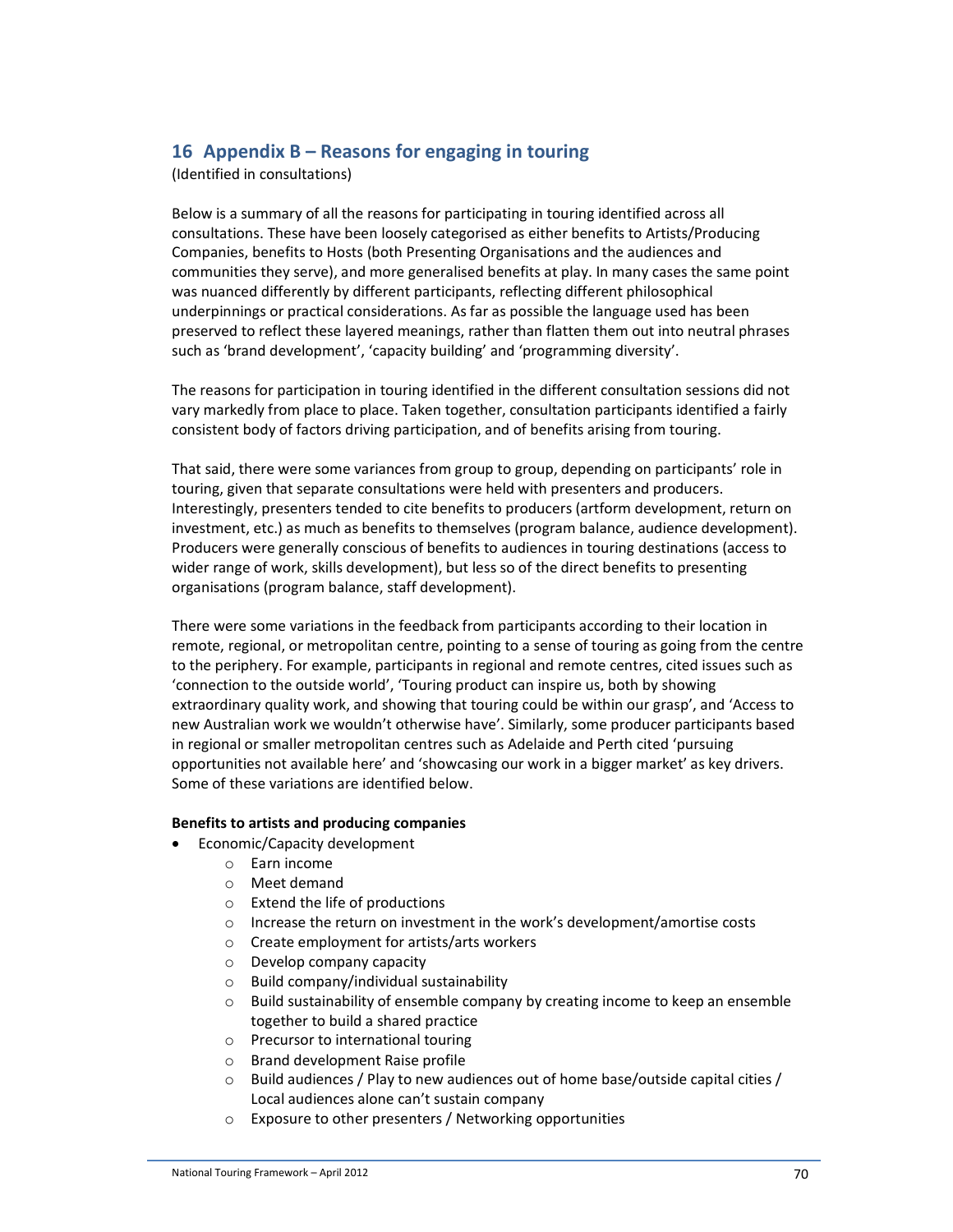## 16 Appendix B – Reasons for engaging in touring

(Identified in consultations)

Below is a summary of all the reasons for participating in touring identified across all consultations. These have been loosely categorised as either benefits to Artists/Producing Companies, benefits to Hosts (both Presenting Organisations and the audiences and communities they serve), and more generalised benefits at play. In many cases the same point was nuanced differently by different participants, reflecting different philosophical underpinnings or practical considerations. As far as possible the language used has been preserved to reflect these layered meanings, rather than flatten them out into neutral phrases such as 'brand development', 'capacity building' and 'programming diversity'.

The reasons for participation in touring identified in the different consultation sessions did not vary markedly from place to place. Taken together, consultation participants identified a fairly consistent body of factors driving participation, and of benefits arising from touring.

That said, there were some variances from group to group, depending on participants' role in touring, given that separate consultations were held with presenters and producers. Interestingly, presenters tended to cite benefits to producers (artform development, return on investment, etc.) as much as benefits to themselves (program balance, audience development). Producers were generally conscious of benefits to audiences in touring destinations (access to wider range of work, skills development), but less so of the direct benefits to presenting organisations (program balance, staff development).

There were some variations in the feedback from participants according to their location in remote, regional, or metropolitan centre, pointing to a sense of touring as going from the centre to the periphery. For example, participants in regional and remote centres, cited issues such as 'connection to the outside world', 'Touring product can inspire us, both by showing extraordinary quality work, and showing that touring could be within our grasp', and 'Access to new Australian work we wouldn't otherwise have'. Similarly, some producer participants based in regional or smaller metropolitan centres such as Adelaide and Perth cited 'pursuing opportunities not available here' and 'showcasing our work in a bigger market' as key drivers. Some of these variations are identified below.

**Benefits to artists and producing companies**

- Economic/Capacity development
  - Earn income
  - Meet demand
  - Extend the life of productions
  - Increase the return on investment in the work's development/amortise costs
  - Create employment for artists/arts workers
  - Develop company capacity
  - Build company/individual sustainability
  - Build sustainability of ensemble company by creating income to keep an ensemble together to build a shared practice
  - Precursor to international touring
  - Brand development Raise profile
  - Build audiences / Play to new audiences out of home base/outside capital cities / Local audiences alone can't sustain company
  - Exposure to other presenters / Networking opportunities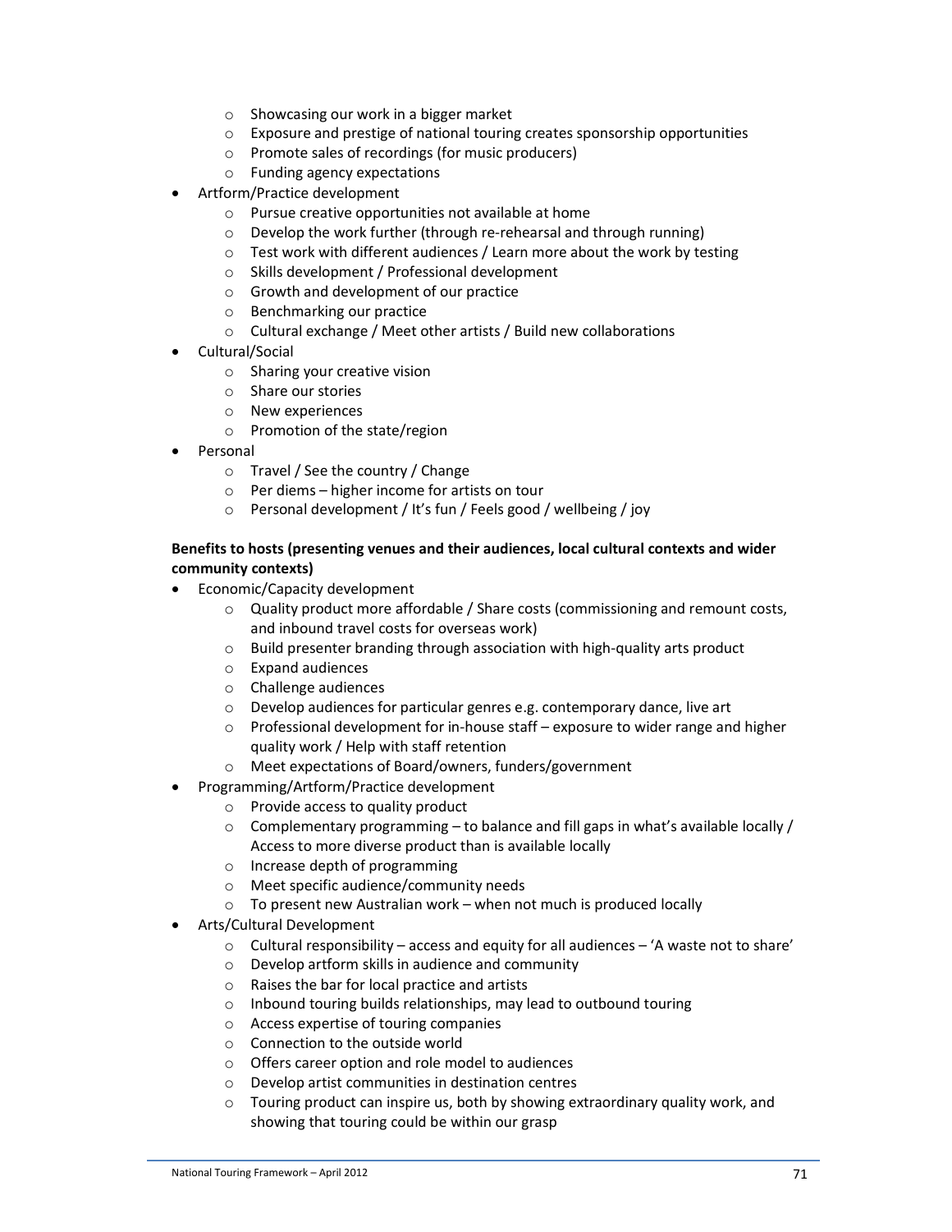- Showcasing our work in a bigger market
  - Exposure and prestige of national touring creates sponsorship opportunities
  - Promote sales of recordings (for music producers)
  - Funding agency expectations
- Artform/Practice development
  - Pursue creative opportunities not available at home
  - Develop the work further (through re-rehearsal and through running)
  - Test work with different audiences / Learn more about the work by testing
  - Skills development / Professional development
  - Growth and development of our practice
  - Benchmarking our practice
  - Cultural exchange / Meet other artists / Build new collaborations
- Cultural/Social
  - Sharing your creative vision
  - Share our stories
  - New experiences
  - Promotion of the state/region
- Personal
  - Travel / See the country / Change
  - Per diems – higher income for artists on tour
  - Personal development / It's fun / Feels good / wellbeing / joy

**Benefits to hosts (presenting venues and their audiences, local cultural contexts and wider community contexts)**

- Economic/Capacity development
  - Quality product more affordable / Share costs (commissioning and remount costs, and inbound travel costs for overseas work)
  - Build presenter branding through association with high-quality arts product
  - Expand audiences
  - Challenge audiences
  - Develop audiences for particular genres e.g. contemporary dance, live art
  - Professional development for in-house staff – exposure to wider range and higher quality work / Help with staff retention
  - Meet expectations of Board/owners, funders/government
- Programming/Artform/Practice development
  - Provide access to quality product
  - Complementary programming – to balance and fill gaps in what's available locally / Access to more diverse product than is available locally
  - Increase depth of programming
  - Meet specific audience/community needs
  - To present new Australian work – when not much is produced locally
- Arts/Cultural Development
  - Cultural responsibility – access and equity for all audiences – 'A waste not to share'
  - Develop artform skills in audience and community
  - Raises the bar for local practice and artists
  - Inbound touring builds relationships, may lead to outbound touring
  - Access expertise of touring companies
  - Connection to the outside world
  - Offers career option and role model to audiences
  - Develop artist communities in destination centres
  - Touring product can inspire us, both by showing extraordinary quality work, and showing that touring could be within our grasp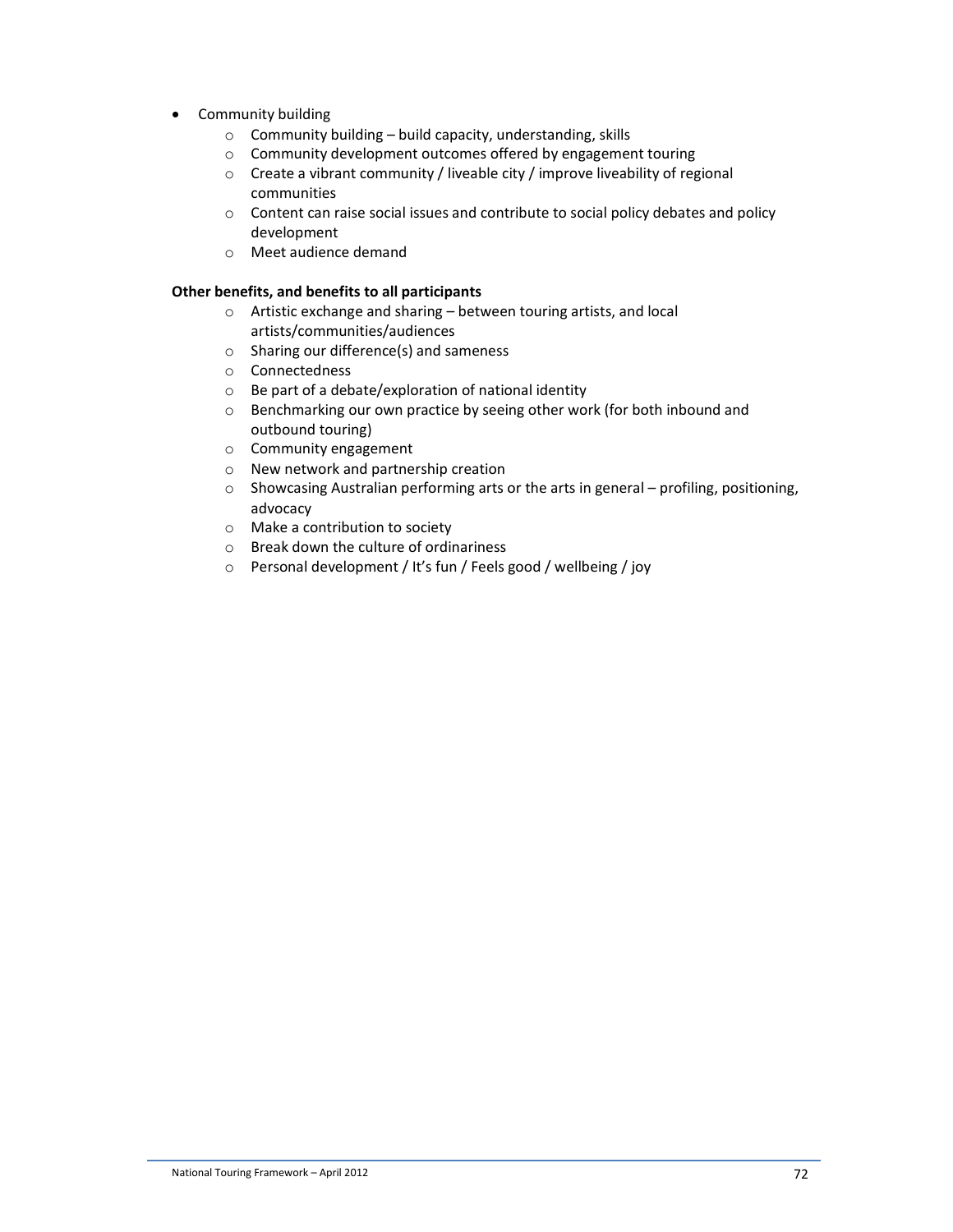- Community building
  - Community building – build capacity, understanding, skills
  - Community development outcomes offered by engagement touring
  - Create a vibrant community / liveable city / improve liveability of regional communities
  - Content can raise social issues and contribute to social policy debates and policy development
  - Meet audience demand

**Other benefits, and benefits to all participants**

- Artistic exchange and sharing – between touring artists, and local artists/communities/audiences
- Sharing our difference(s) and sameness
- Connectedness
- Be part of a debate/exploration of national identity
- Benchmarking our own practice by seeing other work (for both inbound and outbound touring)
- Community engagement
- New network and partnership creation
- Showcasing Australian performing arts or the arts in general – profiling, positioning, advocacy
- Make a contribution to society
- Break down the culture of ordinariness
- Personal development / It's fun / Feels good / wellbeing / joy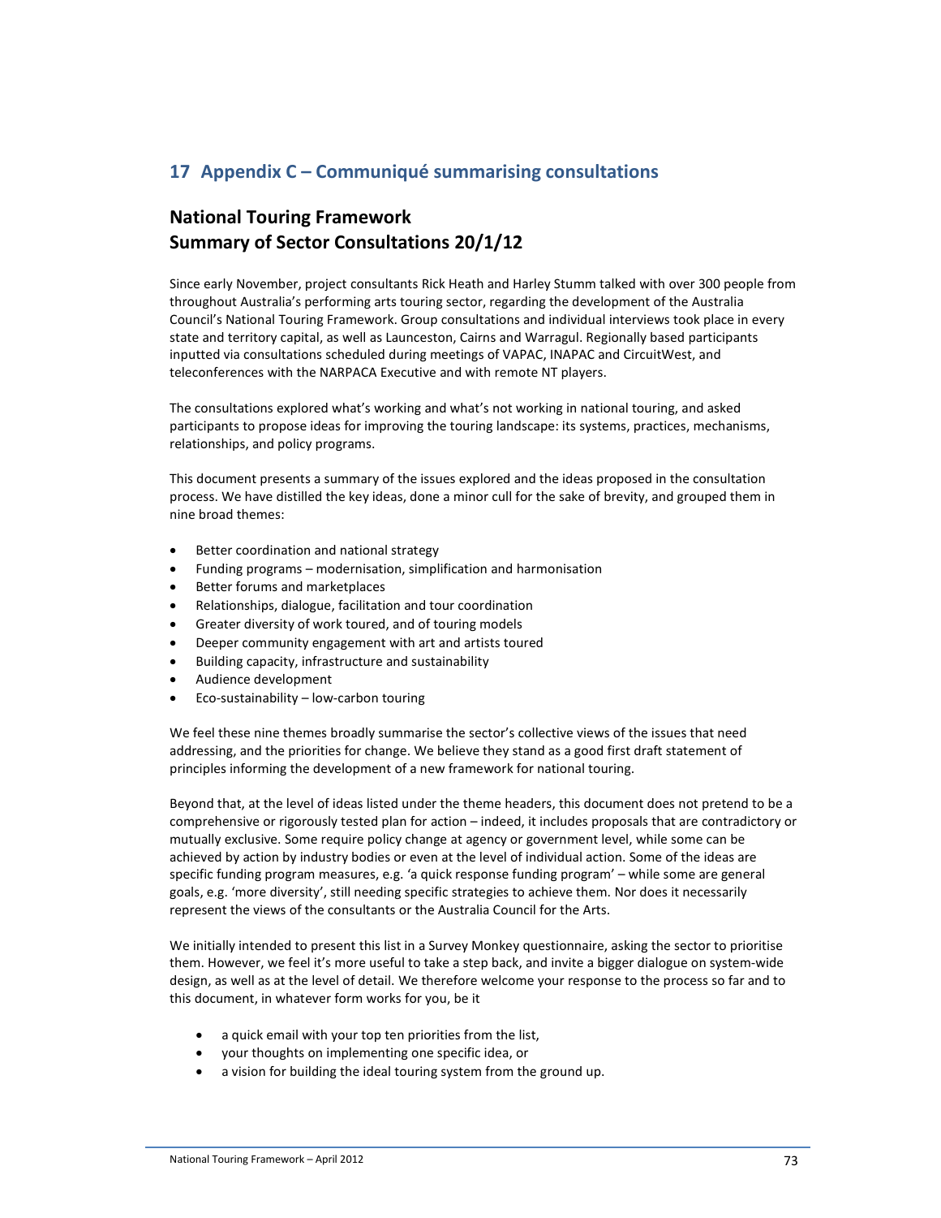# 17 Appendix C – Communiqué summarising consultations

## National Touring Framework
## Summary of Sector Consultations 20/1/12

Since early November, project consultants Rick Heath and Harley Stumm talked with over 300 people from throughout Australia's performing arts touring sector, regarding the development of the Australia Council's National Touring Framework. Group consultations and individual interviews took place in every state and territory capital, as well as Launceston, Cairns and Warragul. Regionally based participants inputted via consultations scheduled during meetings of VAPAC, INAPAC and CircuitWest, and teleconferences with the NARPACA Executive and with remote NT players.

The consultations explored what's working and what's not working in national touring, and asked participants to propose ideas for improving the touring landscape: its systems, practices, mechanisms, relationships, and policy programs.

This document presents a summary of the issues explored and the ideas proposed in the consultation process. We have distilled the key ideas, done a minor cull for the sake of brevity, and grouped them in nine broad themes:

- Better coordination and national strategy
- Funding programs – modernisation, simplification and harmonisation
- Better forums and marketplaces
- Relationships, dialogue, facilitation and tour coordination
- Greater diversity of work toured, and of touring models
- Deeper community engagement with art and artists toured
- Building capacity, infrastructure and sustainability
- Audience development
- Eco-sustainability – low-carbon touring

We feel these nine themes broadly summarise the sector's collective views of the issues that need addressing, and the priorities for change. We believe they stand as a good first draft statement of principles informing the development of a new framework for national touring.

Beyond that, at the level of ideas listed under the theme headers, this document does not pretend to be a comprehensive or rigorously tested plan for action – indeed, it includes proposals that are contradictory or mutually exclusive. Some require policy change at agency or government level, while some can be achieved by action by industry bodies or even at the level of individual action. Some of the ideas are specific funding program measures, e.g. 'a quick response funding program' – while some are general goals, e.g. 'more diversity', still needing specific strategies to achieve them. Nor does it necessarily represent the views of the consultants or the Australia Council for the Arts.

We initially intended to present this list in a Survey Monkey questionnaire, asking the sector to prioritise them. However, we feel it's more useful to take a step back, and invite a bigger dialogue on system-wide design, as well as at the level of detail. We therefore welcome your response to the process so far and to this document, in whatever form works for you, be it

- a quick email with your top ten priorities from the list,
- your thoughts on implementing one specific idea, or
- a vision for building the ideal touring system from the ground up.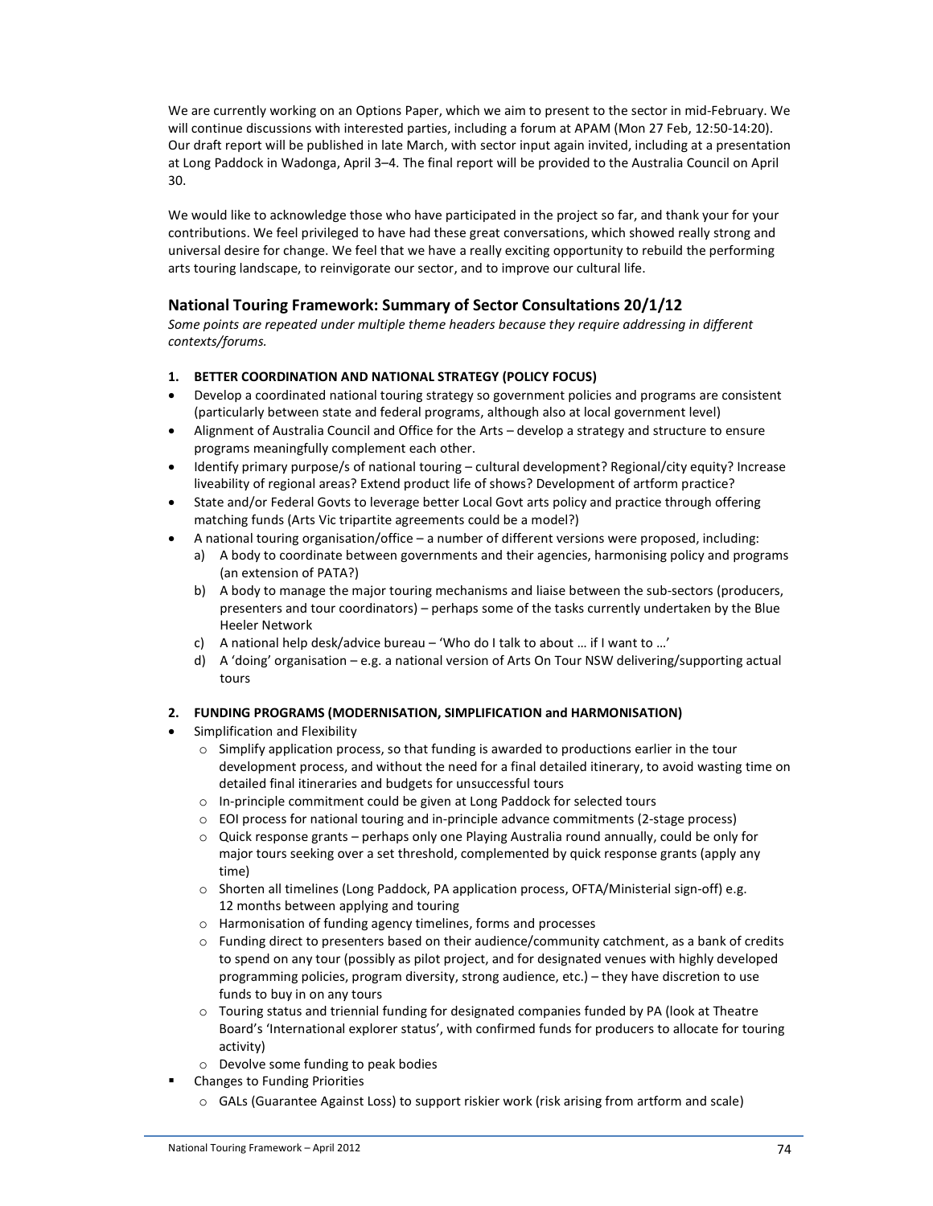We are currently working on an Options Paper, which we aim to present to the sector in mid-February. We will continue discussions with interested parties, including a forum at APAM (Mon 27 Feb, 12:50-14:20). Our draft report will be published in late March, with sector input again invited, including at a presentation at Long Paddock in Wadonga, April 3–4. The final report will be provided to the Australia Council on April 30.

We would like to acknowledge those who have participated in the project so far, and thank your for your contributions. We feel privileged to have had these great conversations, which showed really strong and universal desire for change. We feel that we have a really exciting opportunity to rebuild the performing arts touring landscape, to reinvigorate our sector, and to improve our cultural life.

## National Touring Framework: Summary of Sector Consultations 20/1/12

*Some points are repeated under multiple theme headers because they require addressing in different contexts/forums.*

### 1. BETTER COORDINATION AND NATIONAL STRATEGY (POLICY FOCUS)

- Develop a coordinated national touring strategy so government policies and programs are consistent (particularly between state and federal programs, although also at local government level)
- Alignment of Australia Council and Office for the Arts – develop a strategy and structure to ensure programs meaningfully complement each other.
- Identify primary purpose/s of national touring – cultural development? Regional/city equity? Increase liveability of regional areas? Extend product life of shows? Development of artform practice?
- State and/or Federal Govts to leverage better Local Govt arts policy and practice through offering matching funds (Arts Vic tripartite agreements could be a model?)
- A national touring organisation/office – a number of different versions were proposed, including:
  a) A body to coordinate between governments and their agencies, harmonising policy and programs (an extension of PATA?)
  b) A body to manage the major touring mechanisms and liaise between the sub-sectors (producers, presenters and tour coordinators) – perhaps some of the tasks currently undertaken by the Blue Heeler Network
  c) A national help desk/advice bureau – 'Who do I talk to about … if I want to …'
  d) A 'doing' organisation – e.g. a national version of Arts On Tour NSW delivering/supporting actual tours

### 2. FUNDING PROGRAMS (MODERNISATION, SIMPLIFICATION and HARMONISATION)

- Simplification and Flexibility
  - Simplify application process, so that funding is awarded to productions earlier in the tour development process, and without the need for a final detailed itinerary, to avoid wasting time on detailed final itineraries and budgets for unsuccessful tours
  - In-principle commitment could be given at Long Paddock for selected tours
  - EOI process for national touring and in-principle advance commitments (2-stage process)
  - Quick response grants – perhaps only one Playing Australia round annually, could be only for major tours seeking over a set threshold, complemented by quick response grants (apply any time)
  - Shorten all timelines (Long Paddock, PA application process, OFTA/Ministerial sign-off) e.g. 12 months between applying and touring
  - Harmonisation of funding agency timelines, forms and processes
  - Funding direct to presenters based on their audience/community catchment, as a bank of credits to spend on any tour (possibly as pilot project, and for designated venues with highly developed programming policies, program diversity, strong audience, etc.) – they have discretion to use funds to buy in on any tours
  - Touring status and triennial funding for designated companies funded by PA (look at Theatre Board's 'International explorer status', with confirmed funds for producers to allocate for touring activity)
  - Devolve some funding to peak bodies
- Changes to Funding Priorities
  - GALs (Guarantee Against Loss) to support riskier work (risk arising from artform and scale)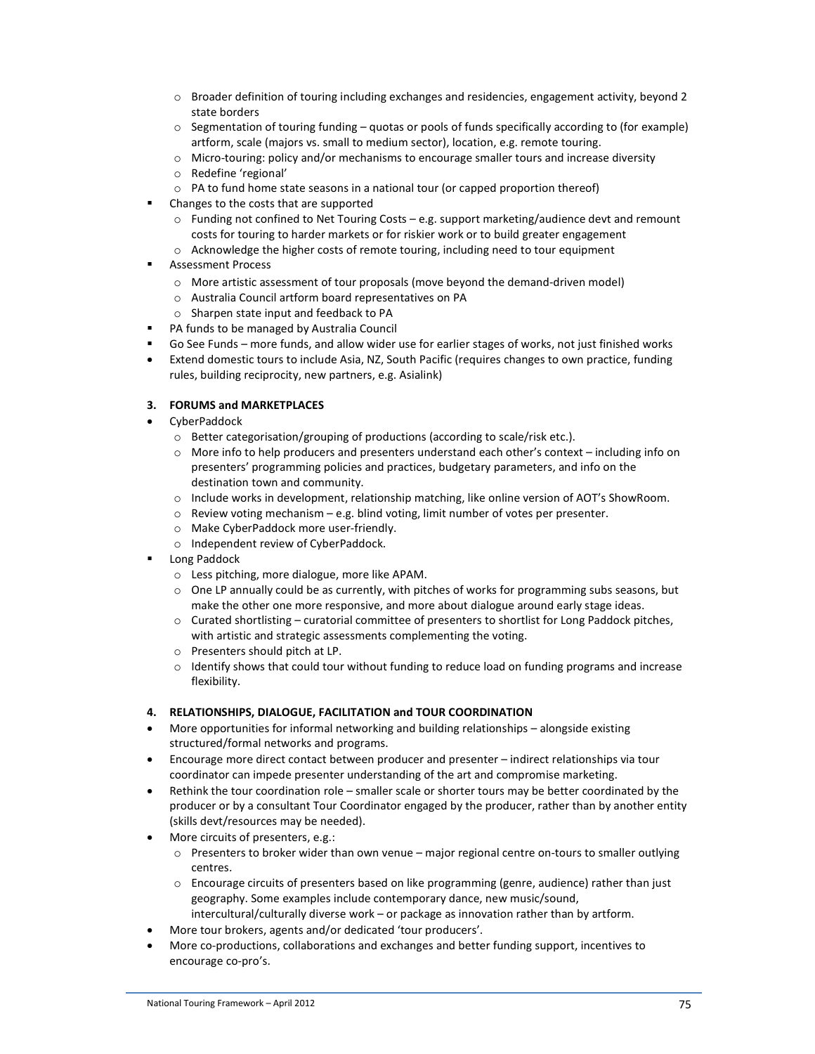- Broader definition of touring including exchanges and residencies, engagement activity, beyond 2 state borders
  - Segmentation of touring funding – quotas or pools of funds specifically according to (for example) artform, scale (majors vs. small to medium sector), location, e.g. remote touring.
  - Micro-touring: policy and/or mechanisms to encourage smaller tours and increase diversity
  - Redefine 'regional'
  - PA to fund home state seasons in a national tour (or capped proportion thereof)
- Changes to the costs that are supported
  - Funding not confined to Net Touring Costs – e.g. support marketing/audience devt and remount costs for touring to harder markets or for riskier work or to build greater engagement
  - Acknowledge the higher costs of remote touring, including need to tour equipment
- Assessment Process
  - More artistic assessment of tour proposals (move beyond the demand-driven model)
  - Australia Council artform board representatives on PA
  - Sharpen state input and feedback to PA
- PA funds to be managed by Australia Council
- Go See Funds – more funds, and allow wider use for earlier stages of works, not just finished works
- Extend domestic tours to include Asia, NZ, South Pacific (requires changes to own practice, funding rules, building reciprocity, new partners, e.g. Asialink)

### 3. FORUMS and MARKETPLACES

- CyberPaddock
  - Better categorisation/grouping of productions (according to scale/risk etc.).
  - More info to help producers and presenters understand each other's context – including info on presenters' programming policies and practices, budgetary parameters, and info on the destination town and community.
  - Include works in development, relationship matching, like online version of AOT's ShowRoom.
  - Review voting mechanism – e.g. blind voting, limit number of votes per presenter.
  - Make CyberPaddock more user-friendly.
  - Independent review of CyberPaddock.
- Long Paddock
  - Less pitching, more dialogue, more like APAM.
  - One LP annually could be as currently, with pitches of works for programming subs seasons, but make the other one more responsive, and more about dialogue around early stage ideas.
  - Curated shortlisting – curatorial committee of presenters to shortlist for Long Paddock pitches, with artistic and strategic assessments complementing the voting.
  - Presenters should pitch at LP.
  - Identify shows that could tour without funding to reduce load on funding programs and increase flexibility.

### 4. RELATIONSHIPS, DIALOGUE, FACILITATION and TOUR COORDINATION

- More opportunities for informal networking and building relationships – alongside existing structured/formal networks and programs.
- Encourage more direct contact between producer and presenter – indirect relationships via tour coordinator can impede presenter understanding of the art and compromise marketing.
- Rethink the tour coordination role – smaller scale or shorter tours may be better coordinated by the producer or by a consultant Tour Coordinator engaged by the producer, rather than by another entity (skills devt/resources may be needed).
- More circuits of presenters, e.g.:
  - Presenters to broker wider than own venue – major regional centre on-tours to smaller outlying centres.
  - Encourage circuits of presenters based on like programming (genre, audience) rather than just geography. Some examples include contemporary dance, new music/sound, intercultural/culturally diverse work – or package as innovation rather than by artform.
- More tour brokers, agents and/or dedicated 'tour producers'.
- More co-productions, collaborations and exchanges and better funding support, incentives to encourage co-pro's.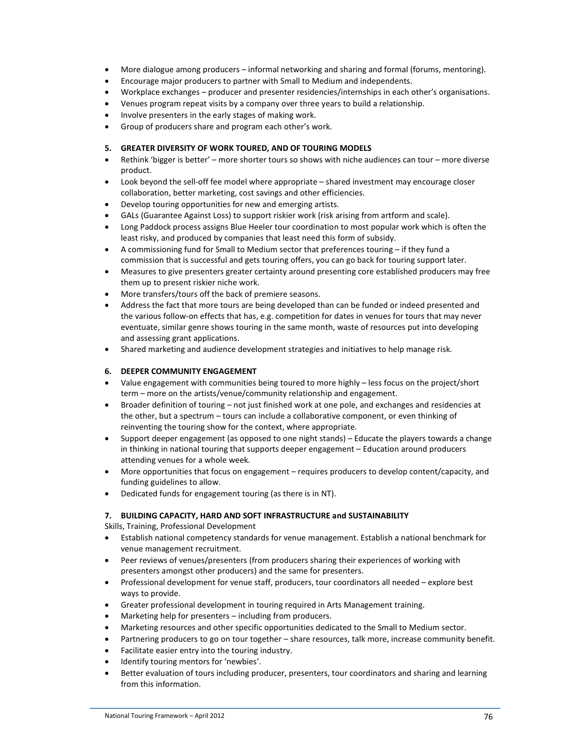- More dialogue among producers – informal networking and sharing and formal (forums, mentoring).
- Encourage major producers to partner with Small to Medium and independents.
- Workplace exchanges – producer and presenter residencies/internships in each other's organisations.
- Venues program repeat visits by a company over three years to build a relationship.
- Involve presenters in the early stages of making work.
- Group of producers share and program each other's work.

**5. GREATER DIVERSITY OF WORK TOURED, AND OF TOURING MODELS**

- Rethink 'bigger is better' – more shorter tours so shows with niche audiences can tour – more diverse product.
- Look beyond the sell-off fee model where appropriate – shared investment may encourage closer collaboration, better marketing, cost savings and other efficiencies.
- Develop touring opportunities for new and emerging artists.
- GALs (Guarantee Against Loss) to support riskier work (risk arising from artform and scale).
- Long Paddock process assigns Blue Heeler tour coordination to most popular work which is often the least risky, and produced by companies that least need this form of subsidy.
- A commissioning fund for Small to Medium sector that preferences touring – if they fund a commission that is successful and gets touring offers, you can go back for touring support later.
- Measures to give presenters greater certainty around presenting core established producers may free them up to present riskier niche work.
- More transfers/tours off the back of premiere seasons.
- Address the fact that more tours are being developed than can be funded or indeed presented and the various follow-on effects that has, e.g. competition for dates in venues for tours that may never eventuate, similar genre shows touring in the same month, waste of resources put into developing and assessing grant applications.
- Shared marketing and audience development strategies and initiatives to help manage risk.

**6. DEEPER COMMUNITY ENGAGEMENT**

- Value engagement with communities being toured to more highly – less focus on the project/short term – more on the artists/venue/community relationship and engagement.
- Broader definition of touring – not just finished work at one pole, and exchanges and residencies at the other, but a spectrum – tours can include a collaborative component, or even thinking of reinventing the touring show for the context, where appropriate.
- Support deeper engagement (as opposed to one night stands) – Educate the players towards a change in thinking in national touring that supports deeper engagement – Education around producers attending venues for a whole week.
- More opportunities that focus on engagement – requires producers to develop content/capacity, and funding guidelines to allow.
- Dedicated funds for engagement touring (as there is in NT).

**7. BUILDING CAPACITY, HARD AND SOFT INFRASTRUCTURE and SUSTAINABILITY**

Skills, Training, Professional Development

- Establish national competency standards for venue management. Establish a national benchmark for venue management recruitment.
- Peer reviews of venues/presenters (from producers sharing their experiences of working with presenters amongst other producers) and the same for presenters.
- Professional development for venue staff, producers, tour coordinators all needed – explore best ways to provide.
- Greater professional development in touring required in Arts Management training.
- Marketing help for presenters – including from producers.
- Marketing resources and other specific opportunities dedicated to the Small to Medium sector.
- Partnering producers to go on tour together – share resources, talk more, increase community benefit.
- Facilitate easier entry into the touring industry.
- Identify touring mentors for 'newbies'.
- Better evaluation of tours including producer, presenters, tour coordinators and sharing and learning from this information.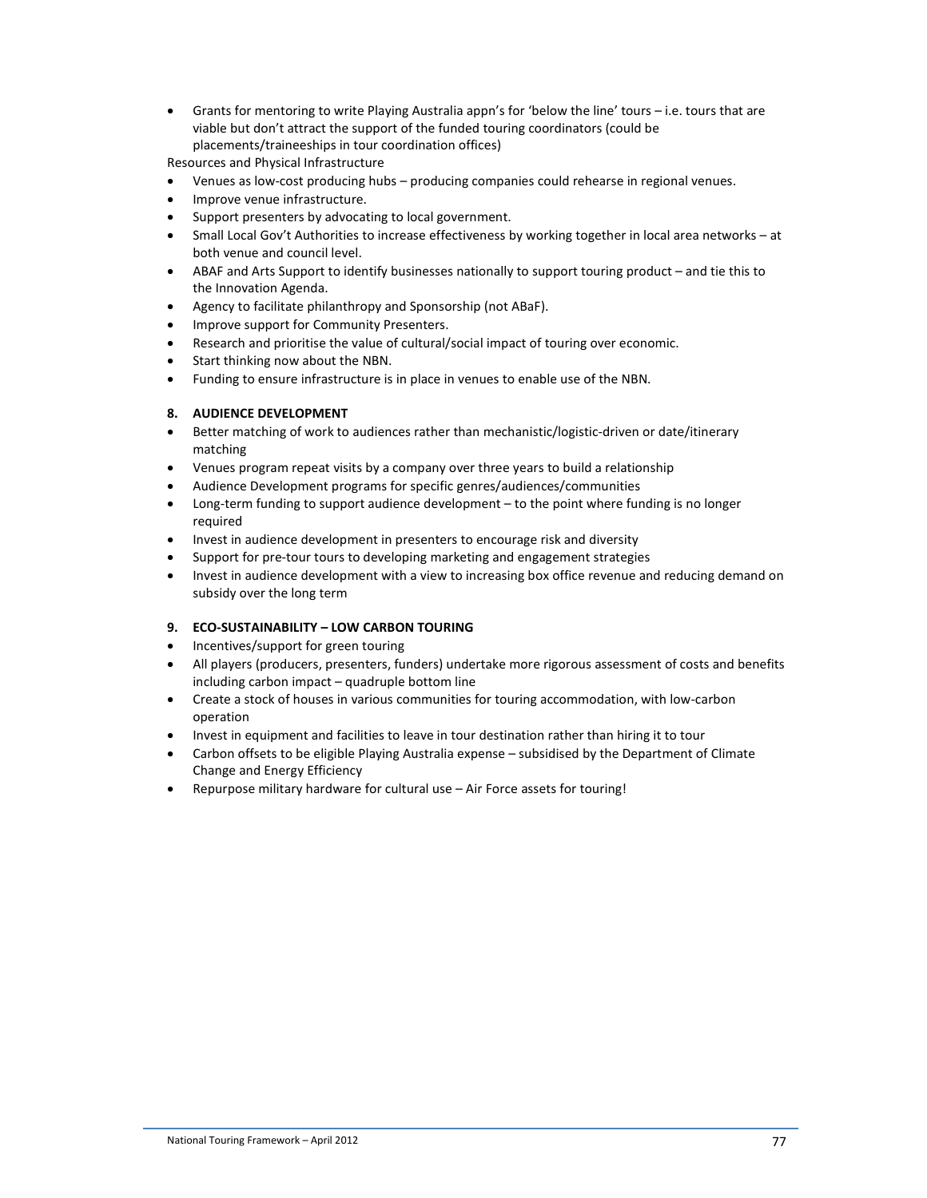- Grants for mentoring to write Playing Australia appn's for 'below the line' tours – i.e. tours that are viable but don't attract the support of the funded touring coordinators (could be placements/traineeships in tour coordination offices)

Resources and Physical Infrastructure

- Venues as low-cost producing hubs – producing companies could rehearse in regional venues.
- Improve venue infrastructure.
- Support presenters by advocating to local government.
- Small Local Gov't Authorities to increase effectiveness by working together in local area networks – at both venue and council level.
- ABAF and Arts Support to identify businesses nationally to support touring product – and tie this to the Innovation Agenda.
- Agency to facilitate philanthropy and Sponsorship (not ABaF).
- Improve support for Community Presenters.
- Research and prioritise the value of cultural/social impact of touring over economic.
- Start thinking now about the NBN.
- Funding to ensure infrastructure is in place in venues to enable use of the NBN.

**8. AUDIENCE DEVELOPMENT**

- Better matching of work to audiences rather than mechanistic/logistic-driven or date/itinerary matching
- Venues program repeat visits by a company over three years to build a relationship
- Audience Development programs for specific genres/audiences/communities
- Long-term funding to support audience development – to the point where funding is no longer required
- Invest in audience development in presenters to encourage risk and diversity
- Support for pre-tour tours to developing marketing and engagement strategies
- Invest in audience development with a view to increasing box office revenue and reducing demand on subsidy over the long term

**9. ECO-SUSTAINABILITY – LOW CARBON TOURING**

- Incentives/support for green touring
- All players (producers, presenters, funders) undertake more rigorous assessment of costs and benefits including carbon impact – quadruple bottom line
- Create a stock of houses in various communities for touring accommodation, with low-carbon operation
- Invest in equipment and facilities to leave in tour destination rather than hiring it to tour
- Carbon offsets to be eligible Playing Australia expense – subsidised by the Department of Climate Change and Energy Efficiency
- Repurpose military hardware for cultural use – Air Force assets for touring!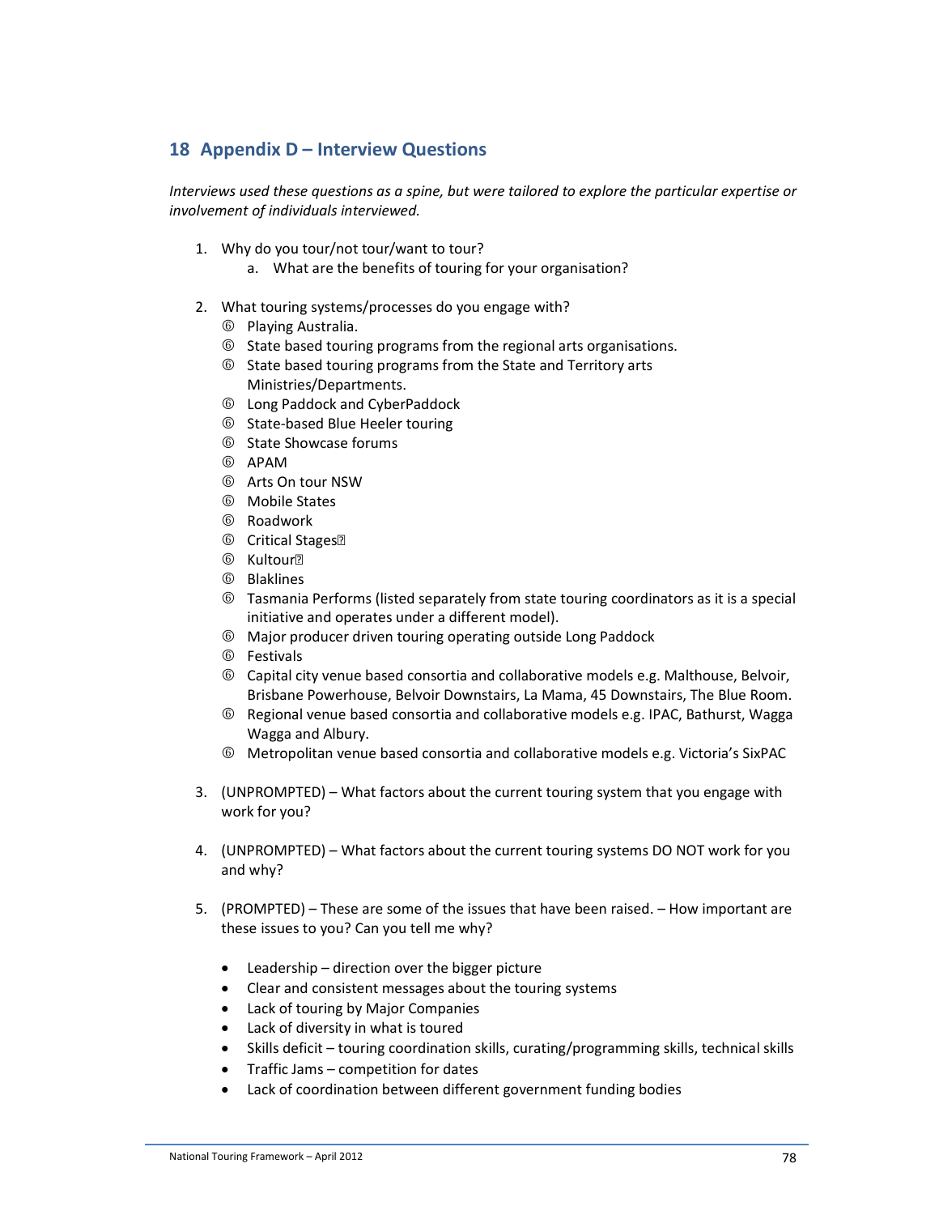## 18 Appendix D – Interview Questions

*Interviews used these questions as a spine, but were tailored to explore the particular expertise or involvement of individuals interviewed.*

1. Why do you tour/not tour/want to tour?
   a. What are the benefits of touring for your organisation?

2. What touring systems/processes do you engage with?
   - Playing Australia.
   - State based touring programs from the regional arts organisations.
   - State based touring programs from the State and Territory arts Ministries/Departments.
   - Long Paddock and CyberPaddock
   - State-based Blue Heeler touring
   - State Showcase forums
   - APAM
   - Arts On tour NSW
   - Mobile States
   - Roadwork
   - Critical Stages
   - Kultour
   - Blaklines
   - Tasmania Performs (listed separately from state touring coordinators as it is a special initiative and operates under a different model).
   - Major producer driven touring operating outside Long Paddock
   - Festivals
   - Capital city venue based consortia and collaborative models e.g. Malthouse, Belvoir, Brisbane Powerhouse, Belvoir Downstairs, La Mama, 45 Downstairs, The Blue Room.
   - Regional venue based consortia and collaborative models e.g. IPAC, Bathurst, Wagga Wagga and Albury.
   - Metropolitan venue based consortia and collaborative models e.g. Victoria's SixPAC

3. (UNPROMPTED) – What factors about the current touring system that you engage with work for you?

4. (UNPROMPTED) – What factors about the current touring systems DO NOT work for you and why?

5. (PROMPTED) – These are some of the issues that have been raised. – How important are these issues to you? Can you tell me why?

   - Leadership – direction over the bigger picture
   - Clear and consistent messages about the touring systems
   - Lack of touring by Major Companies
   - Lack of diversity in what is toured
   - Skills deficit – touring coordination skills, curating/programming skills, technical skills
   - Traffic Jams – competition for dates
   - Lack of coordination between different government funding bodies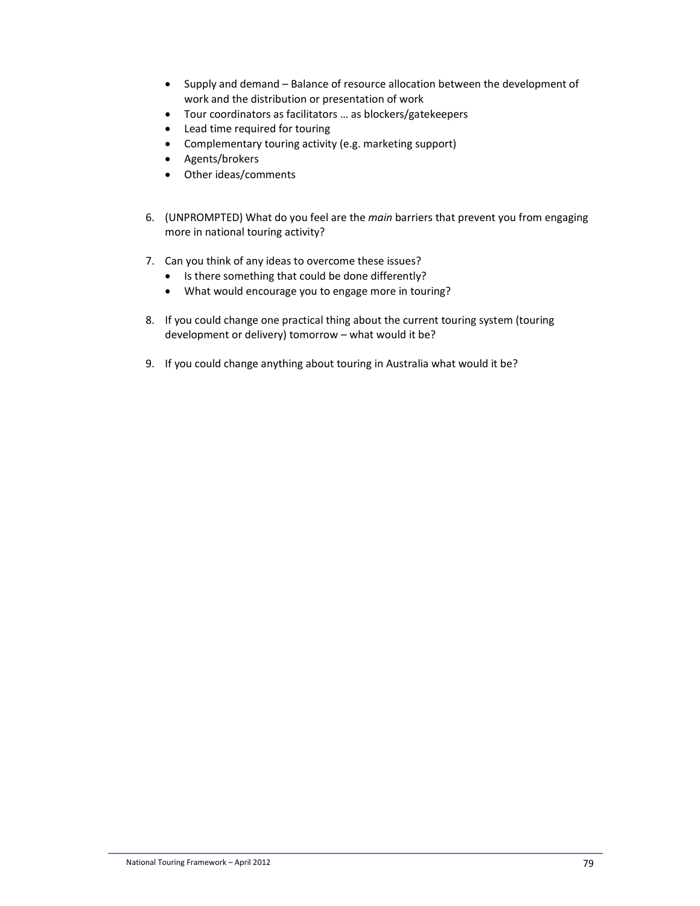- Supply and demand – Balance of resource allocation between the development of work and the distribution or presentation of work
- Tour coordinators as facilitators … as blockers/gatekeepers
- Lead time required for touring
- Complementary touring activity (e.g. marketing support)
- Agents/brokers
- Other ideas/comments

6. (UNPROMPTED) What do you feel are the *main* barriers that prevent you from engaging more in national touring activity?

7. Can you think of any ideas to overcome these issues?
   - Is there something that could be done differently?
   - What would encourage you to engage more in touring?

8. If you could change one practical thing about the current touring system (touring development or delivery) tomorrow – what would it be?

9. If you could change anything about touring in Australia what would it be?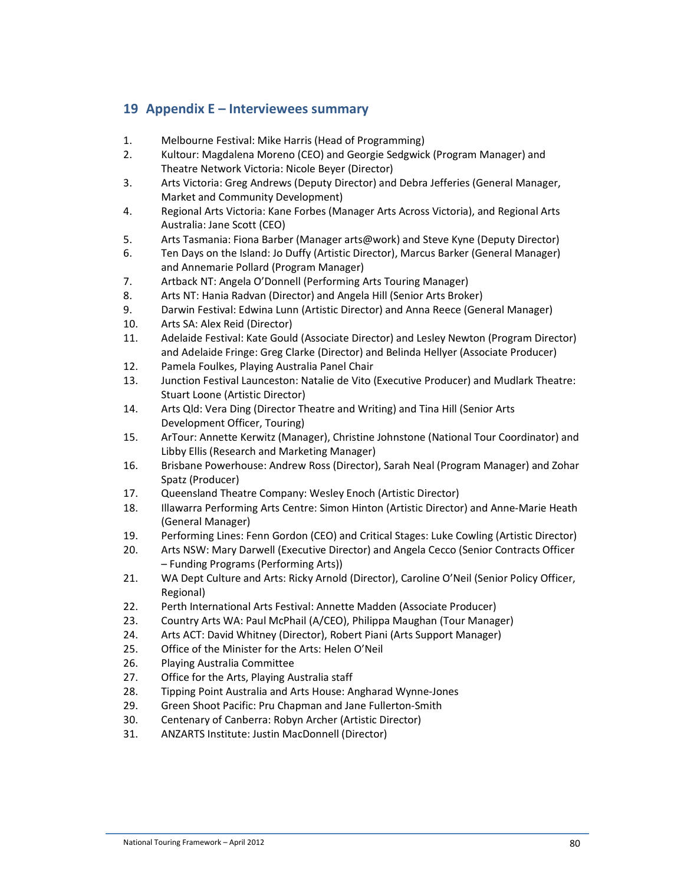## 19 Appendix E – Interviewees summary

1. Melbourne Festival: Mike Harris (Head of Programming)
2. Kultour: Magdalena Moreno (CEO) and Georgie Sedgwick (Program Manager) and Theatre Network Victoria: Nicole Beyer (Director)
3. Arts Victoria: Greg Andrews (Deputy Director) and Debra Jefferies (General Manager, Market and Community Development)
4. Regional Arts Victoria: Kane Forbes (Manager Arts Across Victoria), and Regional Arts Australia: Jane Scott (CEO)
5. Arts Tasmania: Fiona Barber (Manager arts@work) and Steve Kyne (Deputy Director)
6. Ten Days on the Island: Jo Duffy (Artistic Director), Marcus Barker (General Manager) and Annemarie Pollard (Program Manager)
7. Artback NT: Angela O'Donnell (Performing Arts Touring Manager)
8. Arts NT: Hania Radvan (Director) and Angela Hill (Senior Arts Broker)
9. Darwin Festival: Edwina Lunn (Artistic Director) and Anna Reece (General Manager)
10. Arts SA: Alex Reid (Director)
11. Adelaide Festival: Kate Gould (Associate Director) and Lesley Newton (Program Director) and Adelaide Fringe: Greg Clarke (Director) and Belinda Hellyer (Associate Producer)
12. Pamela Foulkes, Playing Australia Panel Chair
13. Junction Festival Launceston: Natalie de Vito (Executive Producer) and Mudlark Theatre: Stuart Loone (Artistic Director)
14. Arts Qld: Vera Ding (Director Theatre and Writing) and Tina Hill (Senior Arts Development Officer, Touring)
15. ArTour: Annette Kerwitz (Manager), Christine Johnstone (National Tour Coordinator) and Libby Ellis (Research and Marketing Manager)
16. Brisbane Powerhouse: Andrew Ross (Director), Sarah Neal (Program Manager) and Zohar Spatz (Producer)
17. Queensland Theatre Company: Wesley Enoch (Artistic Director)
18. Illawarra Performing Arts Centre: Simon Hinton (Artistic Director) and Anne-Marie Heath (General Manager)
19. Performing Lines: Fenn Gordon (CEO) and Critical Stages: Luke Cowling (Artistic Director)
20. Arts NSW: Mary Darwell (Executive Director) and Angela Cecco (Senior Contracts Officer – Funding Programs (Performing Arts))
21. WA Dept Culture and Arts: Ricky Arnold (Director), Caroline O'Neil (Senior Policy Officer, Regional)
22. Perth International Arts Festival: Annette Madden (Associate Producer)
23. Country Arts WA: Paul McPhail (A/CEO), Philippa Maughan (Tour Manager)
24. Arts ACT: David Whitney (Director), Robert Piani (Arts Support Manager)
25. Office of the Minister for the Arts: Helen O'Neil
26. Playing Australia Committee
27. Office for the Arts, Playing Australia staff
28. Tipping Point Australia and Arts House: Angharad Wynne-Jones
29. Green Shoot Pacific: Pru Chapman and Jane Fullerton-Smith
30. Centenary of Canberra: Robyn Archer (Artistic Director)
31. ANZARTS Institute: Justin MacDonnell (Director)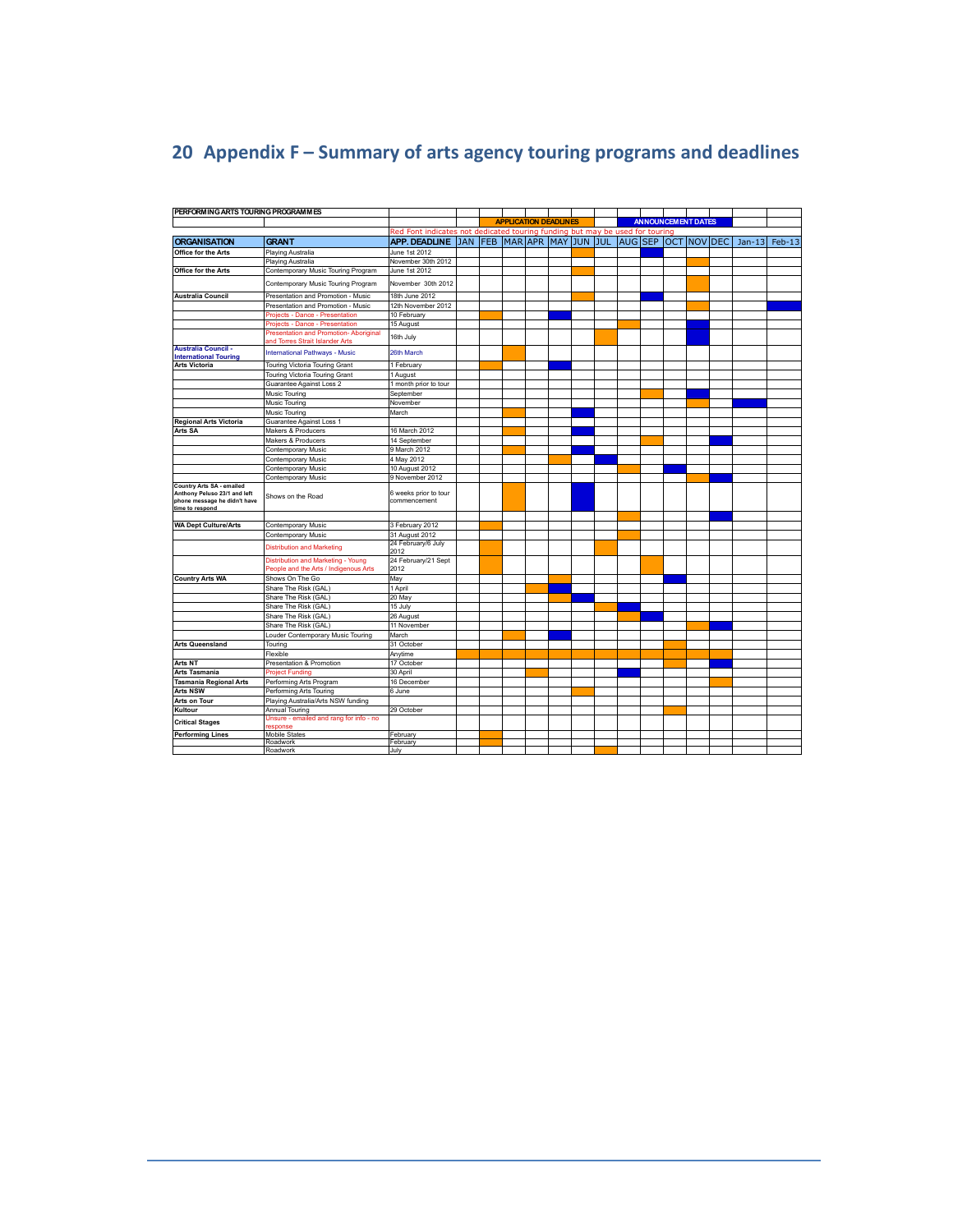# 20 Appendix F – Summary of arts agency touring programs and deadlines

**PERFORMING ARTS TOURING PROGRAMMES**

Colour key: APPLICATION DEADLINES (orange; shown below as "Deadline") / ANNOUNCEMENT DATES (blue; shown below as "Announce")

Red Font indicates not dedicated touring funding but may be used for touring

| ORGANISATION | GRANT | APP. DEADLINE | JAN | FEB | MAR | APR | MAY | JUN | JUL | AUG | SEP | OCT | NOV | DEC | Jan-13 | Feb-13 |
|---|---|---|---|---|---|---|---|---|---|---|---|---|---|---|---|---|
| Office for the Arts | Playing Australia | June 1st 2012 | | | | | | Deadline | | | Announce | | | | | |
| | Playing Australia | November 30th 2012 | | | | | | | | | | | Deadline | | | |
| Office for the Arts | Contemporary Music Touring Program | June 1st 2012 | | | | | | Deadline | | | | | | | | |
| | Contemporary Music Touring Program | November 30th 2012 | | | | | | | | | | | Deadline | | | |
| Australia Council | Presentation and Promotion - Music | 18th June 2012 | | | | | | Deadline | | | Announce | | | | | |
| | Presentation and Promotion - Music | 12th November 2012 | | | | | | | | | | | Deadline | | | Announce |
| | Projects - Dance - Presentation | 10 February | | Deadline | | | Announce | | | | | | | | | |
| | Projects - Dance - Presentation | 15 August | | | | | | | | Deadline | | | Announce | | | |
| | Presentation and Promotion- Aboriginal and Torres Strait Islander Arts | 16th July | | | | | | | Deadline | | | | Announce | | | |
| Australia Council - International Touring | International Pathways - Music | 26th March | | | Deadline | | | | | | | | | | | |
| Arts Victoria | Touring Victoria Touring Grant | 1 February | | Deadline | | | Announce | | | | | | | | | |
| | Touring Victoria Touring Grant | 1 August | | | | | | | | | | | | | | |
| | Guarantee Against Loss 2 | 1 month prior to tour | | | | | | | | | | | | | | |
| | Music Touring | September | | | | | | | | | Deadline | | Announce | | | |
| | Music Touring | November | | | | | | | | | | | Deadline | | Announce | |
| | Music Touring | March | | | Deadline | | | Announce | | | | | | | | |
| Regional Arts Victoria | Guarantee Against Loss 1 | | | | | | | | | | | | | | | |
| Arts SA | Makers & Producers | 16 March 2012 | | | Deadline | | | Announce | | | | | | | | |
| | Makers & Producers | 14 September | | | | | | | | | Deadline | | | Announce | | |
| | Contemporary Music | 9 March 2012 | | | Deadline | | | Announce | | | | | | | | |
| | Contemporary Music | 4 May 2012 | | | | | Deadline | | Announce | | | | | | | |
| | Contemporary Music | 10 August 2012 | | | | | | | | Deadline | | Announce | | | | |
| | Contemporary Music | 9 November 2012 | | | | | | | | | | | Deadline | Announce | | |
| Country Arts SA - emailed Anthony Peluso 23/1 and left phone message he didn't have time to respond | Shows on the Road | 6 weeks prior to tour commencement | | | Deadline | | | Announce | | | | | | | | |
| | | | | | | | | | | Deadline | | | | Announce | | |
| WA Dept Culture/Arts | Contemporary Music | 3 February 2012 | | Deadline | | | | | | | | | | | | |
| | Contemporary Music | 31 August 2012 | | | | | | | | Deadline | | | | | | |
| | Distribution and Marketing | 24 February/6 July 2012 | | Deadline | | | | | Deadline | | | | | | | |
| | Distribution and Marketing - Young People and the Arts / Indigenous Arts | 24 February/21 Sept 2012 | | Deadline | | | | | | | Deadline | | | | | |
| Country Arts WA | Shows On The Go | May | | | | | Deadline | | | | | Announce | | | | |
| | Share The Risk (GAL) | 1 April | | | | Deadline | Announce | | | | | | | | | |
| | Share The Risk (GAL) | 20 May | | | | | Deadline | Announce | | | | | | | | |
| | Share The Risk (GAL) | 15 July | | | | | | | Deadline | Announce | | | | | | |
| | Share The Risk (GAL) | 26 August | | | | | | | | Deadline | Announce | | | | | |
| | Share The Risk (GAL) | 11 November | | | | | | | | | | | Deadline | Announce | | |
| | Louder Contemporary Music Touring | March | | | Deadline | | Announce | | | | | | | | | |
| Arts Queensland | Touring | 31 October | | | | | | | | | | Deadline | | | | |
| | Flexible | Anytime | Deadline | Deadline | Deadline | Deadline | Deadline | Deadline | Deadline | Deadline | Deadline | Deadline | Deadline | Deadline | | |
| Arts NT | Presentation & Promotion | 17 October | | | | | | | | | | Deadline | | Announce | | |
| Arts Tasmania | Project Funding | 30 April | | | | Deadline | | | | Announce | | | | | | |
| Tasmania Regional Arts | Performing Arts Program | 16 December | | | | | | | | | | | Deadline | | | |
| Arts NSW | Performing Arts Touring | 6 June | | | | | | Deadline | | | | | | | | |
| Arts on Tour | Playing Australia/Arts NSW funding | | | | | | | | | | | | | | | |
| Kultour | Annual Touring | 29 October | | | | | | | | | | Deadline | | | | |
| Critical Stages | Unsure - emailed and rang for info - no response | | | | | | | | | | | | | | | |
| Performing Lines | Mobile States | February | | Deadline | | | | | | | | | | | | |
| | Roadwork | February | | Deadline | | | | | | | | | | | | |
| | Roadwork | July | | | | | | | Deadline | | | | | | | |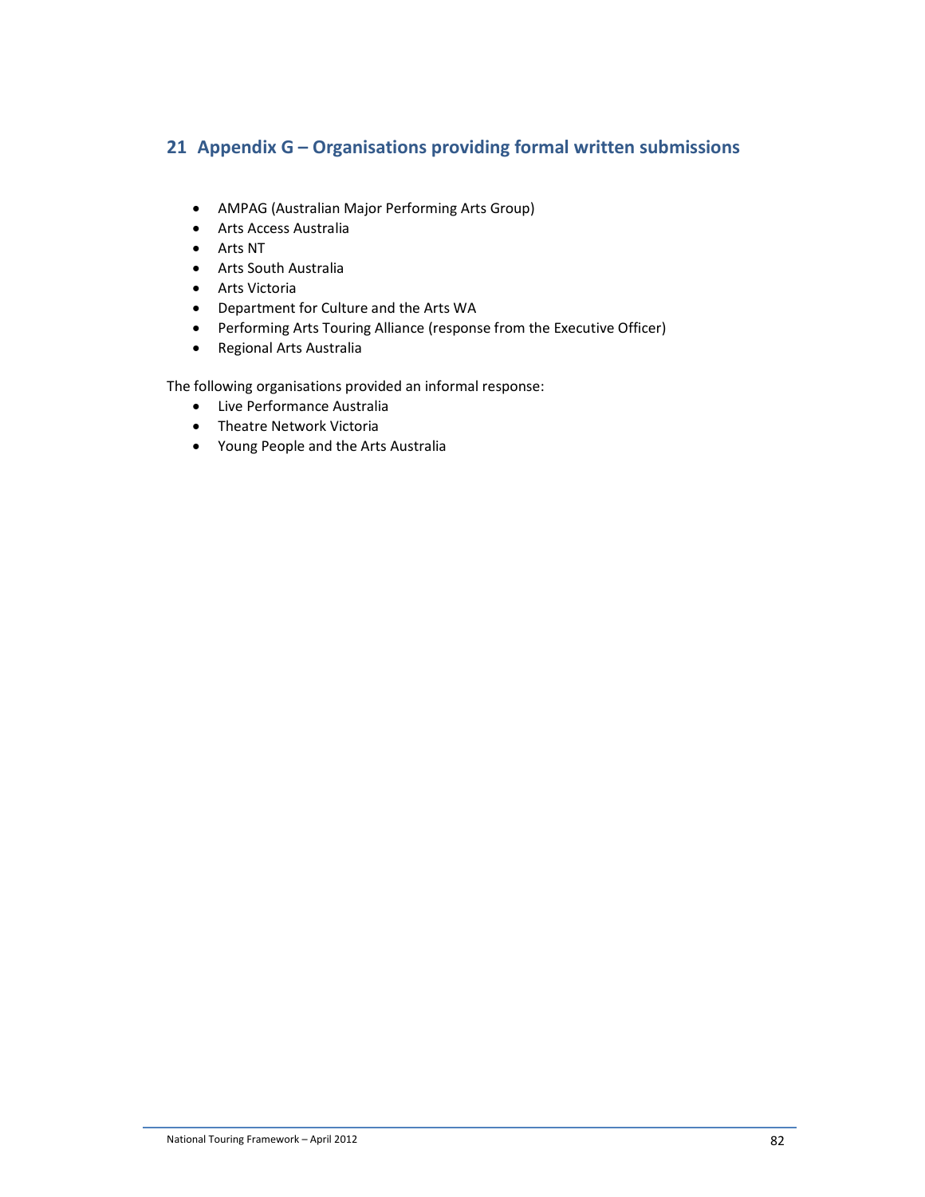## 21 Appendix G – Organisations providing formal written submissions

- AMPAG (Australian Major Performing Arts Group)
- Arts Access Australia
- Arts NT
- Arts South Australia
- Arts Victoria
- Department for Culture and the Arts WA
- Performing Arts Touring Alliance (response from the Executive Officer)
- Regional Arts Australia

The following organisations provided an informal response:

- Live Performance Australia
- Theatre Network Victoria
- Young People and the Arts Australia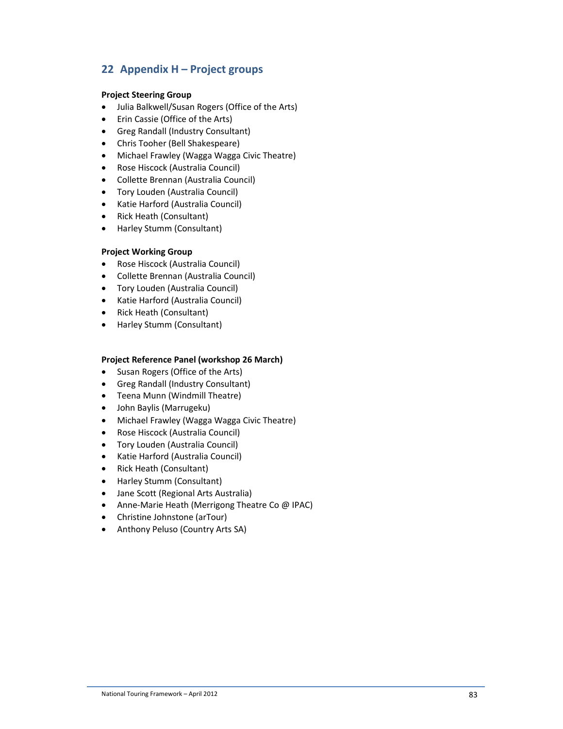## 22 Appendix H – Project groups

**Project Steering Group**

- Julia Balkwell/Susan Rogers (Office of the Arts)
- Erin Cassie (Office of the Arts)
- Greg Randall (Industry Consultant)
- Chris Tooher (Bell Shakespeare)
- Michael Frawley (Wagga Wagga Civic Theatre)
- Rose Hiscock (Australia Council)
- Collette Brennan (Australia Council)
- Tory Louden (Australia Council)
- Katie Harford (Australia Council)
- Rick Heath (Consultant)
- Harley Stumm (Consultant)

**Project Working Group**

- Rose Hiscock (Australia Council)
- Collette Brennan (Australia Council)
- Tory Louden (Australia Council)
- Katie Harford (Australia Council)
- Rick Heath (Consultant)
- Harley Stumm (Consultant)

**Project Reference Panel (workshop 26 March)**

- Susan Rogers (Office of the Arts)
- Greg Randall (Industry Consultant)
- Teena Munn (Windmill Theatre)
- John Baylis (Marrugeku)
- Michael Frawley (Wagga Wagga Civic Theatre)
- Rose Hiscock (Australia Council)
- Tory Louden (Australia Council)
- Katie Harford (Australia Council)
- Rick Heath (Consultant)
- Harley Stumm (Consultant)
- Jane Scott (Regional Arts Australia)
- Anne-Marie Heath (Merrigong Theatre Co @ IPAC)
- Christine Johnstone (arTour)
- Anthony Peluso (Country Arts SA)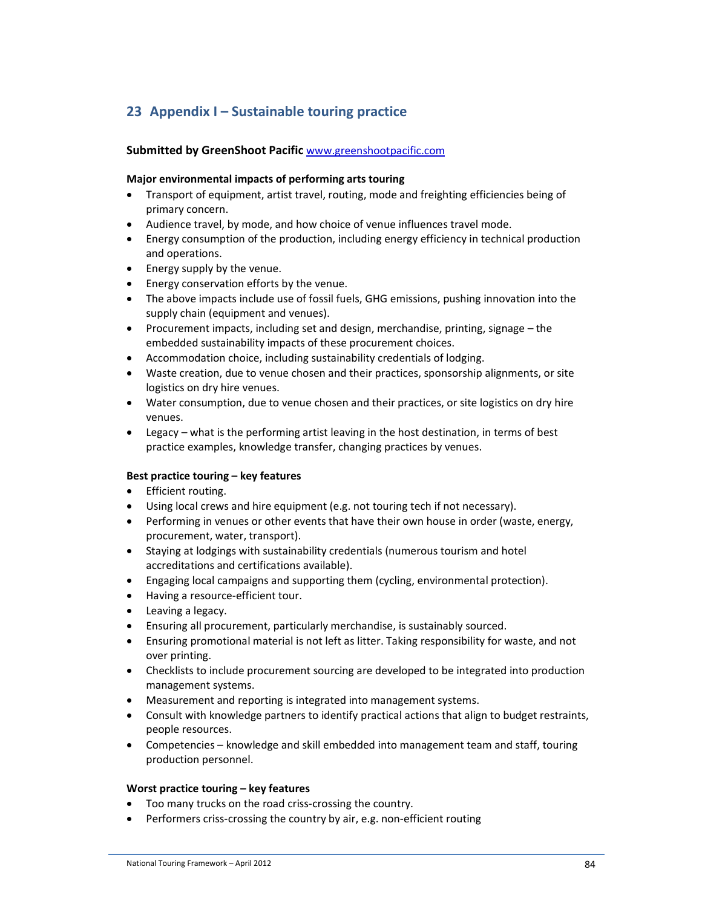## 23 Appendix I – Sustainable touring practice

**Submitted by GreenShoot Pacific** [www.greenshootpacific.com](www.greenshootpacific.com)

**Major environmental impacts of performing arts touring**

- Transport of equipment, artist travel, routing, mode and freighting efficiencies being of primary concern.
- Audience travel, by mode, and how choice of venue influences travel mode.
- Energy consumption of the production, including energy efficiency in technical production and operations.
- Energy supply by the venue.
- Energy conservation efforts by the venue.
- The above impacts include use of fossil fuels, GHG emissions, pushing innovation into the supply chain (equipment and venues).
- Procurement impacts, including set and design, merchandise, printing, signage – the embedded sustainability impacts of these procurement choices.
- Accommodation choice, including sustainability credentials of lodging.
- Waste creation, due to venue chosen and their practices, sponsorship alignments, or site logistics on dry hire venues.
- Water consumption, due to venue chosen and their practices, or site logistics on dry hire venues.
- Legacy – what is the performing artist leaving in the host destination, in terms of best practice examples, knowledge transfer, changing practices by venues.

**Best practice touring – key features**

- Efficient routing.
- Using local crews and hire equipment (e.g. not touring tech if not necessary).
- Performing in venues or other events that have their own house in order (waste, energy, procurement, water, transport).
- Staying at lodgings with sustainability credentials (numerous tourism and hotel accreditations and certifications available).
- Engaging local campaigns and supporting them (cycling, environmental protection).
- Having a resource-efficient tour.
- Leaving a legacy.
- Ensuring all procurement, particularly merchandise, is sustainably sourced.
- Ensuring promotional material is not left as litter. Taking responsibility for waste, and not over printing.
- Checklists to include procurement sourcing are developed to be integrated into production management systems.
- Measurement and reporting is integrated into management systems.
- Consult with knowledge partners to identify practical actions that align to budget restraints, people resources.
- Competencies – knowledge and skill embedded into management team and staff, touring production personnel.

**Worst practice touring – key features**

- Too many trucks on the road criss-crossing the country.
- Performers criss-crossing the country by air, e.g. non-efficient routing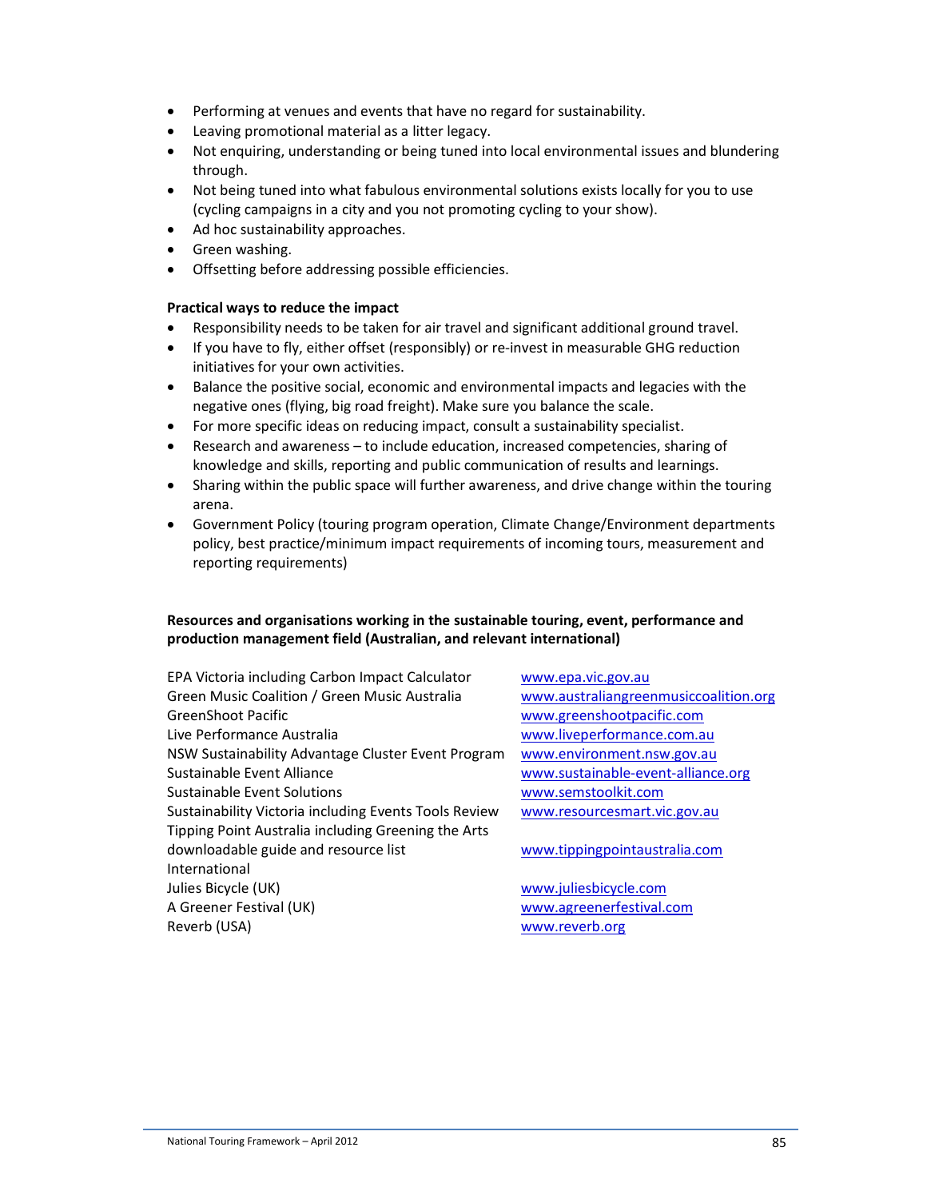- Performing at venues and events that have no regard for sustainability.
- Leaving promotional material as a litter legacy.
- Not enquiring, understanding or being tuned into local environmental issues and blundering through.
- Not being tuned into what fabulous environmental solutions exists locally for you to use (cycling campaigns in a city and you not promoting cycling to your show).
- Ad hoc sustainability approaches.
- Green washing.
- Offsetting before addressing possible efficiencies.

**Practical ways to reduce the impact**

- Responsibility needs to be taken for air travel and significant additional ground travel.
- If you have to fly, either offset (responsibly) or re-invest in measurable GHG reduction initiatives for your own activities.
- Balance the positive social, economic and environmental impacts and legacies with the negative ones (flying, big road freight). Make sure you balance the scale.
- For more specific ideas on reducing impact, consult a sustainability specialist.
- Research and awareness – to include education, increased competencies, sharing of knowledge and skills, reporting and public communication of results and learnings.
- Sharing within the public space will further awareness, and drive change within the touring arena.
- Government Policy (touring program operation, Climate Change/Environment departments policy, best practice/minimum impact requirements of incoming tours, measurement and reporting requirements)

**Resources and organisations working in the sustainable touring, event, performance and production management field (Australian, and relevant international)**

| | |
|---|---|
| EPA Victoria including Carbon Impact Calculator | www.epa.vic.gov.au |
| Green Music Coalition / Green Music Australia | www.australiangreenmusiccoalition.org |
| GreenShoot Pacific | www.greenshootpacific.com |
| Live Performance Australia | www.liveperformance.com.au |
| NSW Sustainability Advantage Cluster Event Program | www.environment.nsw.gov.au |
| Sustainable Event Alliance | www.sustainable-event-alliance.org |
| Sustainable Event Solutions | www.semstoolkit.com |
| Sustainability Victoria including Events Tools Review | www.resourcesmart.vic.gov.au |
| Tipping Point Australia including Greening the Arts downloadable guide and resource list | www.tippingpointaustralia.com |
| International | |
| Julies Bicycle (UK) | www.juliesbicycle.com |
| A Greener Festival (UK) | www.agreenerfestival.com |
| Reverb (USA) | www.reverb.org |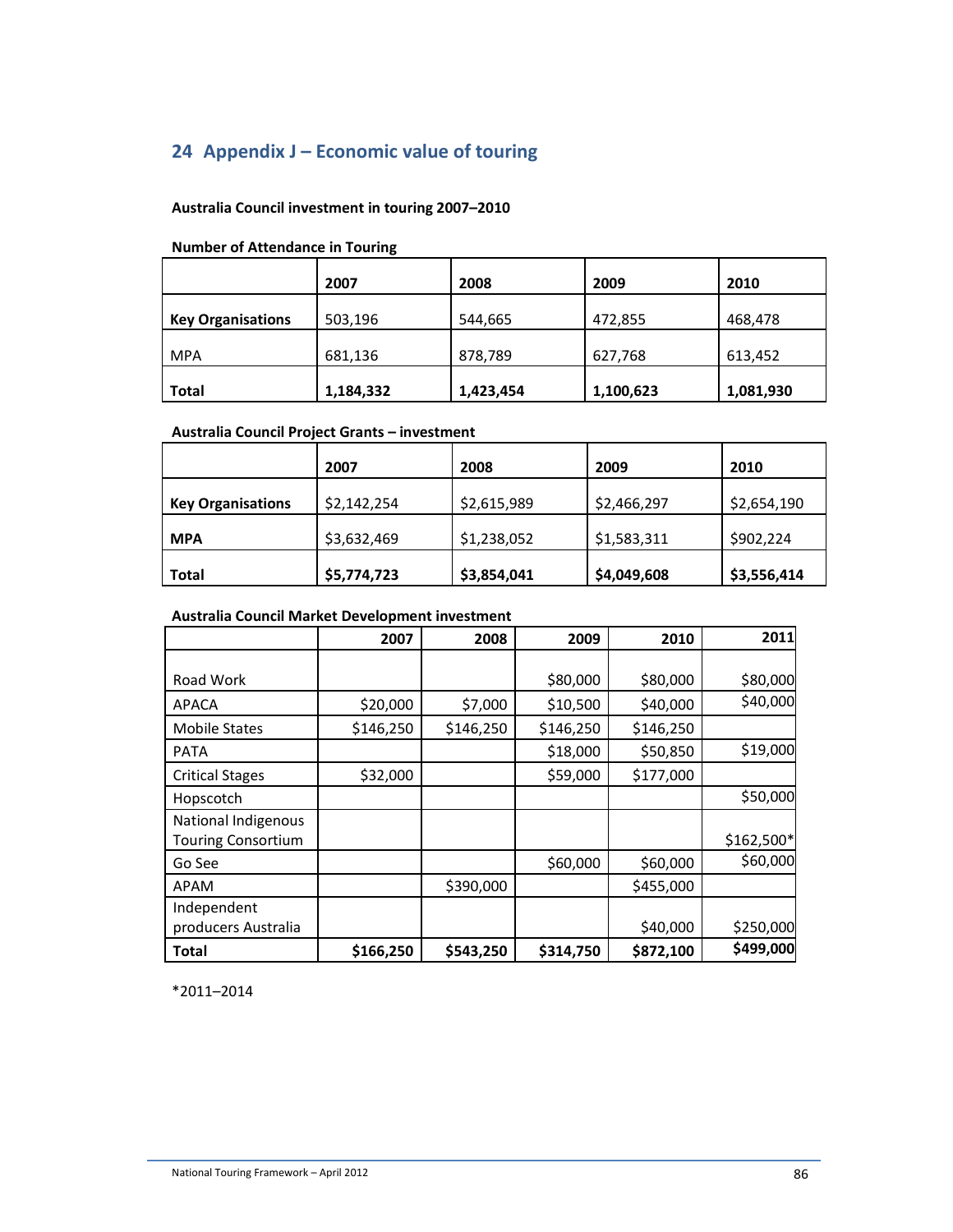## 24 Appendix J – Economic value of touring

**Australia Council investment in touring 2007–2010**

**Number of Attendance in Touring**

| | 2007 | 2008 | 2009 | 2010 |
|---|---|---|---|---|
| **Key Organisations** | 503,196 | 544,665 | 472,855 | 468,478 |
| MPA | 681,136 | 878,789 | 627,768 | 613,452 |
| **Total** | **1,184,332** | **1,423,454** | **1,100,623** | **1,081,930** |

**Australia Council Project Grants – investment**

| | 2007 | 2008 | 2009 | 2010 |
|---|---|---|---|---|
| **Key Organisations** | $2,142,254 | $2,615,989 | $2,466,297 | $2,654,190 |
| **MPA** | $3,632,469 | $1,238,052 | $1,583,311 | $902,224 |
| **Total** | **$5,774,723** | **$3,854,041** | **$4,049,608** | **$3,556,414** |

**Australia Council Market Development investment**

| | 2007 | 2008 | 2009 | 2010 | 2011 |
|---|---|---|---|---|---|
| Road Work | | | $80,000 | $80,000 | $80,000 |
| APACA | $20,000 | $7,000 | $10,500 | $40,000 | $40,000 |
| Mobile States | $146,250 | $146,250 | $146,250 | $146,250 | |
| PATA | | | $18,000 | $50,850 | $19,000 |
| Critical Stages | $32,000 | | $59,000 | $177,000 | |
| Hopscotch | | | | | $50,000 |
| National Indigenous Touring Consortium | | | | | $162,500* |
| Go See | | | $60,000 | $60,000 | $60,000 |
| APAM | | $390,000 | | $455,000 | |
| Independent producers Australia | | | | $40,000 | $250,000 |
| **Total** | **$166,250** | **$543,250** | **$314,750** | **$872,100** | **$499,000** |

*2011–2014